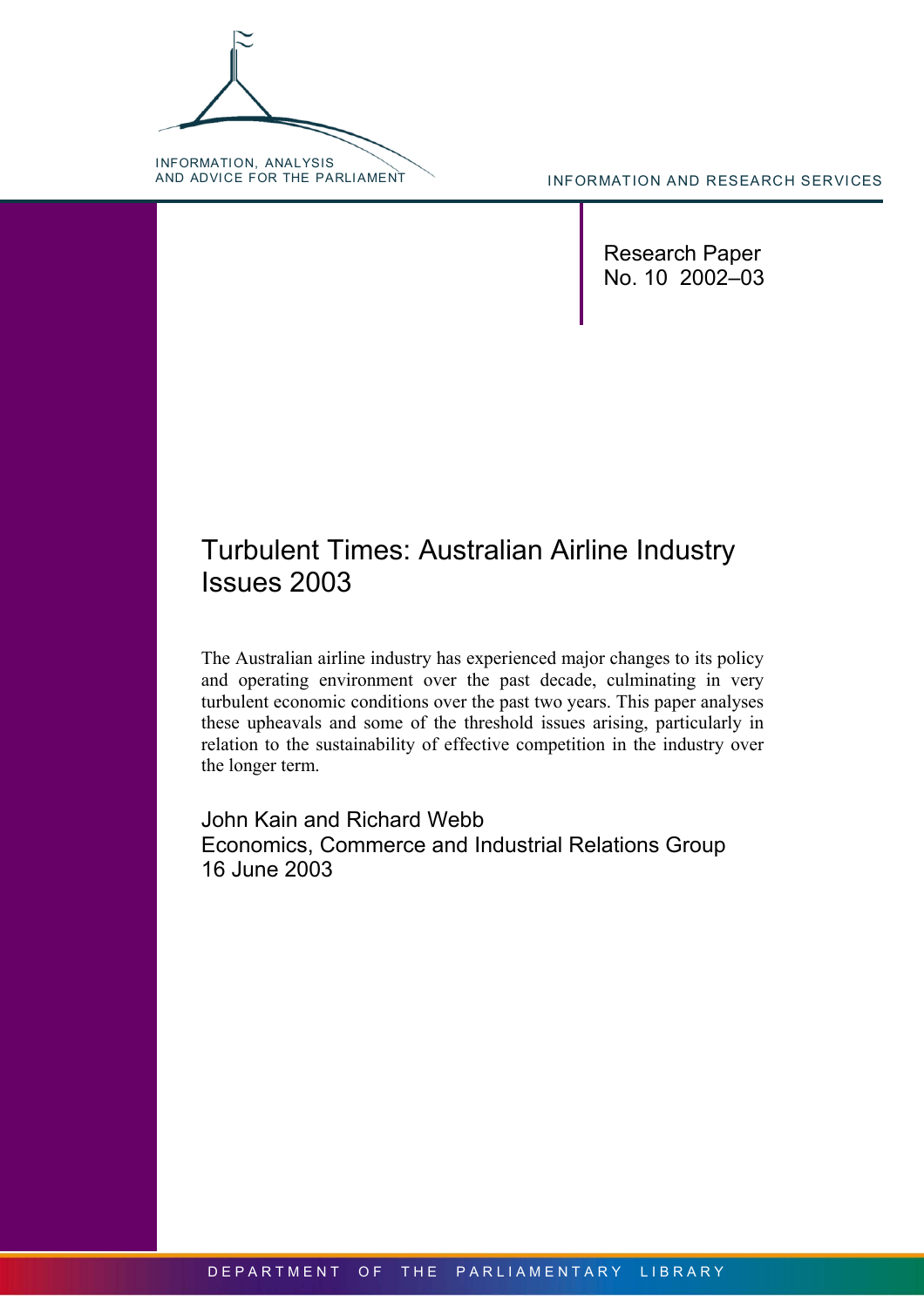INFORMATION, ANALYSIS AND ADVICE FOR THE PARLIAMENT

INFORMATION AND RESEARCH SERVICES

Research Paper
No. 10 2002–03

# Turbulent Times: Australian Airline Industry Issues 2003

The Australian airline industry has experienced major changes to its policy and operating environment over the past decade, culminating in very turbulent economic conditions over the past two years. This paper analyses these upheavals and some of the threshold issues arising, particularly in relation to the sustainability of effective competition in the industry over the longer term.

John Kain and Richard Webb
Economics, Commerce and Industrial Relations Group
16 June 2003

DEPARTMENT OF THE PARLIAMENTARY LIBRARY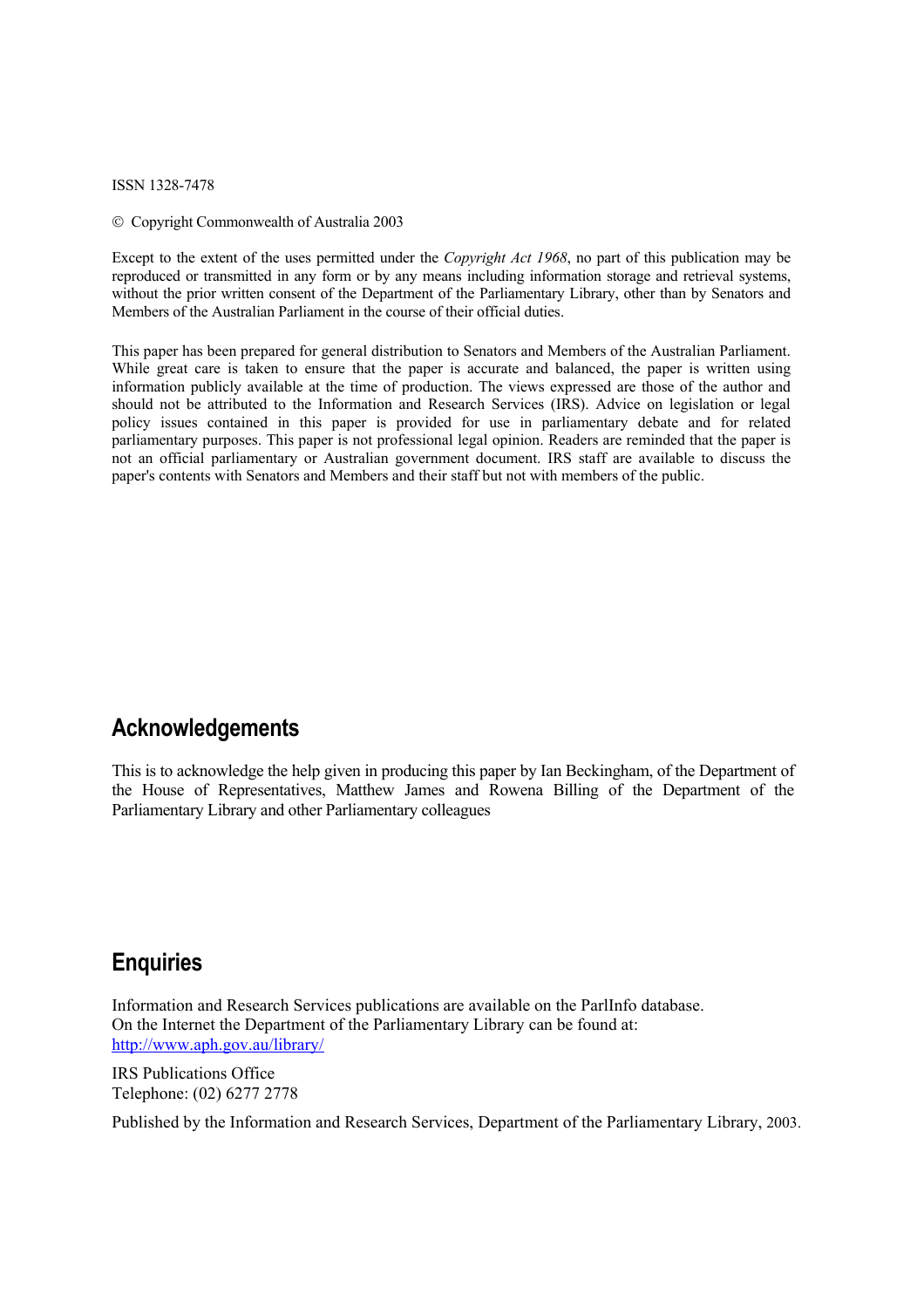ISSN 1328-7478

© Copyright Commonwealth of Australia 2003

Except to the extent of the uses permitted under the *Copyright Act 1968*, no part of this publication may be reproduced or transmitted in any form or by any means including information storage and retrieval systems, without the prior written consent of the Department of the Parliamentary Library, other than by Senators and Members of the Australian Parliament in the course of their official duties.

This paper has been prepared for general distribution to Senators and Members of the Australian Parliament. While great care is taken to ensure that the paper is accurate and balanced, the paper is written using information publicly available at the time of production. The views expressed are those of the author and should not be attributed to the Information and Research Services (IRS). Advice on legislation or legal policy issues contained in this paper is provided for use in parliamentary debate and for related parliamentary purposes. This paper is not professional legal opinion. Readers are reminded that the paper is not an official parliamentary or Australian government document. IRS staff are available to discuss the paper's contents with Senators and Members and their staff but not with members of the public.

## Acknowledgements

This is to acknowledge the help given in producing this paper by Ian Beckingham, of the Department of the House of Representatives, Matthew James and Rowena Billing of the Department of the Parliamentary Library and other Parliamentary colleagues

## Enquiries

Information and Research Services publications are available on the ParlInfo database.
On the Internet the Department of the Parliamentary Library can be found at:
http://www.aph.gov.au/library/

IRS Publications Office
Telephone: (02) 6277 2778

Published by the Information and Research Services, Department of the Parliamentary Library, 2003.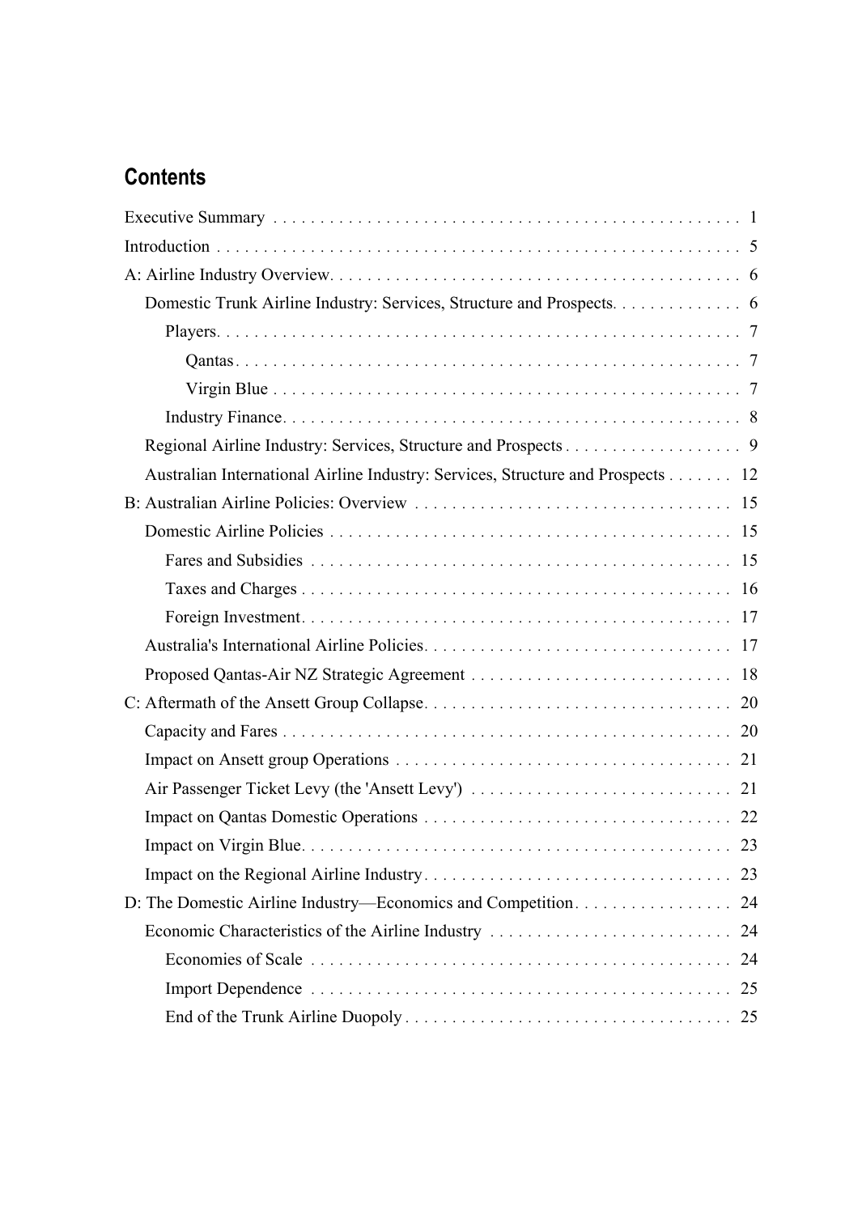## Contents

Executive Summary . . . . . . . . . . . . . . . . . . . . . . . . . . . . . . . . . . . . . . . . . . . . . . . . . 1

Introduction . . . . . . . . . . . . . . . . . . . . . . . . . . . . . . . . . . . . . . . . . . . . . . . . . . . . . . . 5

A: Airline Industry Overview. . . . . . . . . . . . . . . . . . . . . . . . . . . . . . . . . . . . . . . . . . . . 6

- Domestic Trunk Airline Industry: Services, Structure and Prospects. . . . . . . . . . . . . 6
  - Players. . . . . . . . . . . . . . . . . . . . . . . . . . . . . . . . . . . . . . . . . . . . . . . . . . . . . . . 7
    - Qantas . . . . . . . . . . . . . . . . . . . . . . . . . . . . . . . . . . . . . . . . . . . . . . . . . . . . 7
    - Virgin Blue . . . . . . . . . . . . . . . . . . . . . . . . . . . . . . . . . . . . . . . . . . . . . . . . . 7
  - Industry Finance. . . . . . . . . . . . . . . . . . . . . . . . . . . . . . . . . . . . . . . . . . . . . . . . 8
- Regional Airline Industry: Services, Structure and Prospects . . . . . . . . . . . . . . . . . . 9
- Australian International Airline Industry: Services, Structure and Prospects . . . . . . . 12

B: Australian Airline Policies: Overview . . . . . . . . . . . . . . . . . . . . . . . . . . . . . . . . . 15

- Domestic Airline Policies . . . . . . . . . . . . . . . . . . . . . . . . . . . . . . . . . . . . . . . . . . . 15
  - Fares and Subsidies . . . . . . . . . . . . . . . . . . . . . . . . . . . . . . . . . . . . . . . . . . . . 15
  - Taxes and Charges . . . . . . . . . . . . . . . . . . . . . . . . . . . . . . . . . . . . . . . . . . . . . 16
  - Foreign Investment. . . . . . . . . . . . . . . . . . . . . . . . . . . . . . . . . . . . . . . . . . . . . 17
- Australia's International Airline Policies. . . . . . . . . . . . . . . . . . . . . . . . . . . . . . . . 17
- Proposed Qantas-Air NZ Strategic Agreement . . . . . . . . . . . . . . . . . . . . . . . . . . . 18

C: Aftermath of the Ansett Group Collapse. . . . . . . . . . . . . . . . . . . . . . . . . . . . . . . . 20

- Capacity and Fares . . . . . . . . . . . . . . . . . . . . . . . . . . . . . . . . . . . . . . . . . . . . . . . 20
- Impact on Ansett group Operations . . . . . . . . . . . . . . . . . . . . . . . . . . . . . . . . . . . 21
- Air Passenger Ticket Levy (the 'Ansett Levy') . . . . . . . . . . . . . . . . . . . . . . . . . . . 21
- Impact on Qantas Domestic Operations . . . . . . . . . . . . . . . . . . . . . . . . . . . . . . . . 22
- Impact on Virgin Blue. . . . . . . . . . . . . . . . . . . . . . . . . . . . . . . . . . . . . . . . . . . . . 23
- Impact on the Regional Airline Industry. . . . . . . . . . . . . . . . . . . . . . . . . . . . . . . . 23

D: The Domestic Airline Industry—Economics and Competition. . . . . . . . . . . . . . . . . 24

- Economic Characteristics of the Airline Industry . . . . . . . . . . . . . . . . . . . . . . . . . 24
  - Economies of Scale . . . . . . . . . . . . . . . . . . . . . . . . . . . . . . . . . . . . . . . . . . . . 24
  - Import Dependence . . . . . . . . . . . . . . . . . . . . . . . . . . . . . . . . . . . . . . . . . . . . 25
  - End of the Trunk Airline Duopoly . . . . . . . . . . . . . . . . . . . . . . . . . . . . . . . . . 25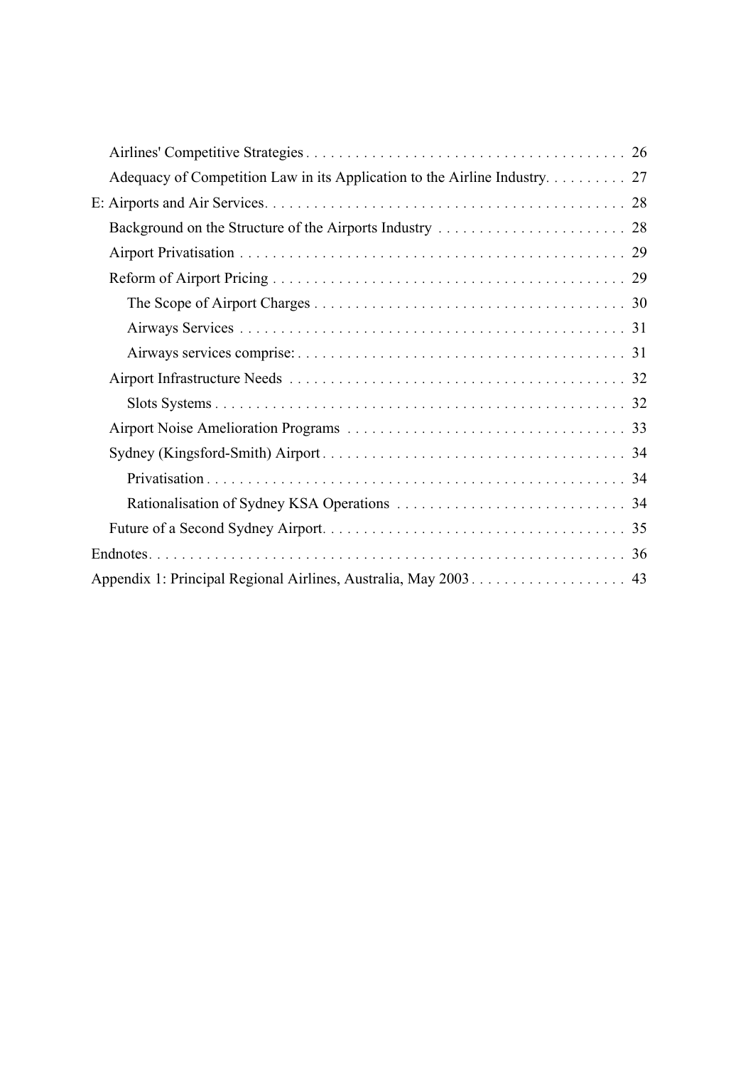- Airlines' Competitive Strategies . . . . . 26
- Adequacy of Competition Law in its Application to the Airline Industry . . . . . 27

E: Airports and Air Services . . . . . 28

- Background on the Structure of the Airports Industry . . . . . 28
- Airport Privatisation . . . . . 29
- Reform of Airport Pricing . . . . . 29
  - The Scope of Airport Charges . . . . . 30
  - Airways Services . . . . . 31
  - Airways services comprise: . . . . . 31
- Airport Infrastructure Needs . . . . . 32
  - Slots Systems . . . . . 32
- Airport Noise Amelioration Programs . . . . . 33
- Sydney (Kingsford-Smith) Airport . . . . . 34
  - Privatisation . . . . . 34
  - Rationalisation of Sydney KSA Operations . . . . . 34
- Future of a Second Sydney Airport . . . . . 35

Endnotes . . . . . 36

Appendix 1: Principal Regional Airlines, Australia, May 2003 . . . . . 43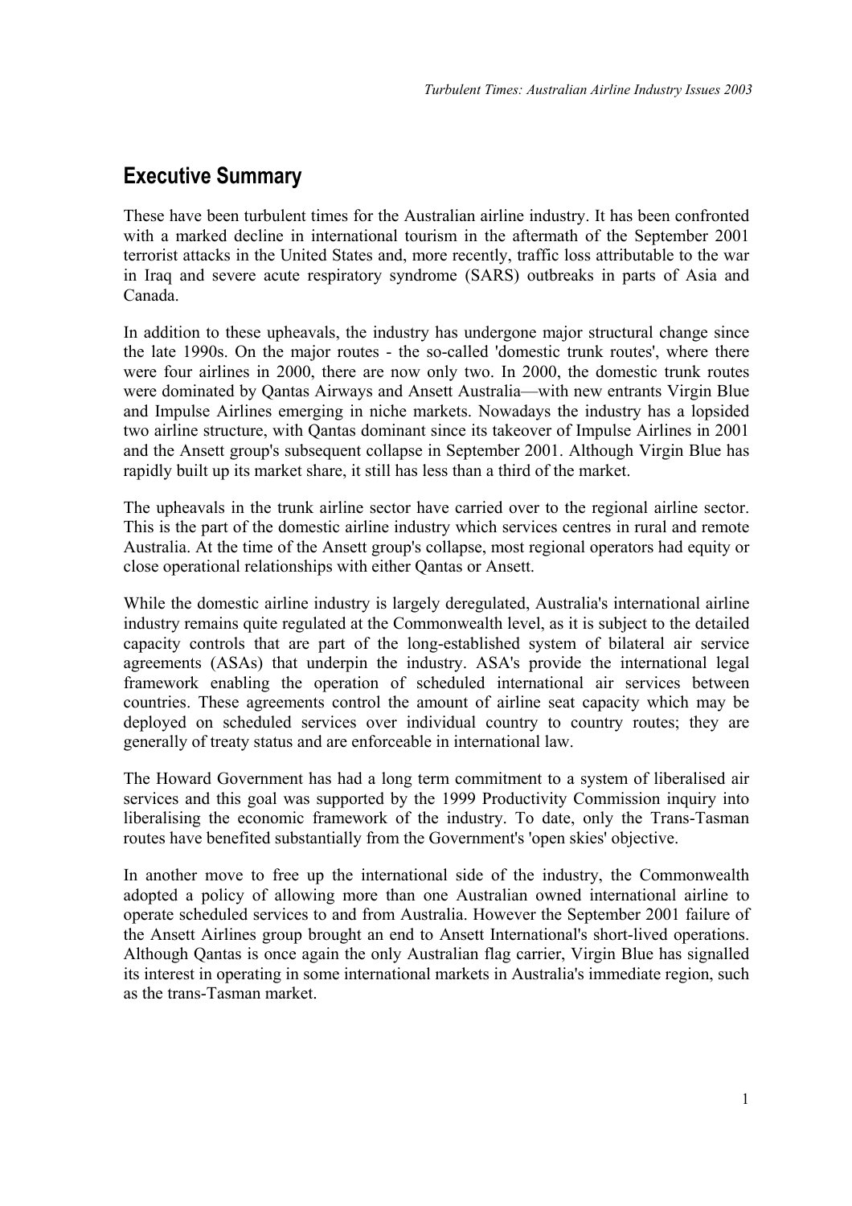## Executive Summary

These have been turbulent times for the Australian airline industry. It has been confronted with a marked decline in international tourism in the aftermath of the September 2001 terrorist attacks in the United States and, more recently, traffic loss attributable to the war in Iraq and severe acute respiratory syndrome (SARS) outbreaks in parts of Asia and Canada.

In addition to these upheavals, the industry has undergone major structural change since the late 1990s. On the major routes - the so-called 'domestic trunk routes', where there were four airlines in 2000, there are now only two. In 2000, the domestic trunk routes were dominated by Qantas Airways and Ansett Australia—with new entrants Virgin Blue and Impulse Airlines emerging in niche markets. Nowadays the industry has a lopsided two airline structure, with Qantas dominant since its takeover of Impulse Airlines in 2001 and the Ansett group's subsequent collapse in September 2001. Although Virgin Blue has rapidly built up its market share, it still has less than a third of the market.

The upheavals in the trunk airline sector have carried over to the regional airline sector. This is the part of the domestic airline industry which services centres in rural and remote Australia. At the time of the Ansett group's collapse, most regional operators had equity or close operational relationships with either Qantas or Ansett.

While the domestic airline industry is largely deregulated, Australia's international airline industry remains quite regulated at the Commonwealth level, as it is subject to the detailed capacity controls that are part of the long-established system of bilateral air service agreements (ASAs) that underpin the industry. ASA's provide the international legal framework enabling the operation of scheduled international air services between countries. These agreements control the amount of airline seat capacity which may be deployed on scheduled services over individual country to country routes; they are generally of treaty status and are enforceable in international law.

The Howard Government has had a long term commitment to a system of liberalised air services and this goal was supported by the 1999 Productivity Commission inquiry into liberalising the economic framework of the industry. To date, only the Trans-Tasman routes have benefited substantially from the Government's 'open skies' objective.

In another move to free up the international side of the industry, the Commonwealth adopted a policy of allowing more than one Australian owned international airline to operate scheduled services to and from Australia. However the September 2001 failure of the Ansett Airlines group brought an end to Ansett International's short-lived operations. Although Qantas is once again the only Australian flag carrier, Virgin Blue has signalled its interest in operating in some international markets in Australia's immediate region, such as the trans-Tasman market.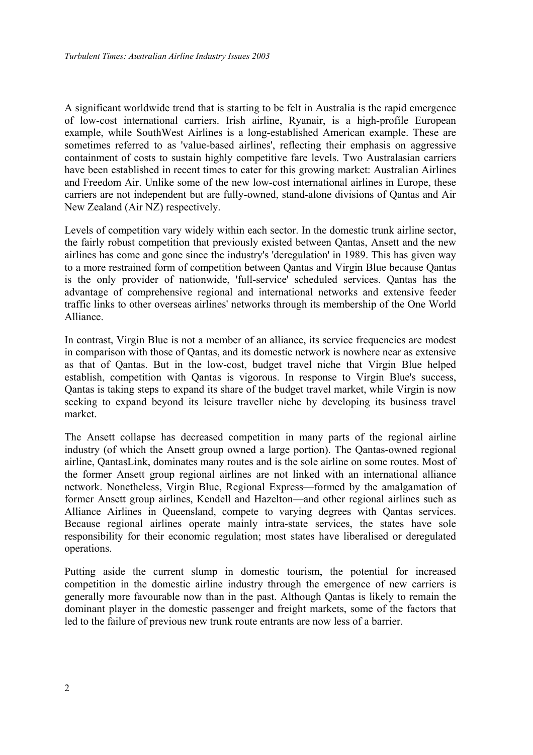A significant worldwide trend that is starting to be felt in Australia is the rapid emergence of low-cost international carriers. Irish airline, Ryanair, is a high-profile European example, while SouthWest Airlines is a long-established American example. These are sometimes referred to as 'value-based airlines', reflecting their emphasis on aggressive containment of costs to sustain highly competitive fare levels. Two Australasian carriers have been established in recent times to cater for this growing market: Australian Airlines and Freedom Air. Unlike some of the new low-cost international airlines in Europe, these carriers are not independent but are fully-owned, stand-alone divisions of Qantas and Air New Zealand (Air NZ) respectively.

Levels of competition vary widely within each sector. In the domestic trunk airline sector, the fairly robust competition that previously existed between Qantas, Ansett and the new airlines has come and gone since the industry's 'deregulation' in 1989. This has given way to a more restrained form of competition between Qantas and Virgin Blue because Qantas is the only provider of nationwide, 'full-service' scheduled services. Qantas has the advantage of comprehensive regional and international networks and extensive feeder traffic links to other overseas airlines' networks through its membership of the One World Alliance.

In contrast, Virgin Blue is not a member of an alliance, its service frequencies are modest in comparison with those of Qantas, and its domestic network is nowhere near as extensive as that of Qantas. But in the low-cost, budget travel niche that Virgin Blue helped establish, competition with Qantas is vigorous. In response to Virgin Blue's success, Qantas is taking steps to expand its share of the budget travel market, while Virgin is now seeking to expand beyond its leisure traveller niche by developing its business travel market.

The Ansett collapse has decreased competition in many parts of the regional airline industry (of which the Ansett group owned a large portion). The Qantas-owned regional airline, QantasLink, dominates many routes and is the sole airline on some routes. Most of the former Ansett group regional airlines are not linked with an international alliance network. Nonetheless, Virgin Blue, Regional Express—formed by the amalgamation of former Ansett group airlines, Kendell and Hazelton—and other regional airlines such as Alliance Airlines in Queensland, compete to varying degrees with Qantas services. Because regional airlines operate mainly intra-state services, the states have sole responsibility for their economic regulation; most states have liberalised or deregulated operations.

Putting aside the current slump in domestic tourism, the potential for increased competition in the domestic airline industry through the emergence of new carriers is generally more favourable now than in the past. Although Qantas is likely to remain the dominant player in the domestic passenger and freight markets, some of the factors that led to the failure of previous new trunk route entrants are now less of a barrier.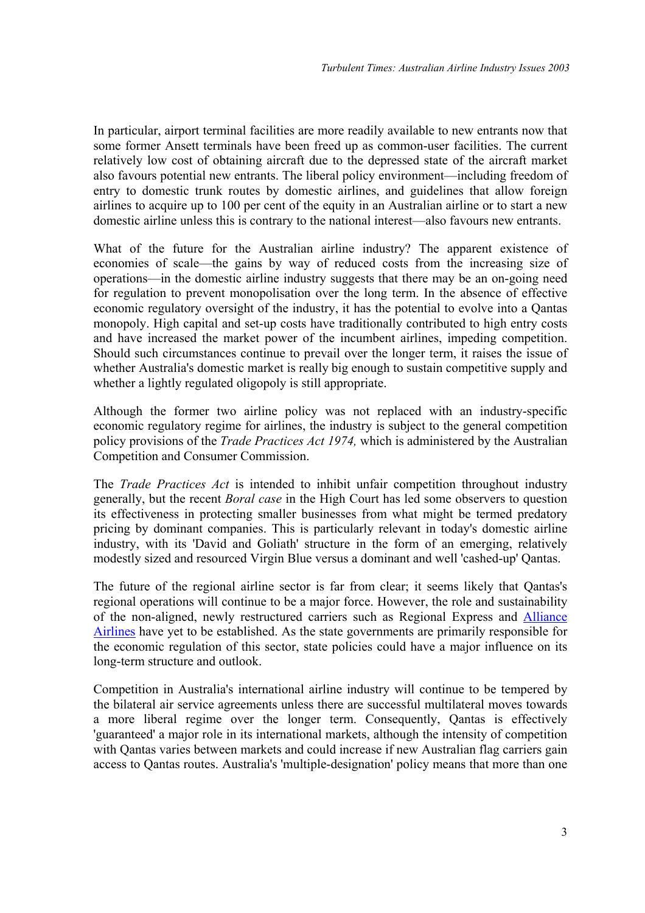In particular, airport terminal facilities are more readily available to new entrants now that some former Ansett terminals have been freed up as common-user facilities. The current relatively low cost of obtaining aircraft due to the depressed state of the aircraft market also favours potential new entrants. The liberal policy environment—including freedom of entry to domestic trunk routes by domestic airlines, and guidelines that allow foreign airlines to acquire up to 100 per cent of the equity in an Australian airline or to start a new domestic airline unless this is contrary to the national interest—also favours new entrants.

What of the future for the Australian airline industry? The apparent existence of economies of scale—the gains by way of reduced costs from the increasing size of operations—in the domestic airline industry suggests that there may be an on-going need for regulation to prevent monopolisation over the long term. In the absence of effective economic regulatory oversight of the industry, it has the potential to evolve into a Qantas monopoly. High capital and set-up costs have traditionally contributed to high entry costs and have increased the market power of the incumbent airlines, impeding competition. Should such circumstances continue to prevail over the longer term, it raises the issue of whether Australia's domestic market is really big enough to sustain competitive supply and whether a lightly regulated oligopoly is still appropriate.

Although the former two airline policy was not replaced with an industry-specific economic regulatory regime for airlines, the industry is subject to the general competition policy provisions of the *Trade Practices Act 1974,* which is administered by the Australian Competition and Consumer Commission.

The *Trade Practices Act* is intended to inhibit unfair competition throughout industry generally, but the recent *Boral case* in the High Court has led some observers to question its effectiveness in protecting smaller businesses from what might be termed predatory pricing by dominant companies. This is particularly relevant in today's domestic airline industry, with its 'David and Goliath' structure in the form of an emerging, relatively modestly sized and resourced Virgin Blue versus a dominant and well 'cashed-up' Qantas.

The future of the regional airline sector is far from clear; it seems likely that Qantas's regional operations will continue to be a major force. However, the role and sustainability of the non-aligned, newly restructured carriers such as Regional Express and Alliance Airlines have yet to be established. As the state governments are primarily responsible for the economic regulation of this sector, state policies could have a major influence on its long-term structure and outlook.

Competition in Australia's international airline industry will continue to be tempered by the bilateral air service agreements unless there are successful multilateral moves towards a more liberal regime over the longer term. Consequently, Qantas is effectively 'guaranteed' a major role in its international markets, although the intensity of competition with Qantas varies between markets and could increase if new Australian flag carriers gain access to Qantas routes. Australia's 'multiple-designation' policy means that more than one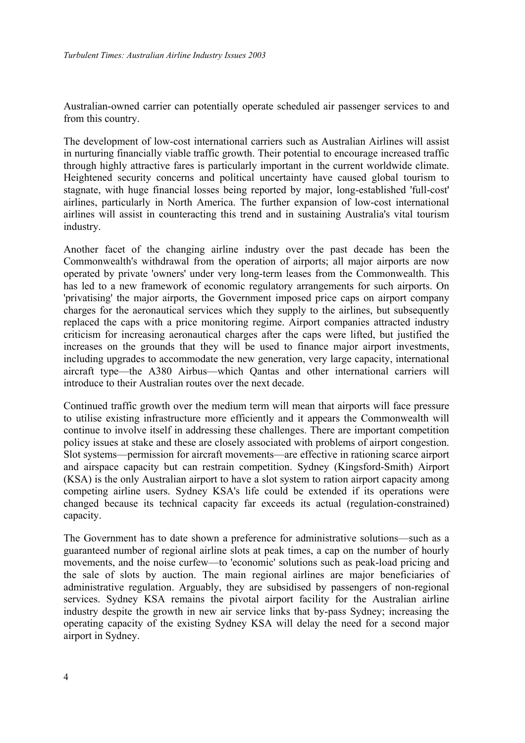Australian-owned carrier can potentially operate scheduled air passenger services to and from this country.

The development of low-cost international carriers such as Australian Airlines will assist in nurturing financially viable traffic growth. Their potential to encourage increased traffic through highly attractive fares is particularly important in the current worldwide climate. Heightened security concerns and political uncertainty have caused global tourism to stagnate, with huge financial losses being reported by major, long-established 'full-cost' airlines, particularly in North America. The further expansion of low-cost international airlines will assist in counteracting this trend and in sustaining Australia's vital tourism industry.

Another facet of the changing airline industry over the past decade has been the Commonwealth's withdrawal from the operation of airports; all major airports are now operated by private 'owners' under very long-term leases from the Commonwealth. This has led to a new framework of economic regulatory arrangements for such airports. On 'privatising' the major airports, the Government imposed price caps on airport company charges for the aeronautical services which they supply to the airlines, but subsequently replaced the caps with a price monitoring regime. Airport companies attracted industry criticism for increasing aeronautical charges after the caps were lifted, but justified the increases on the grounds that they will be used to finance major airport investments, including upgrades to accommodate the new generation, very large capacity, international aircraft type—the A380 Airbus—which Qantas and other international carriers will introduce to their Australian routes over the next decade.

Continued traffic growth over the medium term will mean that airports will face pressure to utilise existing infrastructure more efficiently and it appears the Commonwealth will continue to involve itself in addressing these challenges. There are important competition policy issues at stake and these are closely associated with problems of airport congestion. Slot systems—permission for aircraft movements—are effective in rationing scarce airport and airspace capacity but can restrain competition. Sydney (Kingsford-Smith) Airport (KSA) is the only Australian airport to have a slot system to ration airport capacity among competing airline users. Sydney KSA's life could be extended if its operations were changed because its technical capacity far exceeds its actual (regulation-constrained) capacity.

The Government has to date shown a preference for administrative solutions—such as a guaranteed number of regional airline slots at peak times, a cap on the number of hourly movements, and the noise curfew—to 'economic' solutions such as peak-load pricing and the sale of slots by auction. The main regional airlines are major beneficiaries of administrative regulation. Arguably, they are subsidised by passengers of non-regional services. Sydney KSA remains the pivotal airport facility for the Australian airline industry despite the growth in new air service links that by-pass Sydney; increasing the operating capacity of the existing Sydney KSA will delay the need for a second major airport in Sydney.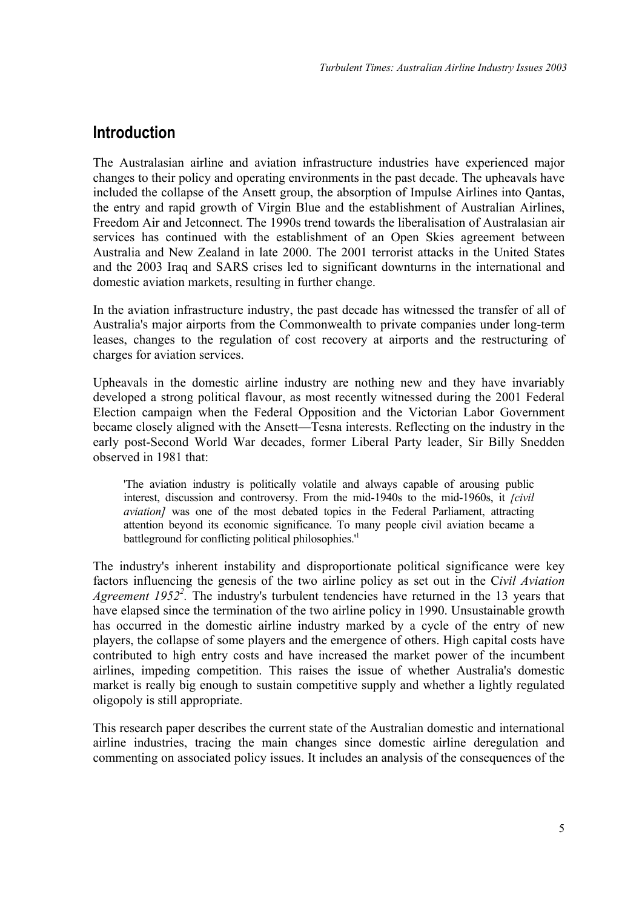## Introduction

The Australasian airline and aviation infrastructure industries have experienced major changes to their policy and operating environments in the past decade. The upheavals have included the collapse of the Ansett group, the absorption of Impulse Airlines into Qantas, the entry and rapid growth of Virgin Blue and the establishment of Australian Airlines, Freedom Air and Jetconnect. The 1990s trend towards the liberalisation of Australasian air services has continued with the establishment of an Open Skies agreement between Australia and New Zealand in late 2000. The 2001 terrorist attacks in the United States and the 2003 Iraq and SARS crises led to significant downturns in the international and domestic aviation markets, resulting in further change.

In the aviation infrastructure industry, the past decade has witnessed the transfer of all of Australia's major airports from the Commonwealth to private companies under long-term leases, changes to the regulation of cost recovery at airports and the restructuring of charges for aviation services.

Upheavals in the domestic airline industry are nothing new and they have invariably developed a strong political flavour, as most recently witnessed during the 2001 Federal Election campaign when the Federal Opposition and the Victorian Labor Government became closely aligned with the Ansett—Tesna interests. Reflecting on the industry in the early post-Second World War decades, former Liberal Party leader, Sir Billy Snedden observed in 1981 that:

> 'The aviation industry is politically volatile and always capable of arousing public interest, discussion and controversy. From the mid-1940s to the mid-1960s, it *[civil aviation]* was one of the most debated topics in the Federal Parliament, attracting attention beyond its economic significance. To many people civil aviation became a battleground for conflicting political philosophies.'[1]

The industry's inherent instability and disproportionate political significance were key factors influencing the genesis of the two airline policy as set out in the C*ivil Aviation Agreement 1952*[2]. The industry's turbulent tendencies have returned in the 13 years that have elapsed since the termination of the two airline policy in 1990. Unsustainable growth has occurred in the domestic airline industry marked by a cycle of the entry of new players, the collapse of some players and the emergence of others. High capital costs have contributed to high entry costs and have increased the market power of the incumbent airlines, impeding competition. This raises the issue of whether Australia's domestic market is really big enough to sustain competitive supply and whether a lightly regulated oligopoly is still appropriate.

This research paper describes the current state of the Australian domestic and international airline industries, tracing the main changes since domestic airline deregulation and commenting on associated policy issues. It includes an analysis of the consequences of the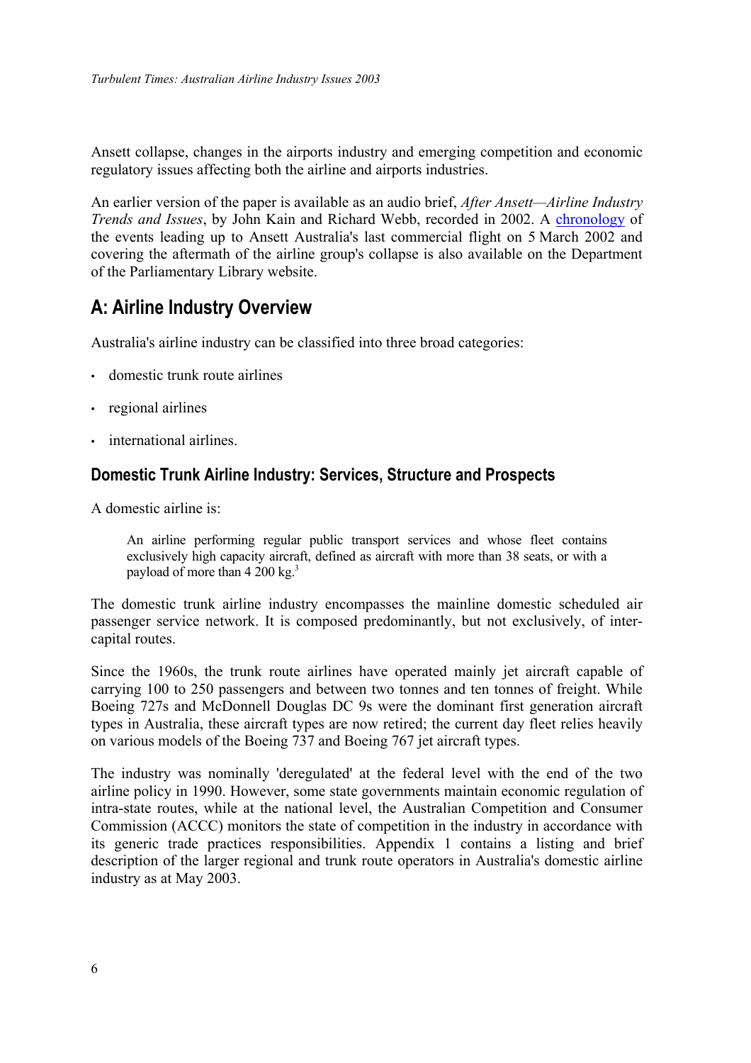Ansett collapse, changes in the airports industry and emerging competition and economic regulatory issues affecting both the airline and airports industries.

An earlier version of the paper is available as an audio brief, *After Ansett—Airline Industry Trends and Issues*, by John Kain and Richard Webb, recorded in 2002. A chronology of the events leading up to Ansett Australia's last commercial flight on 5 March 2002 and covering the aftermath of the airline group's collapse is also available on the Department of the Parliamentary Library website.

## A: Airline Industry Overview

Australia's airline industry can be classified into three broad categories:

- domestic trunk route airlines
- regional airlines
- international airlines.

### Domestic Trunk Airline Industry: Services, Structure and Prospects

A domestic airline is:

> An airline performing regular public transport services and whose fleet contains exclusively high capacity aircraft, defined as aircraft with more than 38 seats, or with a payload of more than 4 200 kg.[3]

The domestic trunk airline industry encompasses the mainline domestic scheduled air passenger service network. It is composed predominantly, but not exclusively, of inter-capital routes.

Since the 1960s, the trunk route airlines have operated mainly jet aircraft capable of carrying 100 to 250 passengers and between two tonnes and ten tonnes of freight. While Boeing 727s and McDonnell Douglas DC 9s were the dominant first generation aircraft types in Australia, these aircraft types are now retired; the current day fleet relies heavily on various models of the Boeing 737 and Boeing 767 jet aircraft types.

The industry was nominally 'deregulated' at the federal level with the end of the two airline policy in 1990. However, some state governments maintain economic regulation of intra-state routes, while at the national level, the Australian Competition and Consumer Commission (ACCC) monitors the state of competition in the industry in accordance with its generic trade practices responsibilities. Appendix 1 contains a listing and brief description of the larger regional and trunk route operators in Australia's domestic airline industry as at May 2003.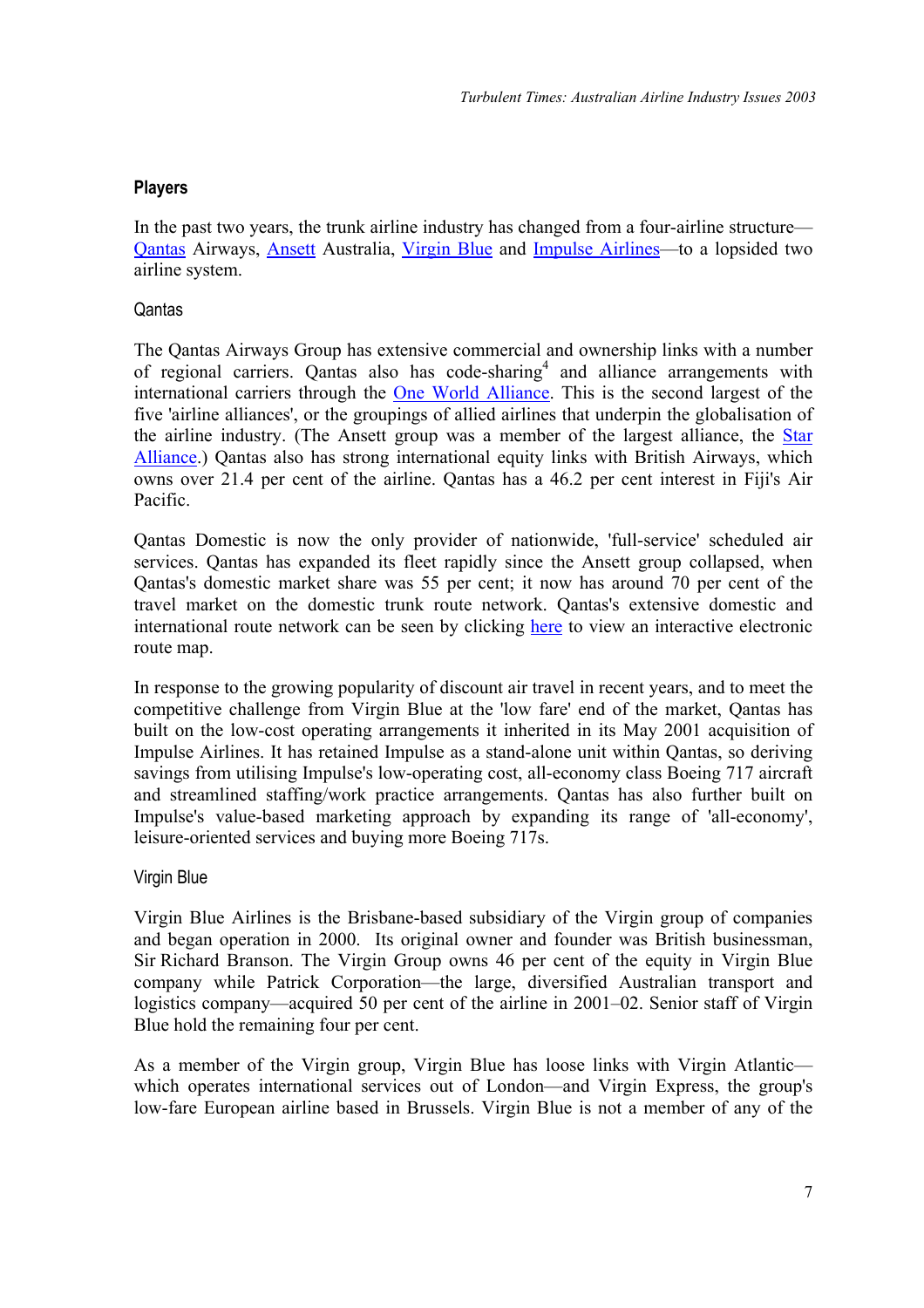## Players

In the past two years, the trunk airline industry has changed from a four-airline structure—Qantas Airways, Ansett Australia, Virgin Blue and Impulse Airlines—to a lopsided two airline system.

### Qantas

The Qantas Airways Group has extensive commercial and ownership links with a number of regional carriers. Qantas also has code-sharing[4] and alliance arrangements with international carriers through the One World Alliance. This is the second largest of the five 'airline alliances', or the groupings of allied airlines that underpin the globalisation of the airline industry. (The Ansett group was a member of the largest alliance, the Star Alliance.) Qantas also has strong international equity links with British Airways, which owns over 21.4 per cent of the airline. Qantas has a 46.2 per cent interest in Fiji's Air Pacific.

Qantas Domestic is now the only provider of nationwide, 'full-service' scheduled air services. Qantas has expanded its fleet rapidly since the Ansett group collapsed, when Qantas's domestic market share was 55 per cent; it now has around 70 per cent of the travel market on the domestic trunk route network. Qantas's extensive domestic and international route network can be seen by clicking here to view an interactive electronic route map.

In response to the growing popularity of discount air travel in recent years, and to meet the competitive challenge from Virgin Blue at the 'low fare' end of the market, Qantas has built on the low-cost operating arrangements it inherited in its May 2001 acquisition of Impulse Airlines. It has retained Impulse as a stand-alone unit within Qantas, so deriving savings from utilising Impulse's low-operating cost, all-economy class Boeing 717 aircraft and streamlined staffing/work practice arrangements. Qantas has also further built on Impulse's value-based marketing approach by expanding its range of 'all-economy', leisure-oriented services and buying more Boeing 717s.

### Virgin Blue

Virgin Blue Airlines is the Brisbane-based subsidiary of the Virgin group of companies and began operation in 2000. Its original owner and founder was British businessman, Sir Richard Branson. The Virgin Group owns 46 per cent of the equity in Virgin Blue company while Patrick Corporation—the large, diversified Australian transport and logistics company—acquired 50 per cent of the airline in 2001–02. Senior staff of Virgin Blue hold the remaining four per cent.

As a member of the Virgin group, Virgin Blue has loose links with Virgin Atlantic—which operates international services out of London—and Virgin Express, the group's low-fare European airline based in Brussels. Virgin Blue is not a member of any of the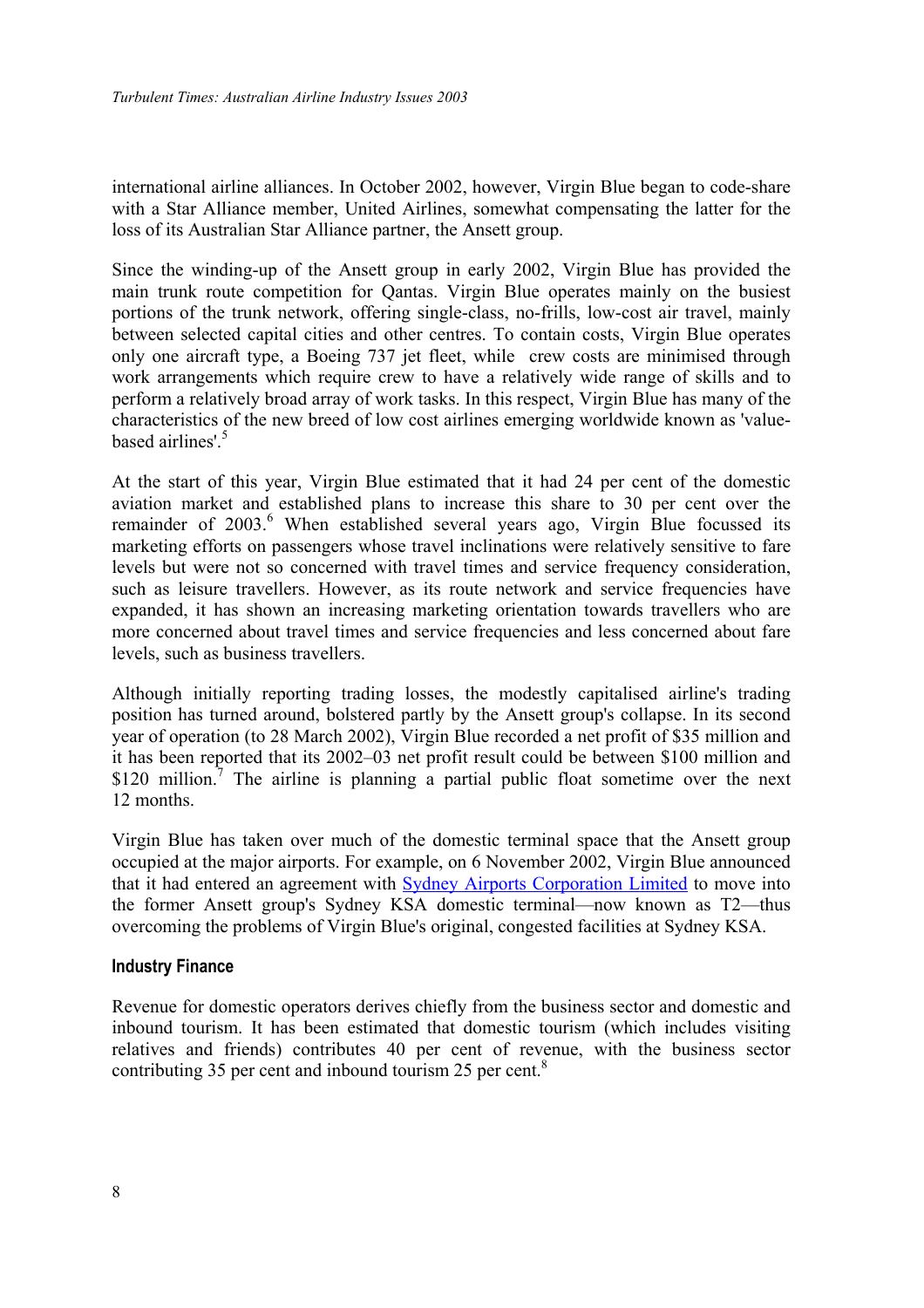international airline alliances. In October 2002, however, Virgin Blue began to code-share with a Star Alliance member, United Airlines, somewhat compensating the latter for the loss of its Australian Star Alliance partner, the Ansett group.

Since the winding-up of the Ansett group in early 2002, Virgin Blue has provided the main trunk route competition for Qantas. Virgin Blue operates mainly on the busiest portions of the trunk network, offering single-class, no-frills, low-cost air travel, mainly between selected capital cities and other centres. To contain costs, Virgin Blue operates only one aircraft type, a Boeing 737 jet fleet, while crew costs are minimised through work arrangements which require crew to have a relatively wide range of skills and to perform a relatively broad array of work tasks. In this respect, Virgin Blue has many of the characteristics of the new breed of low cost airlines emerging worldwide known as 'value-based airlines'.[5]

At the start of this year, Virgin Blue estimated that it had 24 per cent of the domestic aviation market and established plans to increase this share to 30 per cent over the remainder of 2003.[6] When established several years ago, Virgin Blue focussed its marketing efforts on passengers whose travel inclinations were relatively sensitive to fare levels but were not so concerned with travel times and service frequency consideration, such as leisure travellers. However, as its route network and service frequencies have expanded, it has shown an increasing marketing orientation towards travellers who are more concerned about travel times and service frequencies and less concerned about fare levels, such as business travellers.

Although initially reporting trading losses, the modestly capitalised airline's trading position has turned around, bolstered partly by the Ansett group's collapse. In its second year of operation (to 28 March 2002), Virgin Blue recorded a net profit of $35 million and it has been reported that its 2002–03 net profit result could be between $100 million and $120 million.[7] The airline is planning a partial public float sometime over the next 12 months.

Virgin Blue has taken over much of the domestic terminal space that the Ansett group occupied at the major airports. For example, on 6 November 2002, Virgin Blue announced that it had entered an agreement with Sydney Airports Corporation Limited to move into the former Ansett group's Sydney KSA domestic terminal—now known as T2—thus overcoming the problems of Virgin Blue's original, congested facilities at Sydney KSA.

### Industry Finance

Revenue for domestic operators derives chiefly from the business sector and domestic and inbound tourism. It has been estimated that domestic tourism (which includes visiting relatives and friends) contributes 40 per cent of revenue, with the business sector contributing 35 per cent and inbound tourism 25 per cent.[8]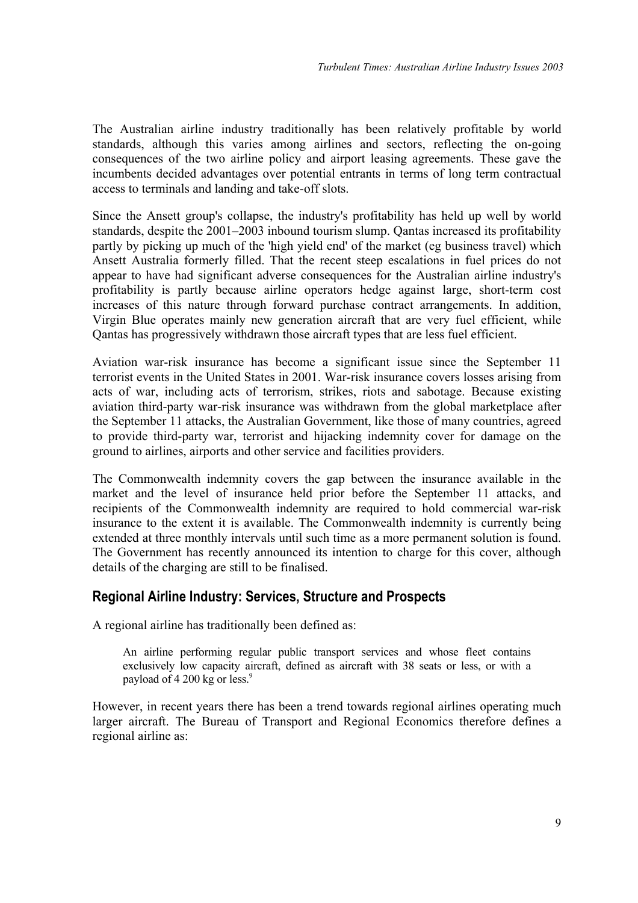The Australian airline industry traditionally has been relatively profitable by world standards, although this varies among airlines and sectors, reflecting the on-going consequences of the two airline policy and airport leasing agreements. These gave the incumbents decided advantages over potential entrants in terms of long term contractual access to terminals and landing and take-off slots.

Since the Ansett group's collapse, the industry's profitability has held up well by world standards, despite the 2001–2003 inbound tourism slump. Qantas increased its profitability partly by picking up much of the 'high yield end' of the market (eg business travel) which Ansett Australia formerly filled. That the recent steep escalations in fuel prices do not appear to have had significant adverse consequences for the Australian airline industry's profitability is partly because airline operators hedge against large, short-term cost increases of this nature through forward purchase contract arrangements. In addition, Virgin Blue operates mainly new generation aircraft that are very fuel efficient, while Qantas has progressively withdrawn those aircraft types that are less fuel efficient.

Aviation war-risk insurance has become a significant issue since the September 11 terrorist events in the United States in 2001. War-risk insurance covers losses arising from acts of war, including acts of terrorism, strikes, riots and sabotage. Because existing aviation third-party war-risk insurance was withdrawn from the global marketplace after the September 11 attacks, the Australian Government, like those of many countries, agreed to provide third-party war, terrorist and hijacking indemnity cover for damage on the ground to airlines, airports and other service and facilities providers.

The Commonwealth indemnity covers the gap between the insurance available in the market and the level of insurance held prior before the September 11 attacks, and recipients of the Commonwealth indemnity are required to hold commercial war-risk insurance to the extent it is available. The Commonwealth indemnity is currently being extended at three monthly intervals until such time as a more permanent solution is found. The Government has recently announced its intention to charge for this cover, although details of the charging are still to be finalised.

## Regional Airline Industry: Services, Structure and Prospects

A regional airline has traditionally been defined as:

> An airline performing regular public transport services and whose fleet contains exclusively low capacity aircraft, defined as aircraft with 38 seats or less, or with a payload of 4 200 kg or less.[9]

However, in recent years there has been a trend towards regional airlines operating much larger aircraft. The Bureau of Transport and Regional Economics therefore defines a regional airline as: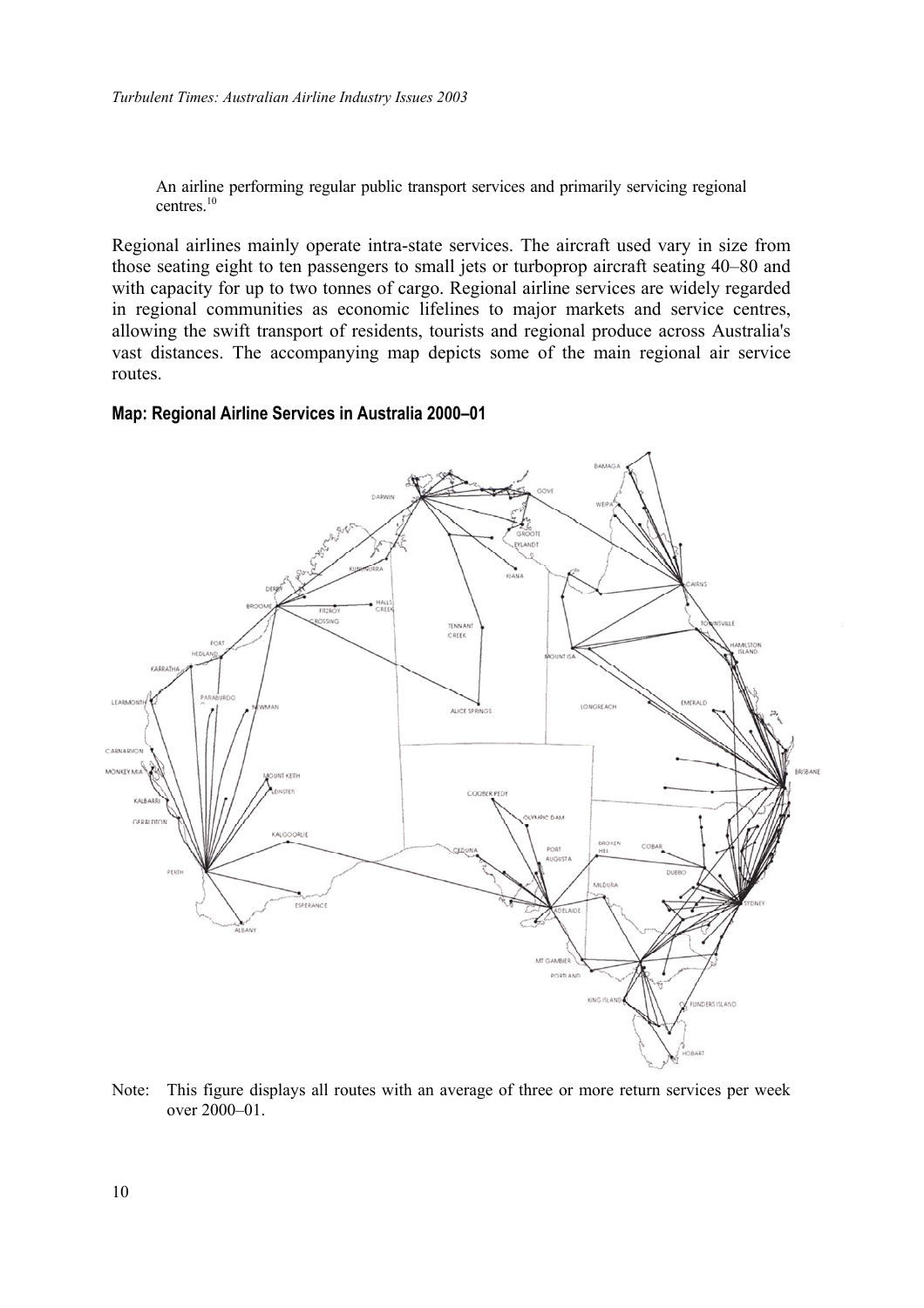An airline performing regular public transport services and primarily servicing regional centres.[10]

Regional airlines mainly operate intra-state services. The aircraft used vary in size from those seating eight to ten passengers to small jets or turboprop aircraft seating 40–80 and with capacity for up to two tonnes of cargo. Regional airline services are widely regarded in regional communities as economic lifelines to major markets and service centres, allowing the swift transport of residents, tourists and regional produce across Australia's vast distances. The accompanying map depicts some of the main regional air service routes.

#### Map: Regional Airline Services in Australia 2000–01

Note: This figure displays all routes with an average of three or more return services per week over 2000–01.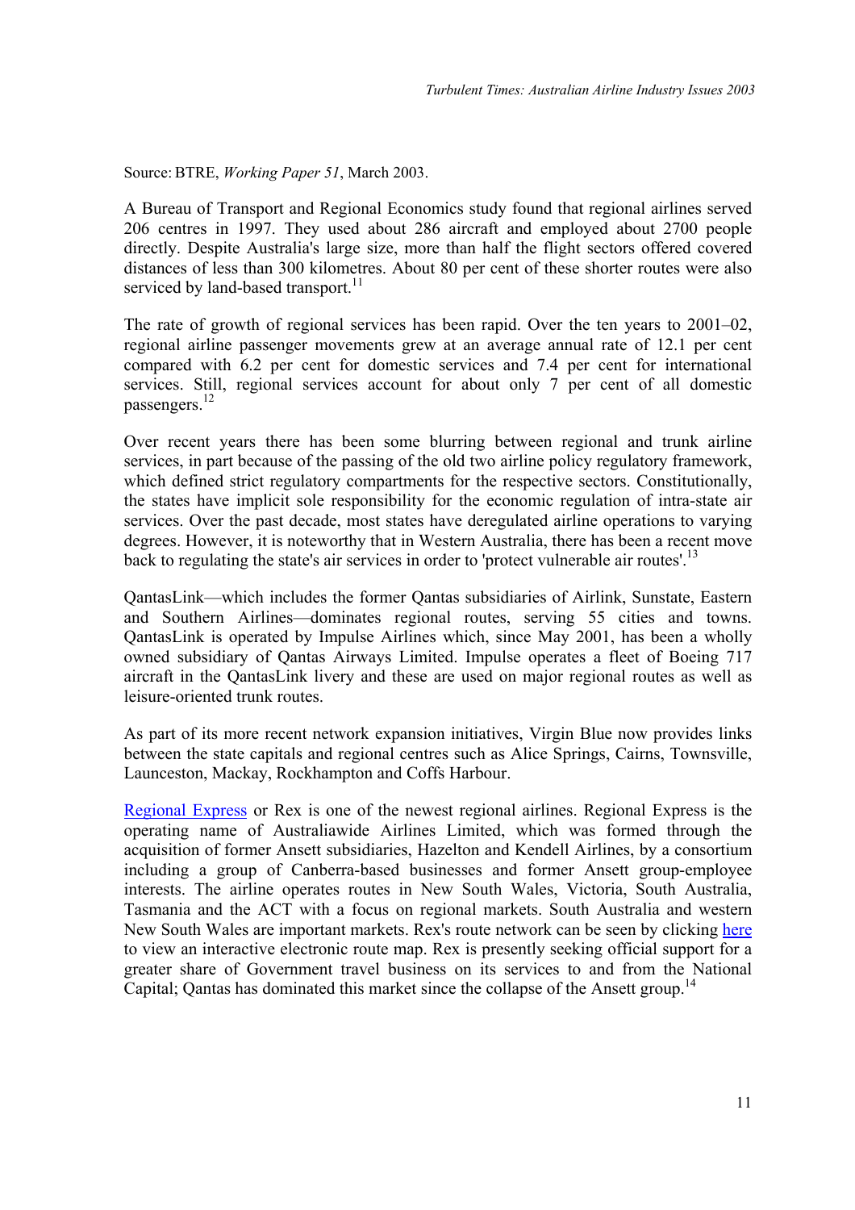Source: BTRE, *Working Paper 51*, March 2003.

A Bureau of Transport and Regional Economics study found that regional airlines served 206 centres in 1997. They used about 286 aircraft and employed about 2700 people directly. Despite Australia's large size, more than half the flight sectors offered covered distances of less than 300 kilometres. About 80 per cent of these shorter routes were also serviced by land-based transport.[11]

The rate of growth of regional services has been rapid. Over the ten years to 2001–02, regional airline passenger movements grew at an average annual rate of 12.1 per cent compared with 6.2 per cent for domestic services and 7.4 per cent for international services. Still, regional services account for about only 7 per cent of all domestic passengers.[12]

Over recent years there has been some blurring between regional and trunk airline services, in part because of the passing of the old two airline policy regulatory framework, which defined strict regulatory compartments for the respective sectors. Constitutionally, the states have implicit sole responsibility for the economic regulation of intra-state air services. Over the past decade, most states have deregulated airline operations to varying degrees. However, it is noteworthy that in Western Australia, there has been a recent move back to regulating the state's air services in order to 'protect vulnerable air routes'.[13]

QantasLink—which includes the former Qantas subsidiaries of Airlink, Sunstate, Eastern and Southern Airlines—dominates regional routes, serving 55 cities and towns. QantasLink is operated by Impulse Airlines which, since May 2001, has been a wholly owned subsidiary of Qantas Airways Limited. Impulse operates a fleet of Boeing 717 aircraft in the QantasLink livery and these are used on major regional routes as well as leisure-oriented trunk routes.

As part of its more recent network expansion initiatives, Virgin Blue now provides links between the state capitals and regional centres such as Alice Springs, Cairns, Townsville, Launceston, Mackay, Rockhampton and Coffs Harbour.

Regional Express or Rex is one of the newest regional airlines. Regional Express is the operating name of Australiawide Airlines Limited, which was formed through the acquisition of former Ansett subsidiaries, Hazelton and Kendell Airlines, by a consortium including a group of Canberra-based businesses and former Ansett group-employee interests. The airline operates routes in New South Wales, Victoria, South Australia, Tasmania and the ACT with a focus on regional markets. South Australia and western New South Wales are important markets. Rex's route network can be seen by clicking here to view an interactive electronic route map. Rex is presently seeking official support for a greater share of Government travel business on its services to and from the National Capital; Qantas has dominated this market since the collapse of the Ansett group.[14]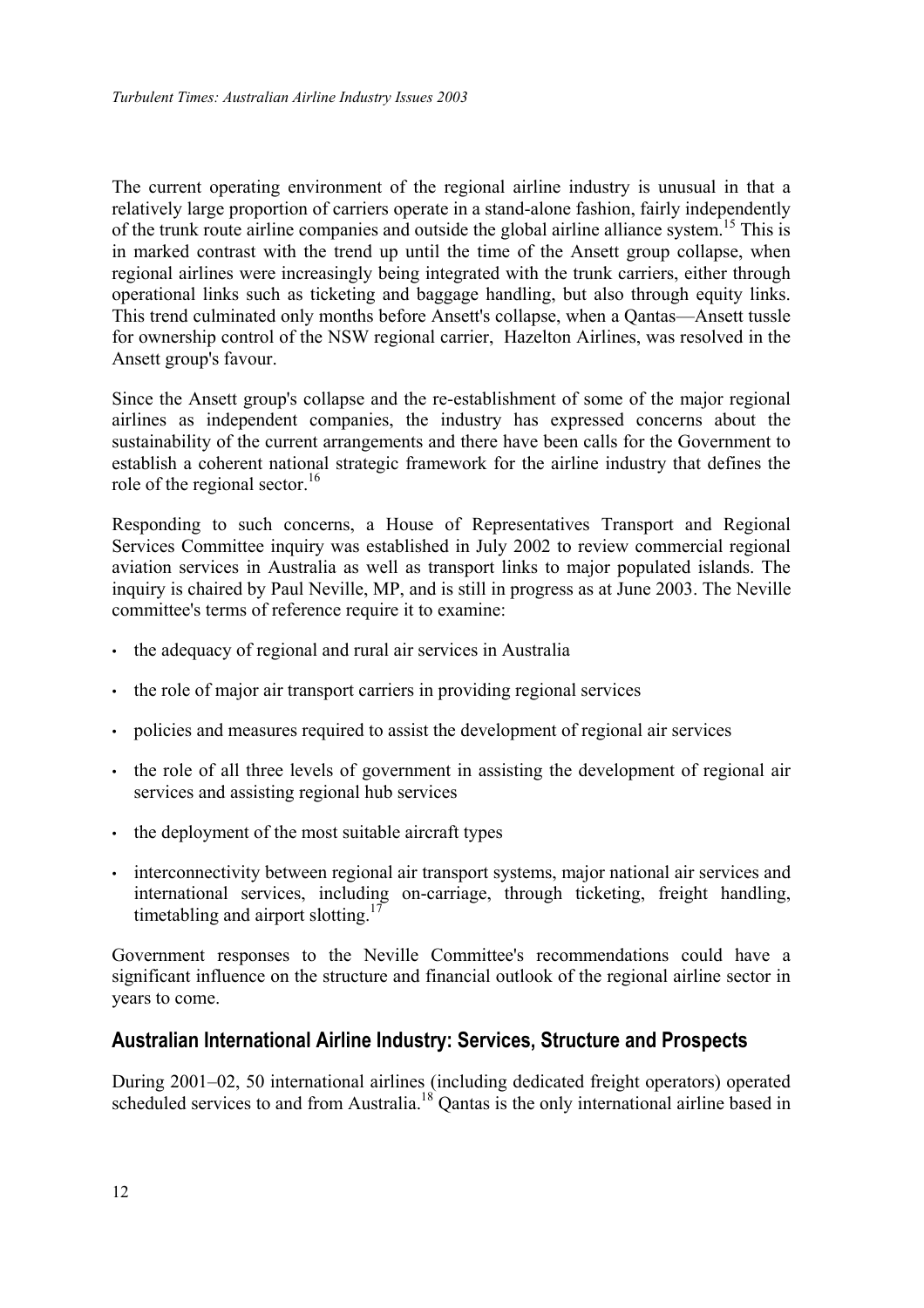The current operating environment of the regional airline industry is unusual in that a relatively large proportion of carriers operate in a stand-alone fashion, fairly independently of the trunk route airline companies and outside the global airline alliance system.[15] This is in marked contrast with the trend up until the time of the Ansett group collapse, when regional airlines were increasingly being integrated with the trunk carriers, either through operational links such as ticketing and baggage handling, but also through equity links. This trend culminated only months before Ansett's collapse, when a Qantas—Ansett tussle for ownership control of the NSW regional carrier, Hazelton Airlines, was resolved in the Ansett group's favour.

Since the Ansett group's collapse and the re-establishment of some of the major regional airlines as independent companies, the industry has expressed concerns about the sustainability of the current arrangements and there have been calls for the Government to establish a coherent national strategic framework for the airline industry that defines the role of the regional sector.[16]

Responding to such concerns, a House of Representatives Transport and Regional Services Committee inquiry was established in July 2002 to review commercial regional aviation services in Australia as well as transport links to major populated islands. The inquiry is chaired by Paul Neville, MP, and is still in progress as at June 2003. The Neville committee's terms of reference require it to examine:

- the adequacy of regional and rural air services in Australia
- the role of major air transport carriers in providing regional services
- policies and measures required to assist the development of regional air services
- the role of all three levels of government in assisting the development of regional air services and assisting regional hub services
- the deployment of the most suitable aircraft types
- interconnectivity between regional air transport systems, major national air services and international services, including on-carriage, through ticketing, freight handling, timetabling and airport slotting.[17]

Government responses to the Neville Committee's recommendations could have a significant influence on the structure and financial outlook of the regional airline sector in years to come.

## Australian International Airline Industry: Services, Structure and Prospects

During 2001–02, 50 international airlines (including dedicated freight operators) operated scheduled services to and from Australia.[18] Qantas is the only international airline based in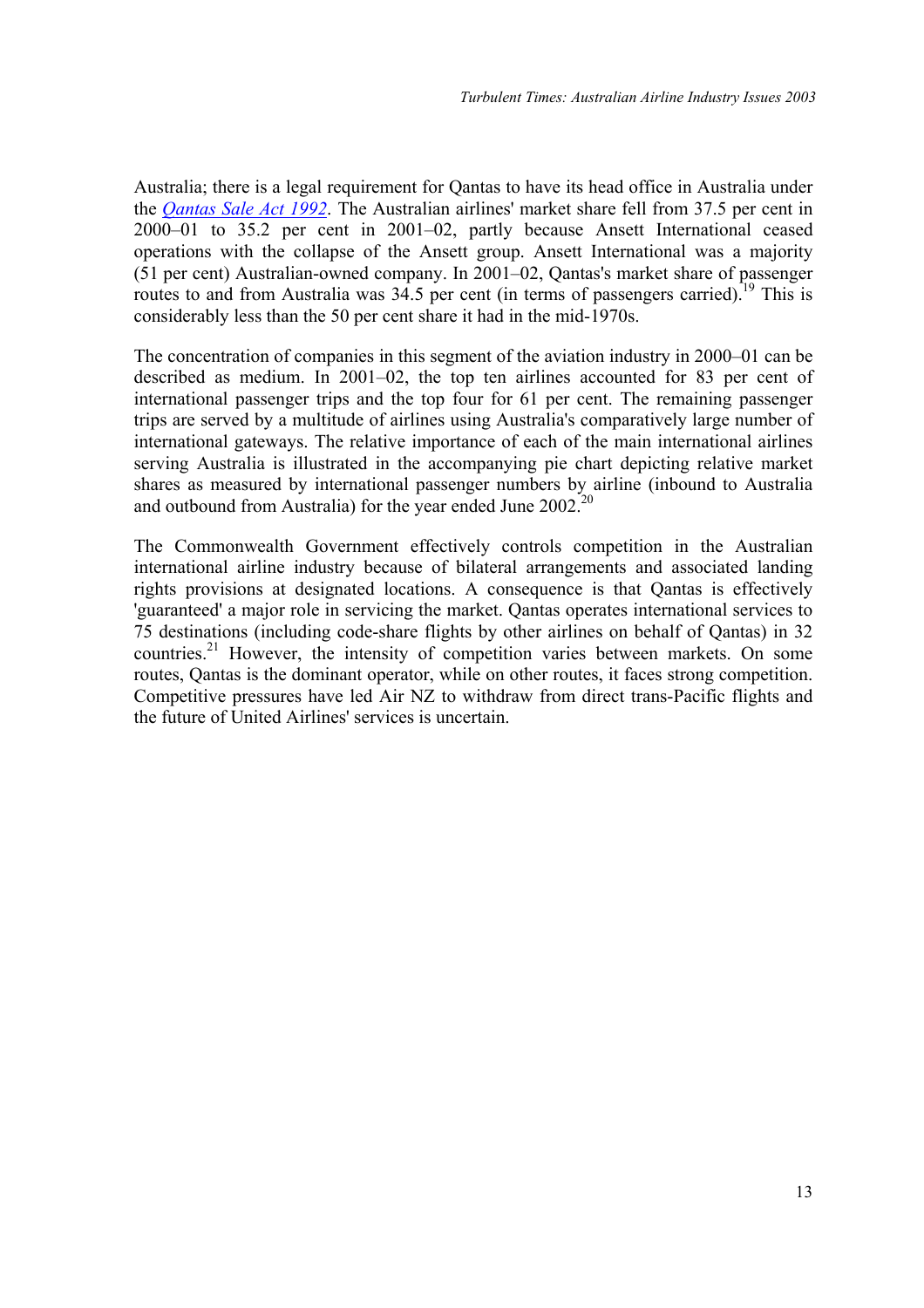Australia; there is a legal requirement for Qantas to have its head office in Australia under the *Qantas Sale Act 1992*. The Australian airlines' market share fell from 37.5 per cent in 2000–01 to 35.2 per cent in 2001–02, partly because Ansett International ceased operations with the collapse of the Ansett group. Ansett International was a majority (51 per cent) Australian-owned company. In 2001–02, Qantas's market share of passenger routes to and from Australia was 34.5 per cent (in terms of passengers carried).[19] This is considerably less than the 50 per cent share it had in the mid-1970s.

The concentration of companies in this segment of the aviation industry in 2000–01 can be described as medium. In 2001–02, the top ten airlines accounted for 83 per cent of international passenger trips and the top four for 61 per cent. The remaining passenger trips are served by a multitude of airlines using Australia's comparatively large number of international gateways. The relative importance of each of the main international airlines serving Australia is illustrated in the accompanying pie chart depicting relative market shares as measured by international passenger numbers by airline (inbound to Australia and outbound from Australia) for the year ended June 2002.[20]

The Commonwealth Government effectively controls competition in the Australian international airline industry because of bilateral arrangements and associated landing rights provisions at designated locations. A consequence is that Qantas is effectively 'guaranteed' a major role in servicing the market. Qantas operates international services to 75 destinations (including code-share flights by other airlines on behalf of Qantas) in 32 countries.[21] However, the intensity of competition varies between markets. On some routes, Qantas is the dominant operator, while on other routes, it faces strong competition. Competitive pressures have led Air NZ to withdraw from direct trans-Pacific flights and the future of United Airlines' services is uncertain.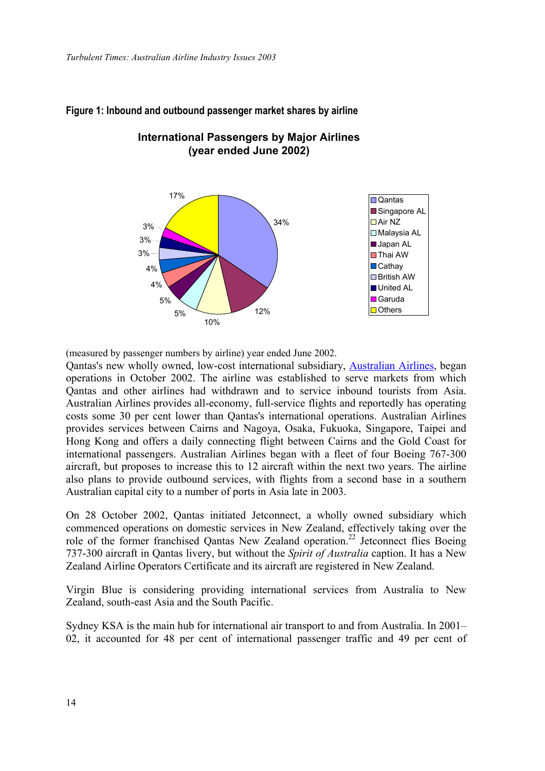**Figure 1: Inbound and outbound passenger market shares by airline**

**International Passengers by Major Airlines (year ended June 2002)**

| Airline | Share |
|---|---|
| Qantas | 34% |
| Singapore AL | 12% |
| Air NZ | 10% |
| Malaysia AL | 5% |
| Japan AL | 5% |
| Thai AW | 4% |
| Cathay | 4% |
| British AW | 3% |
| United AL | 3% |
| Garuda | 3% |
| Others | 17% |

(measured by passenger numbers by airline) year ended June 2002.

Qantas's new wholly owned, low-cost international subsidiary, Australian Airlines, began operations in October 2002. The airline was established to serve markets from which Qantas and other airlines had withdrawn and to service inbound tourists from Asia. Australian Airlines provides all-economy, full-service flights and reportedly has operating costs some 30 per cent lower than Qantas's international operations. Australian Airlines provides services between Cairns and Nagoya, Osaka, Fukuoka, Singapore, Taipei and Hong Kong and offers a daily connecting flight between Cairns and the Gold Coast for international passengers. Australian Airlines began with a fleet of four Boeing 767-300 aircraft, but proposes to increase this to 12 aircraft within the next two years. The airline also plans to provide outbound services, with flights from a second base in a southern Australian capital city to a number of ports in Asia late in 2003.

On 28 October 2002, Qantas initiated Jetconnect, a wholly owned subsidiary which commenced operations on domestic services in New Zealand, effectively taking over the role of the former franchised Qantas New Zealand operation.[22] Jetconnect flies Boeing 737-300 aircraft in Qantas livery, but without the *Spirit of Australia* caption. It has a New Zealand Airline Operators Certificate and its aircraft are registered in New Zealand.

Virgin Blue is considering providing international services from Australia to New Zealand, south-east Asia and the South Pacific.

Sydney KSA is the main hub for international air transport to and from Australia. In 2001–02, it accounted for 48 per cent of international passenger traffic and 49 per cent of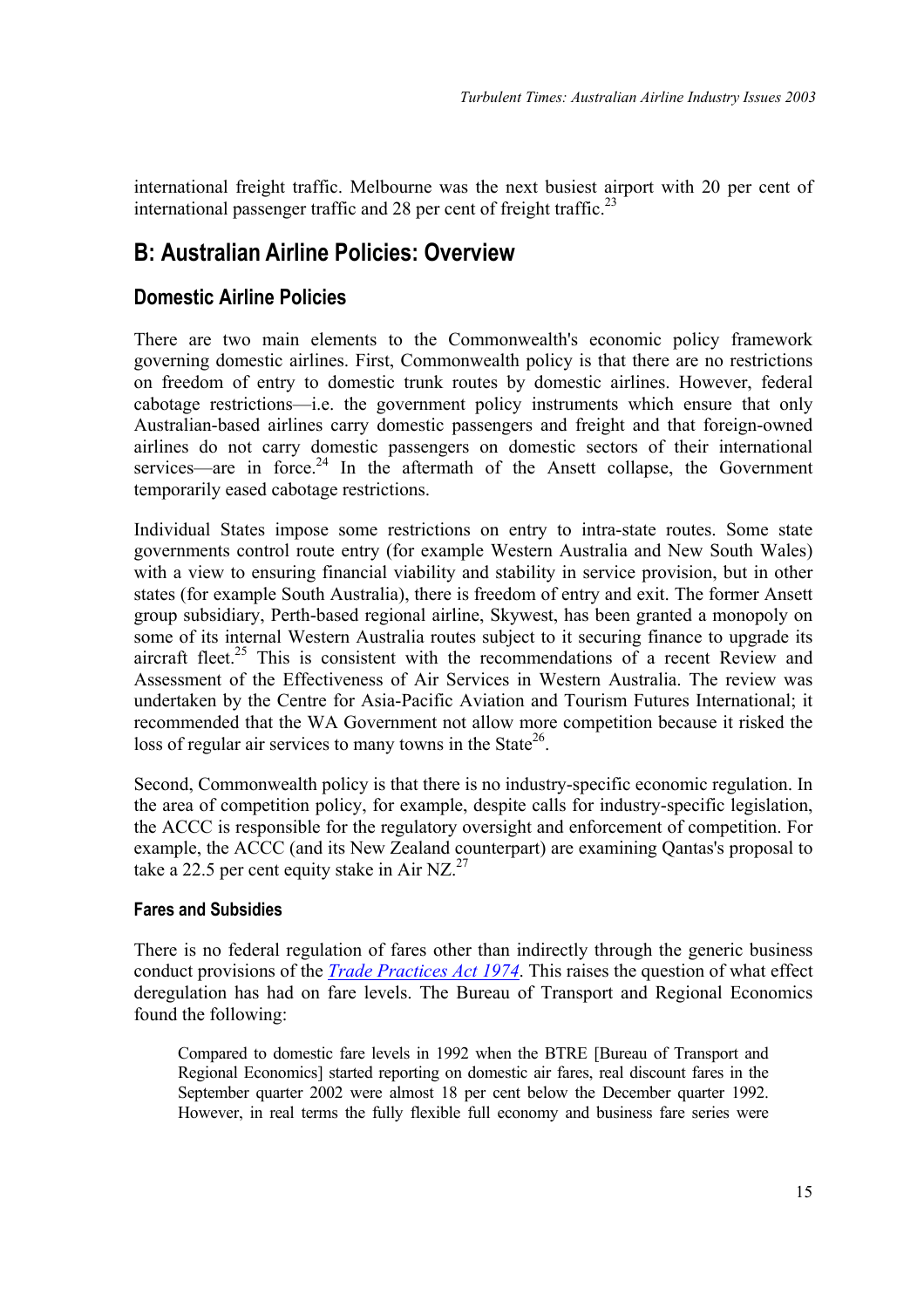international freight traffic. Melbourne was the next busiest airport with 20 per cent of international passenger traffic and 28 per cent of freight traffic.[23]

## B: Australian Airline Policies: Overview

### Domestic Airline Policies

There are two main elements to the Commonwealth's economic policy framework governing domestic airlines. First, Commonwealth policy is that there are no restrictions on freedom of entry to domestic trunk routes by domestic airlines. However, federal cabotage restrictions—i.e. the government policy instruments which ensure that only Australian-based airlines carry domestic passengers and freight and that foreign-owned airlines do not carry domestic passengers on domestic sectors of their international services—are in force.[24] In the aftermath of the Ansett collapse, the Government temporarily eased cabotage restrictions.

Individual States impose some restrictions on entry to intra-state routes. Some state governments control route entry (for example Western Australia and New South Wales) with a view to ensuring financial viability and stability in service provision, but in other states (for example South Australia), there is freedom of entry and exit. The former Ansett group subsidiary, Perth-based regional airline, Skywest, has been granted a monopoly on some of its internal Western Australia routes subject to it securing finance to upgrade its aircraft fleet.[25] This is consistent with the recommendations of a recent Review and Assessment of the Effectiveness of Air Services in Western Australia. The review was undertaken by the Centre for Asia-Pacific Aviation and Tourism Futures International; it recommended that the WA Government not allow more competition because it risked the loss of regular air services to many towns in the State[26].

Second, Commonwealth policy is that there is no industry-specific economic regulation. In the area of competition policy, for example, despite calls for industry-specific legislation, the ACCC is responsible for the regulatory oversight and enforcement of competition. For example, the ACCC (and its New Zealand counterpart) are examining Qantas's proposal to take a 22.5 per cent equity stake in Air NZ.[27]

#### Fares and Subsidies

There is no federal regulation of fares other than indirectly through the generic business conduct provisions of the *Trade Practices Act 1974*. This raises the question of what effect deregulation has had on fare levels. The Bureau of Transport and Regional Economics found the following:

> Compared to domestic fare levels in 1992 when the BTRE [Bureau of Transport and Regional Economics] started reporting on domestic air fares, real discount fares in the September quarter 2002 were almost 18 per cent below the December quarter 1992. However, in real terms the fully flexible full economy and business fare series were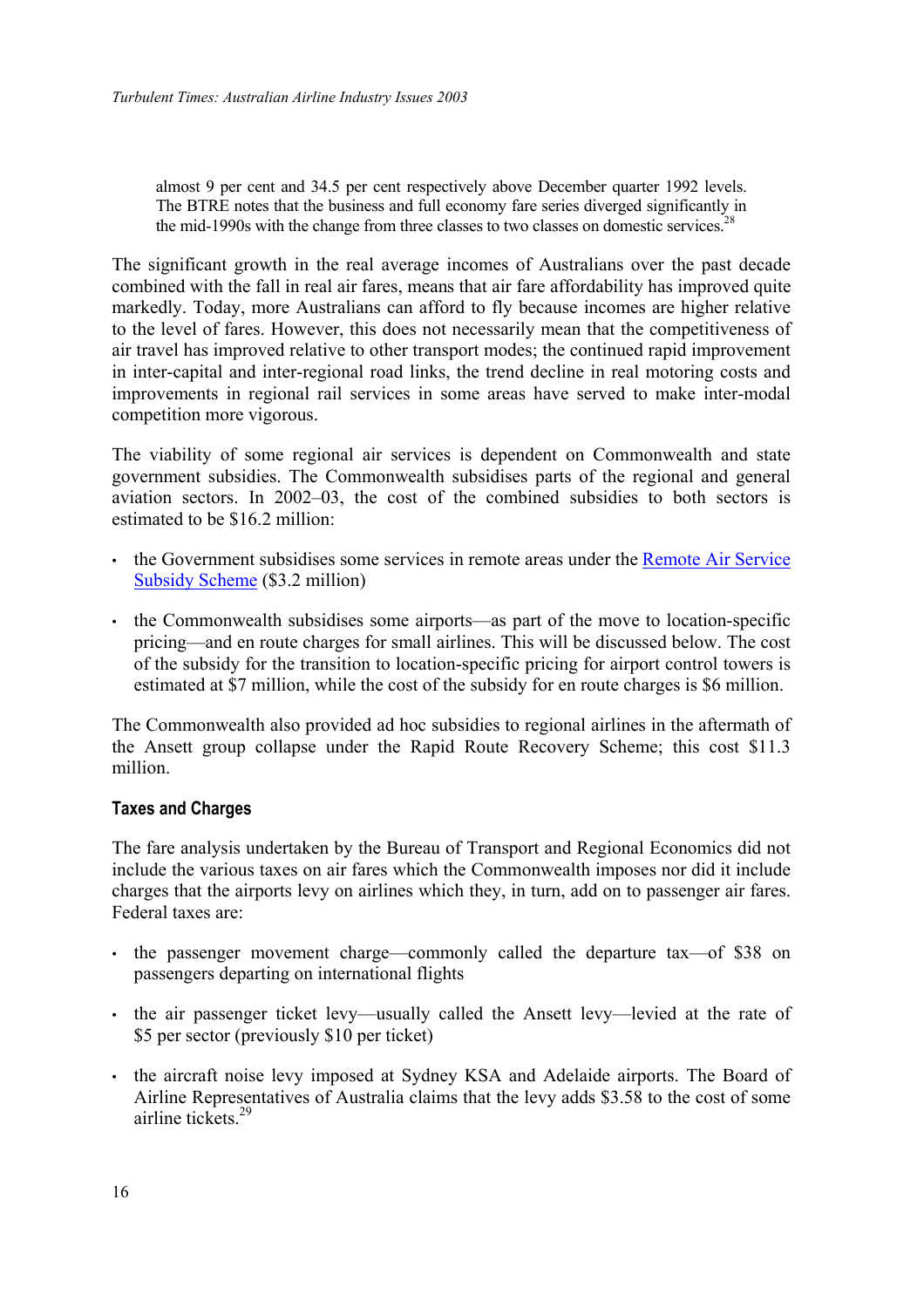> almost 9 per cent and 34.5 per cent respectively above December quarter 1992 levels. The BTRE notes that the business and full economy fare series diverged significantly in the mid-1990s with the change from three classes to two classes on domestic services.[28]

The significant growth in the real average incomes of Australians over the past decade combined with the fall in real air fares, means that air fare affordability has improved quite markedly. Today, more Australians can afford to fly because incomes are higher relative to the level of fares. However, this does not necessarily mean that the competitiveness of air travel has improved relative to other transport modes; the continued rapid improvement in inter-capital and inter-regional road links, the trend decline in real motoring costs and improvements in regional rail services in some areas have served to make inter-modal competition more vigorous.

The viability of some regional air services is dependent on Commonwealth and state government subsidies. The Commonwealth subsidises parts of the regional and general aviation sectors. In 2002–03, the cost of the combined subsidies to both sectors is estimated to be $16.2 million:

- the Government subsidises some services in remote areas under the Remote Air Service Subsidy Scheme ($3.2 million)
- the Commonwealth subsidises some airports—as part of the move to location-specific pricing—and en route charges for small airlines. This will be discussed below. The cost of the subsidy for the transition to location-specific pricing for airport control towers is estimated at $7 million, while the cost of the subsidy for en route charges is $6 million.

The Commonwealth also provided ad hoc subsidies to regional airlines in the aftermath of the Ansett group collapse under the Rapid Route Recovery Scheme; this cost $11.3 million.

### Taxes and Charges

The fare analysis undertaken by the Bureau of Transport and Regional Economics did not include the various taxes on air fares which the Commonwealth imposes nor did it include charges that the airports levy on airlines which they, in turn, add on to passenger air fares. Federal taxes are:

- the passenger movement charge—commonly called the departure tax—of $38 on passengers departing on international flights
- the air passenger ticket levy—usually called the Ansett levy—levied at the rate of $5 per sector (previously $10 per ticket)
- the aircraft noise levy imposed at Sydney KSA and Adelaide airports. The Board of Airline Representatives of Australia claims that the levy adds $3.58 to the cost of some airline tickets.[29]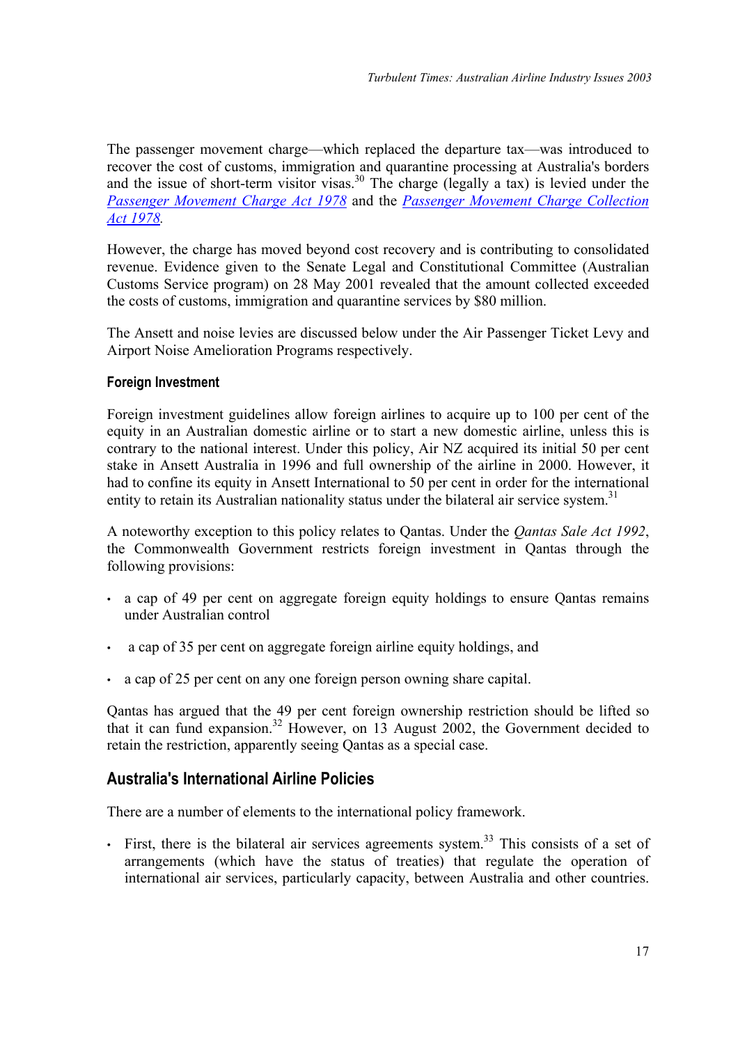The passenger movement charge—which replaced the departure tax—was introduced to recover the cost of customs, immigration and quarantine processing at Australia's borders and the issue of short-term visitor visas.[30] The charge (legally a tax) is levied under the *Passenger Movement Charge Act 1978* and the *Passenger Movement Charge Collection Act 1978*.

However, the charge has moved beyond cost recovery and is contributing to consolidated revenue. Evidence given to the Senate Legal and Constitutional Committee (Australian Customs Service program) on 28 May 2001 revealed that the amount collected exceeded the costs of customs, immigration and quarantine services by $80 million.

The Ansett and noise levies are discussed below under the Air Passenger Ticket Levy and Airport Noise Amelioration Programs respectively.

### Foreign Investment

Foreign investment guidelines allow foreign airlines to acquire up to 100 per cent of the equity in an Australian domestic airline or to start a new domestic airline, unless this is contrary to the national interest. Under this policy, Air NZ acquired its initial 50 per cent stake in Ansett Australia in 1996 and full ownership of the airline in 2000. However, it had to confine its equity in Ansett International to 50 per cent in order for the international entity to retain its Australian nationality status under the bilateral air service system.[31]

A noteworthy exception to this policy relates to Qantas. Under the *Qantas Sale Act 1992*, the Commonwealth Government restricts foreign investment in Qantas through the following provisions:

- a cap of 49 per cent on aggregate foreign equity holdings to ensure Qantas remains under Australian control
- a cap of 35 per cent on aggregate foreign airline equity holdings, and
- a cap of 25 per cent on any one foreign person owning share capital.

Qantas has argued that the 49 per cent foreign ownership restriction should be lifted so that it can fund expansion.[32] However, on 13 August 2002, the Government decided to retain the restriction, apparently seeing Qantas as a special case.

## Australia's International Airline Policies

There are a number of elements to the international policy framework.

- First, there is the bilateral air services agreements system.[33] This consists of a set of arrangements (which have the status of treaties) that regulate the operation of international air services, particularly capacity, between Australia and other countries.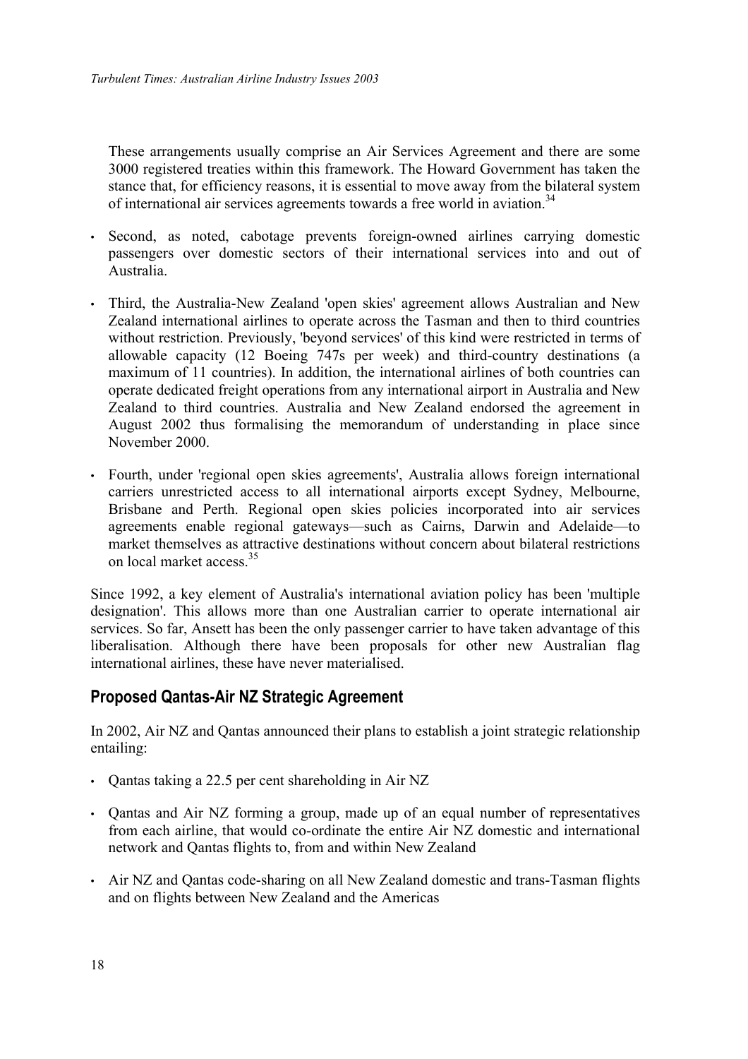These arrangements usually comprise an Air Services Agreement and there are some 3000 registered treaties within this framework. The Howard Government has taken the stance that, for efficiency reasons, it is essential to move away from the bilateral system of international air services agreements towards a free world in aviation.[34]

- Second, as noted, cabotage prevents foreign-owned airlines carrying domestic passengers over domestic sectors of their international services into and out of Australia.
- Third, the Australia-New Zealand 'open skies' agreement allows Australian and New Zealand international airlines to operate across the Tasman and then to third countries without restriction. Previously, 'beyond services' of this kind were restricted in terms of allowable capacity (12 Boeing 747s per week) and third-country destinations (a maximum of 11 countries). In addition, the international airlines of both countries can operate dedicated freight operations from any international airport in Australia and New Zealand to third countries. Australia and New Zealand endorsed the agreement in August 2002 thus formalising the memorandum of understanding in place since November 2000.
- Fourth, under 'regional open skies agreements', Australia allows foreign international carriers unrestricted access to all international airports except Sydney, Melbourne, Brisbane and Perth. Regional open skies policies incorporated into air services agreements enable regional gateways—such as Cairns, Darwin and Adelaide—to market themselves as attractive destinations without concern about bilateral restrictions on local market access.[35]

Since 1992, a key element of Australia's international aviation policy has been 'multiple designation'. This allows more than one Australian carrier to operate international air services. So far, Ansett has been the only passenger carrier to have taken advantage of this liberalisation. Although there have been proposals for other new Australian flag international airlines, these have never materialised.

## Proposed Qantas-Air NZ Strategic Agreement

In 2002, Air NZ and Qantas announced their plans to establish a joint strategic relationship entailing:

- Qantas taking a 22.5 per cent shareholding in Air NZ
- Qantas and Air NZ forming a group, made up of an equal number of representatives from each airline, that would co-ordinate the entire Air NZ domestic and international network and Qantas flights to, from and within New Zealand
- Air NZ and Qantas code-sharing on all New Zealand domestic and trans-Tasman flights and on flights between New Zealand and the Americas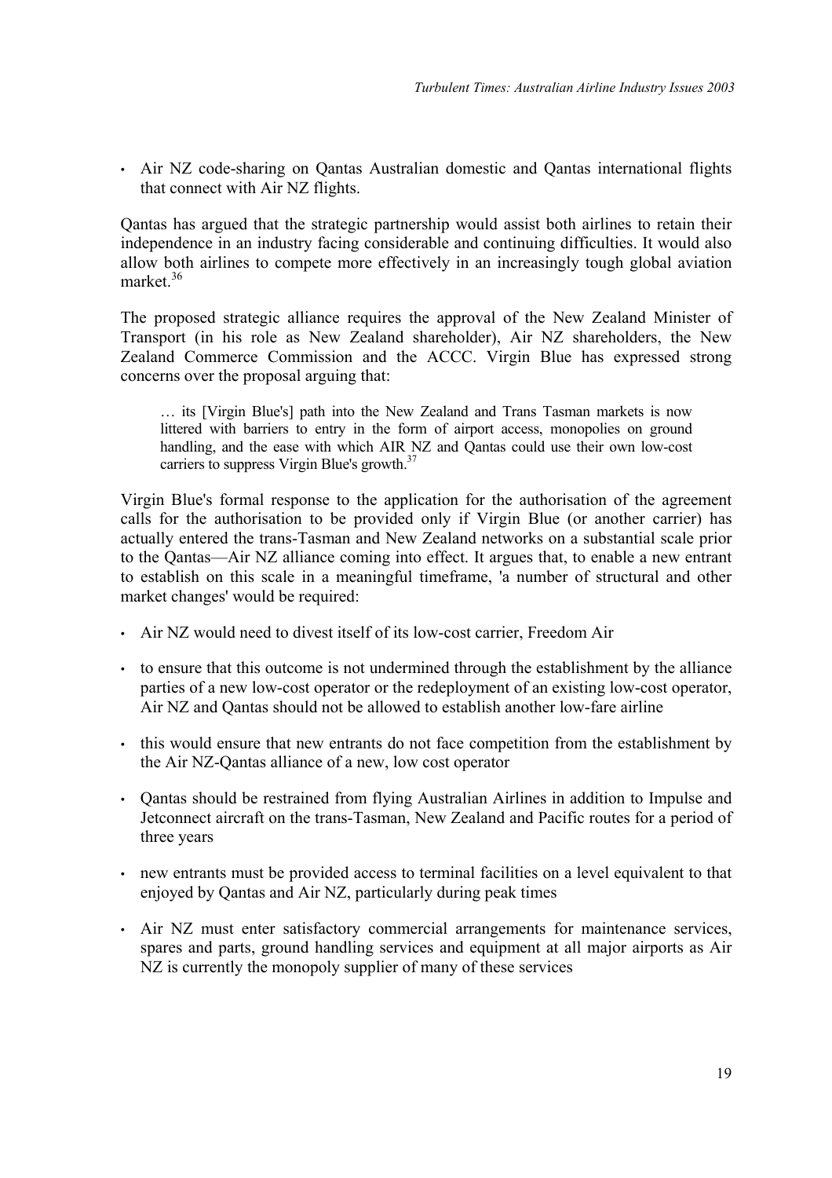- Air NZ code-sharing on Qantas Australian domestic and Qantas international flights that connect with Air NZ flights.

Qantas has argued that the strategic partnership would assist both airlines to retain their independence in an industry facing considerable and continuing difficulties. It would also allow both airlines to compete more effectively in an increasingly tough global aviation market.[36]

The proposed strategic alliance requires the approval of the New Zealand Minister of Transport (in his role as New Zealand shareholder), Air NZ shareholders, the New Zealand Commerce Commission and the ACCC. Virgin Blue has expressed strong concerns over the proposal arguing that:

> … its [Virgin Blue's] path into the New Zealand and Trans Tasman markets is now littered with barriers to entry in the form of airport access, monopolies on ground handling, and the ease with which AIR NZ and Qantas could use their own low-cost carriers to suppress Virgin Blue's growth.[37]

Virgin Blue's formal response to the application for the authorisation of the agreement calls for the authorisation to be provided only if Virgin Blue (or another carrier) has actually entered the trans-Tasman and New Zealand networks on a substantial scale prior to the Qantas—Air NZ alliance coming into effect. It argues that, to enable a new entrant to establish on this scale in a meaningful timeframe, 'a number of structural and other market changes' would be required:

- Air NZ would need to divest itself of its low-cost carrier, Freedom Air
- to ensure that this outcome is not undermined through the establishment by the alliance parties of a new low-cost operator or the redeployment of an existing low-cost operator, Air NZ and Qantas should not be allowed to establish another low-fare airline
- this would ensure that new entrants do not face competition from the establishment by the Air NZ-Qantas alliance of a new, low cost operator
- Qantas should be restrained from flying Australian Airlines in addition to Impulse and Jetconnect aircraft on the trans-Tasman, New Zealand and Pacific routes for a period of three years
- new entrants must be provided access to terminal facilities on a level equivalent to that enjoyed by Qantas and Air NZ, particularly during peak times
- Air NZ must enter satisfactory commercial arrangements for maintenance services, spares and parts, ground handling services and equipment at all major airports as Air NZ is currently the monopoly supplier of many of these services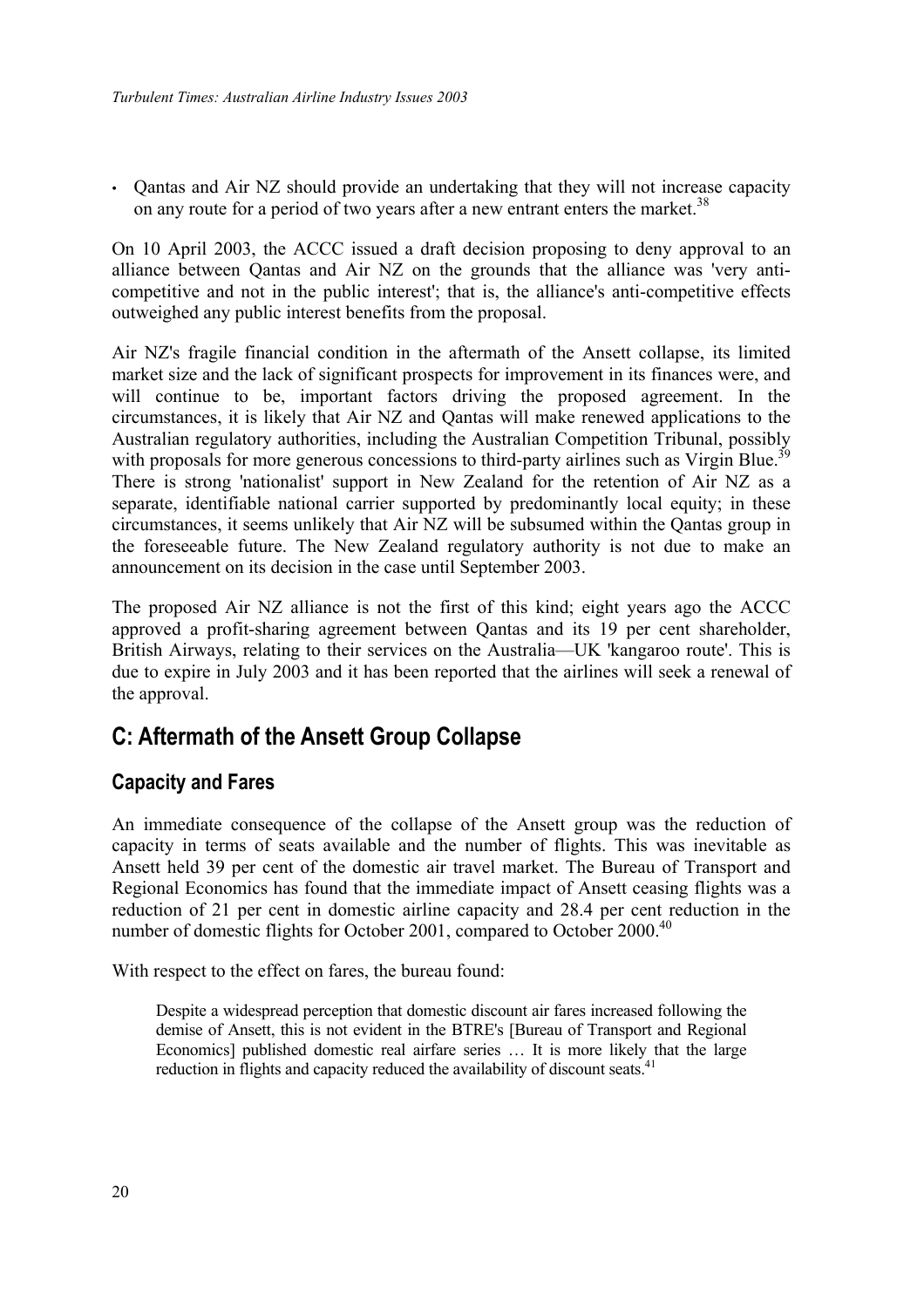- Qantas and Air NZ should provide an undertaking that they will not increase capacity on any route for a period of two years after a new entrant enters the market.[38]

On 10 April 2003, the ACCC issued a draft decision proposing to deny approval to an alliance between Qantas and Air NZ on the grounds that the alliance was 'very anti-competitive and not in the public interest'; that is, the alliance's anti-competitive effects outweighed any public interest benefits from the proposal.

Air NZ's fragile financial condition in the aftermath of the Ansett collapse, its limited market size and the lack of significant prospects for improvement in its finances were, and will continue to be, important factors driving the proposed agreement. In the circumstances, it is likely that Air NZ and Qantas will make renewed applications to the Australian regulatory authorities, including the Australian Competition Tribunal, possibly with proposals for more generous concessions to third-party airlines such as Virgin Blue.[39] There is strong 'nationalist' support in New Zealand for the retention of Air NZ as a separate, identifiable national carrier supported by predominantly local equity; in these circumstances, it seems unlikely that Air NZ will be subsumed within the Qantas group in the foreseeable future. The New Zealand regulatory authority is not due to make an announcement on its decision in the case until September 2003.

The proposed Air NZ alliance is not the first of this kind; eight years ago the ACCC approved a profit-sharing agreement between Qantas and its 19 per cent shareholder, British Airways, relating to their services on the Australia—UK 'kangaroo route'. This is due to expire in July 2003 and it has been reported that the airlines will seek a renewal of the approval.

## C: Aftermath of the Ansett Group Collapse

### Capacity and Fares

An immediate consequence of the collapse of the Ansett group was the reduction of capacity in terms of seats available and the number of flights. This was inevitable as Ansett held 39 per cent of the domestic air travel market. The Bureau of Transport and Regional Economics has found that the immediate impact of Ansett ceasing flights was a reduction of 21 per cent in domestic airline capacity and 28.4 per cent reduction in the number of domestic flights for October 2001, compared to October 2000.[40]

With respect to the effect on fares, the bureau found:

> Despite a widespread perception that domestic discount air fares increased following the demise of Ansett, this is not evident in the BTRE's [Bureau of Transport and Regional Economics] published domestic real airfare series … It is more likely that the large reduction in flights and capacity reduced the availability of discount seats.[41]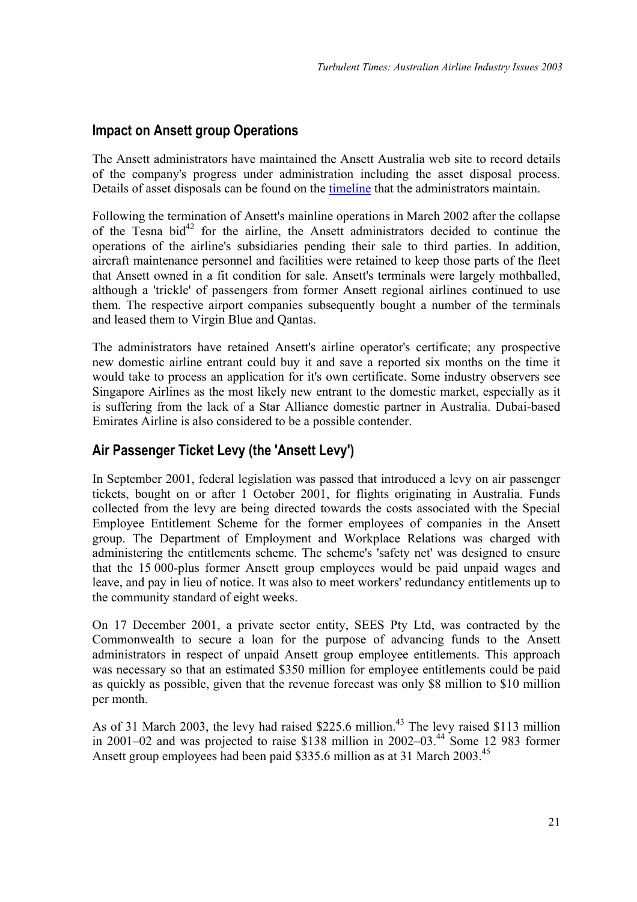## Impact on Ansett group Operations

The Ansett administrators have maintained the Ansett Australia web site to record details of the company's progress under administration including the asset disposal process. Details of asset disposals can be found on the timeline that the administrators maintain.

Following the termination of Ansett's mainline operations in March 2002 after the collapse of the Tesna bid[42] for the airline, the Ansett administrators decided to continue the operations of the airline's subsidiaries pending their sale to third parties. In addition, aircraft maintenance personnel and facilities were retained to keep those parts of the fleet that Ansett owned in a fit condition for sale. Ansett's terminals were largely mothballed, although a 'trickle' of passengers from former Ansett regional airlines continued to use them. The respective airport companies subsequently bought a number of the terminals and leased them to Virgin Blue and Qantas.

The administrators have retained Ansett's airline operator's certificate; any prospective new domestic airline entrant could buy it and save a reported six months on the time it would take to process an application for it's own certificate. Some industry observers see Singapore Airlines as the most likely new entrant to the domestic market, especially as it is suffering from the lack of a Star Alliance domestic partner in Australia. Dubai-based Emirates Airline is also considered to be a possible contender.

## Air Passenger Ticket Levy (the 'Ansett Levy')

In September 2001, federal legislation was passed that introduced a levy on air passenger tickets, bought on or after 1 October 2001, for flights originating in Australia. Funds collected from the levy are being directed towards the costs associated with the Special Employee Entitlement Scheme for the former employees of companies in the Ansett group. The Department of Employment and Workplace Relations was charged with administering the entitlements scheme. The scheme's 'safety net' was designed to ensure that the 15 000-plus former Ansett group employees would be paid unpaid wages and leave, and pay in lieu of notice. It was also to meet workers' redundancy entitlements up to the community standard of eight weeks.

On 17 December 2001, a private sector entity, SEES Pty Ltd, was contracted by the Commonwealth to secure a loan for the purpose of advancing funds to the Ansett administrators in respect of unpaid Ansett group employee entitlements. This approach was necessary so that an estimated \$350 million for employee entitlements could be paid as quickly as possible, given that the revenue forecast was only \$8 million to \$10 million per month.

As of 31 March 2003, the levy had raised \$225.6 million.[43] The levy raised \$113 million in 2001–02 and was projected to raise \$138 million in 2002–03.[44] Some 12 983 former Ansett group employees had been paid \$335.6 million as at 31 March 2003.[45]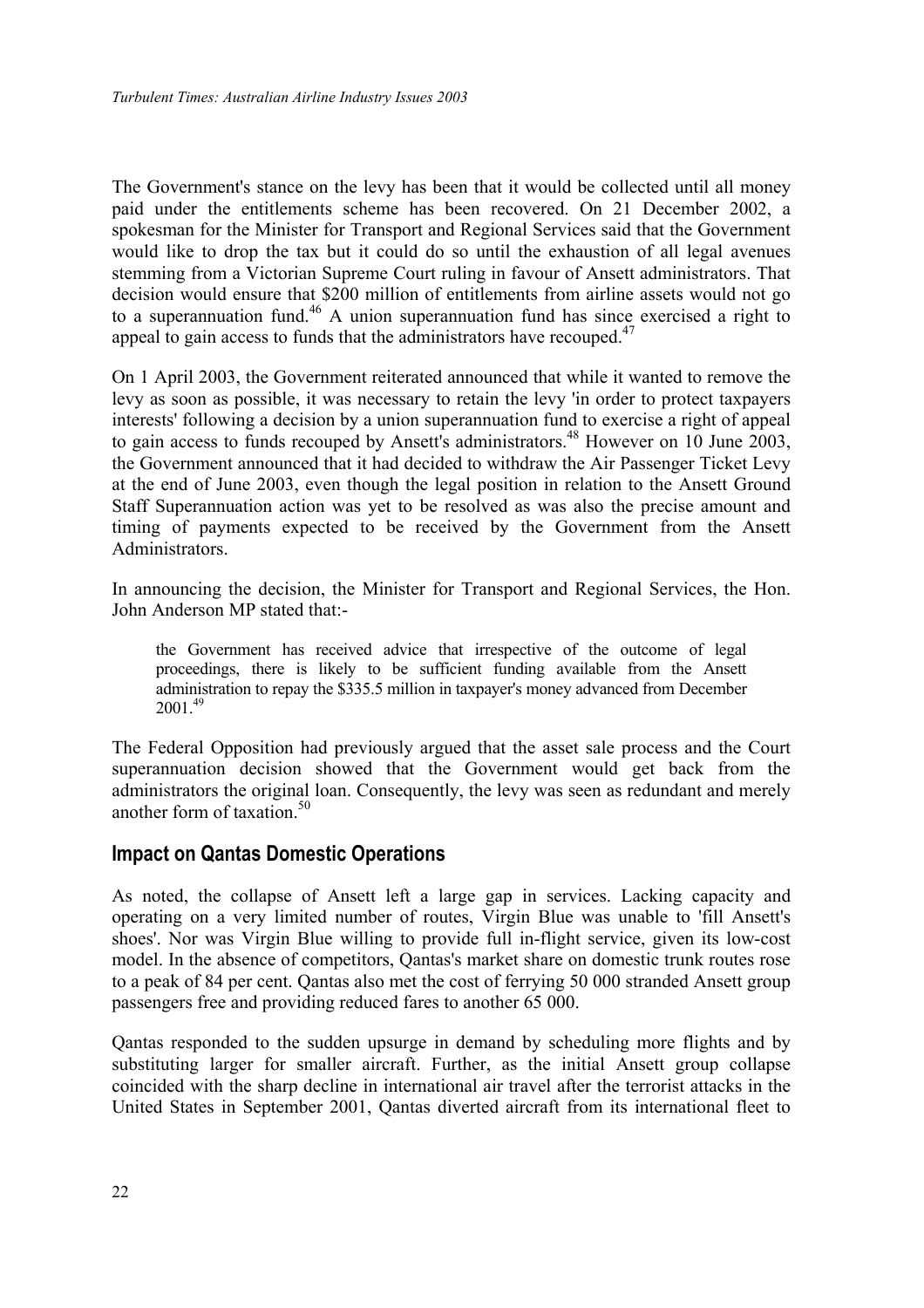The Government's stance on the levy has been that it would be collected until all money paid under the entitlements scheme has been recovered. On 21 December 2002, a spokesman for the Minister for Transport and Regional Services said that the Government would like to drop the tax but it could do so until the exhaustion of all legal avenues stemming from a Victorian Supreme Court ruling in favour of Ansett administrators. That decision would ensure that $200 million of entitlements from airline assets would not go to a superannuation fund.[46] A union superannuation fund has since exercised a right to appeal to gain access to funds that the administrators have recouped.[47]

On 1 April 2003, the Government reiterated announced that while it wanted to remove the levy as soon as possible, it was necessary to retain the levy 'in order to protect taxpayers interests' following a decision by a union superannuation fund to exercise a right of appeal to gain access to funds recouped by Ansett's administrators.[48] However on 10 June 2003, the Government announced that it had decided to withdraw the Air Passenger Ticket Levy at the end of June 2003, even though the legal position in relation to the Ansett Ground Staff Superannuation action was yet to be resolved as was also the precise amount and timing of payments expected to be received by the Government from the Ansett Administrators.

In announcing the decision, the Minister for Transport and Regional Services, the Hon. John Anderson MP stated that:-

> the Government has received advice that irrespective of the outcome of legal proceedings, there is likely to be sufficient funding available from the Ansett administration to repay the $335.5 million in taxpayer's money advanced from December 2001.[49]

The Federal Opposition had previously argued that the asset sale process and the Court superannuation decision showed that the Government would get back from the administrators the original loan. Consequently, the levy was seen as redundant and merely another form of taxation.[50]

## Impact on Qantas Domestic Operations

As noted, the collapse of Ansett left a large gap in services. Lacking capacity and operating on a very limited number of routes, Virgin Blue was unable to 'fill Ansett's shoes'. Nor was Virgin Blue willing to provide full in-flight service, given its low-cost model. In the absence of competitors, Qantas's market share on domestic trunk routes rose to a peak of 84 per cent. Qantas also met the cost of ferrying 50 000 stranded Ansett group passengers free and providing reduced fares to another 65 000.

Qantas responded to the sudden upsurge in demand by scheduling more flights and by substituting larger for smaller aircraft. Further, as the initial Ansett group collapse coincided with the sharp decline in international air travel after the terrorist attacks in the United States in September 2001, Qantas diverted aircraft from its international fleet to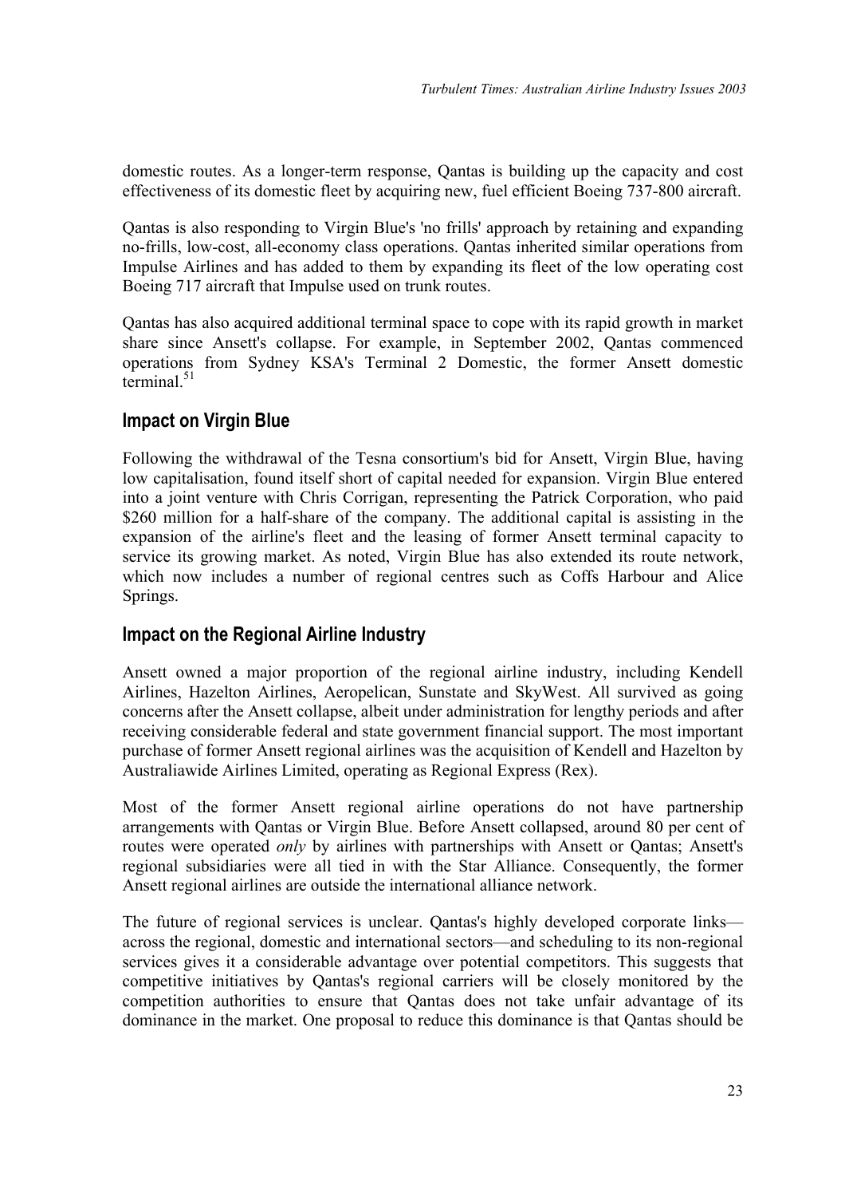domestic routes. As a longer-term response, Qantas is building up the capacity and cost effectiveness of its domestic fleet by acquiring new, fuel efficient Boeing 737-800 aircraft.

Qantas is also responding to Virgin Blue's 'no frills' approach by retaining and expanding no-frills, low-cost, all-economy class operations. Qantas inherited similar operations from Impulse Airlines and has added to them by expanding its fleet of the low operating cost Boeing 717 aircraft that Impulse used on trunk routes.

Qantas has also acquired additional terminal space to cope with its rapid growth in market share since Ansett's collapse. For example, in September 2002, Qantas commenced operations from Sydney KSA's Terminal 2 Domestic, the former Ansett domestic terminal.[51]

## Impact on Virgin Blue

Following the withdrawal of the Tesna consortium's bid for Ansett, Virgin Blue, having low capitalisation, found itself short of capital needed for expansion. Virgin Blue entered into a joint venture with Chris Corrigan, representing the Patrick Corporation, who paid $260 million for a half-share of the company. The additional capital is assisting in the expansion of the airline's fleet and the leasing of former Ansett terminal capacity to service its growing market. As noted, Virgin Blue has also extended its route network, which now includes a number of regional centres such as Coffs Harbour and Alice Springs.

## Impact on the Regional Airline Industry

Ansett owned a major proportion of the regional airline industry, including Kendell Airlines, Hazelton Airlines, Aeropelican, Sunstate and SkyWest. All survived as going concerns after the Ansett collapse, albeit under administration for lengthy periods and after receiving considerable federal and state government financial support. The most important purchase of former Ansett regional airlines was the acquisition of Kendell and Hazelton by Australiawide Airlines Limited, operating as Regional Express (Rex).

Most of the former Ansett regional airline operations do not have partnership arrangements with Qantas or Virgin Blue. Before Ansett collapsed, around 80 per cent of routes were operated *only* by airlines with partnerships with Ansett or Qantas; Ansett's regional subsidiaries were all tied in with the Star Alliance. Consequently, the former Ansett regional airlines are outside the international alliance network.

The future of regional services is unclear. Qantas's highly developed corporate links—across the regional, domestic and international sectors—and scheduling to its non-regional services gives it a considerable advantage over potential competitors. This suggests that competitive initiatives by Qantas's regional carriers will be closely monitored by the competition authorities to ensure that Qantas does not take unfair advantage of its dominance in the market. One proposal to reduce this dominance is that Qantas should be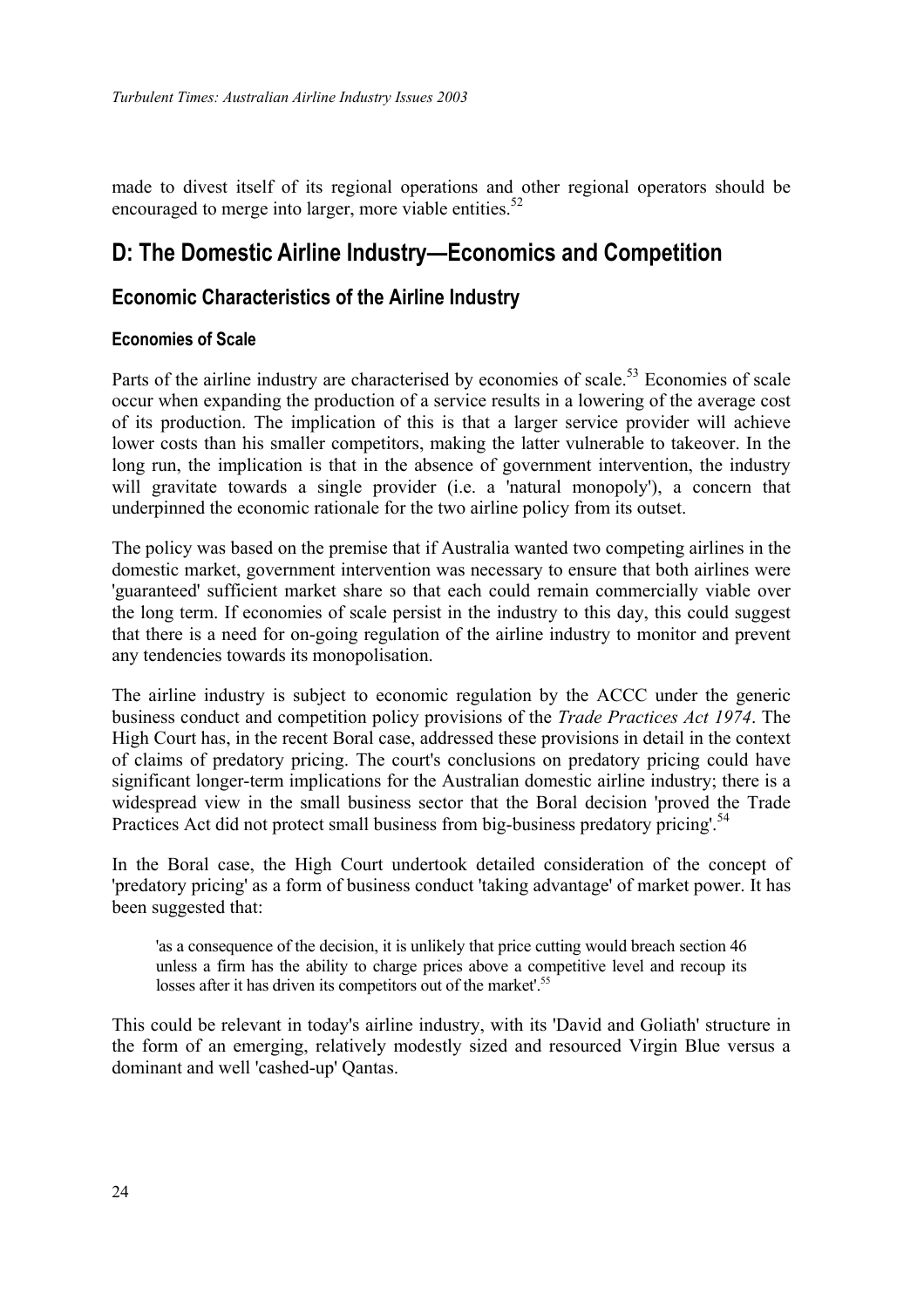made to divest itself of its regional operations and other regional operators should be encouraged to merge into larger, more viable entities.[52]

## D: The Domestic Airline Industry—Economics and Competition

### Economic Characteristics of the Airline Industry

#### Economies of Scale

Parts of the airline industry are characterised by economies of scale.[53] Economies of scale occur when expanding the production of a service results in a lowering of the average cost of its production. The implication of this is that a larger service provider will achieve lower costs than his smaller competitors, making the latter vulnerable to takeover. In the long run, the implication is that in the absence of government intervention, the industry will gravitate towards a single provider (i.e. a 'natural monopoly'), a concern that underpinned the economic rationale for the two airline policy from its outset.

The policy was based on the premise that if Australia wanted two competing airlines in the domestic market, government intervention was necessary to ensure that both airlines were 'guaranteed' sufficient market share so that each could remain commercially viable over the long term. If economies of scale persist in the industry to this day, this could suggest that there is a need for on-going regulation of the airline industry to monitor and prevent any tendencies towards its monopolisation.

The airline industry is subject to economic regulation by the ACCC under the generic business conduct and competition policy provisions of the *Trade Practices Act 1974*. The High Court has, in the recent Boral case, addressed these provisions in detail in the context of claims of predatory pricing. The court's conclusions on predatory pricing could have significant longer-term implications for the Australian domestic airline industry; there is a widespread view in the small business sector that the Boral decision 'proved the Trade Practices Act did not protect small business from big-business predatory pricing'.[54]

In the Boral case, the High Court undertook detailed consideration of the concept of 'predatory pricing' as a form of business conduct 'taking advantage' of market power. It has been suggested that:

> 'as a consequence of the decision, it is unlikely that price cutting would breach section 46 unless a firm has the ability to charge prices above a competitive level and recoup its losses after it has driven its competitors out of the market'.[55]

This could be relevant in today's airline industry, with its 'David and Goliath' structure in the form of an emerging, relatively modestly sized and resourced Virgin Blue versus a dominant and well 'cashed-up' Qantas.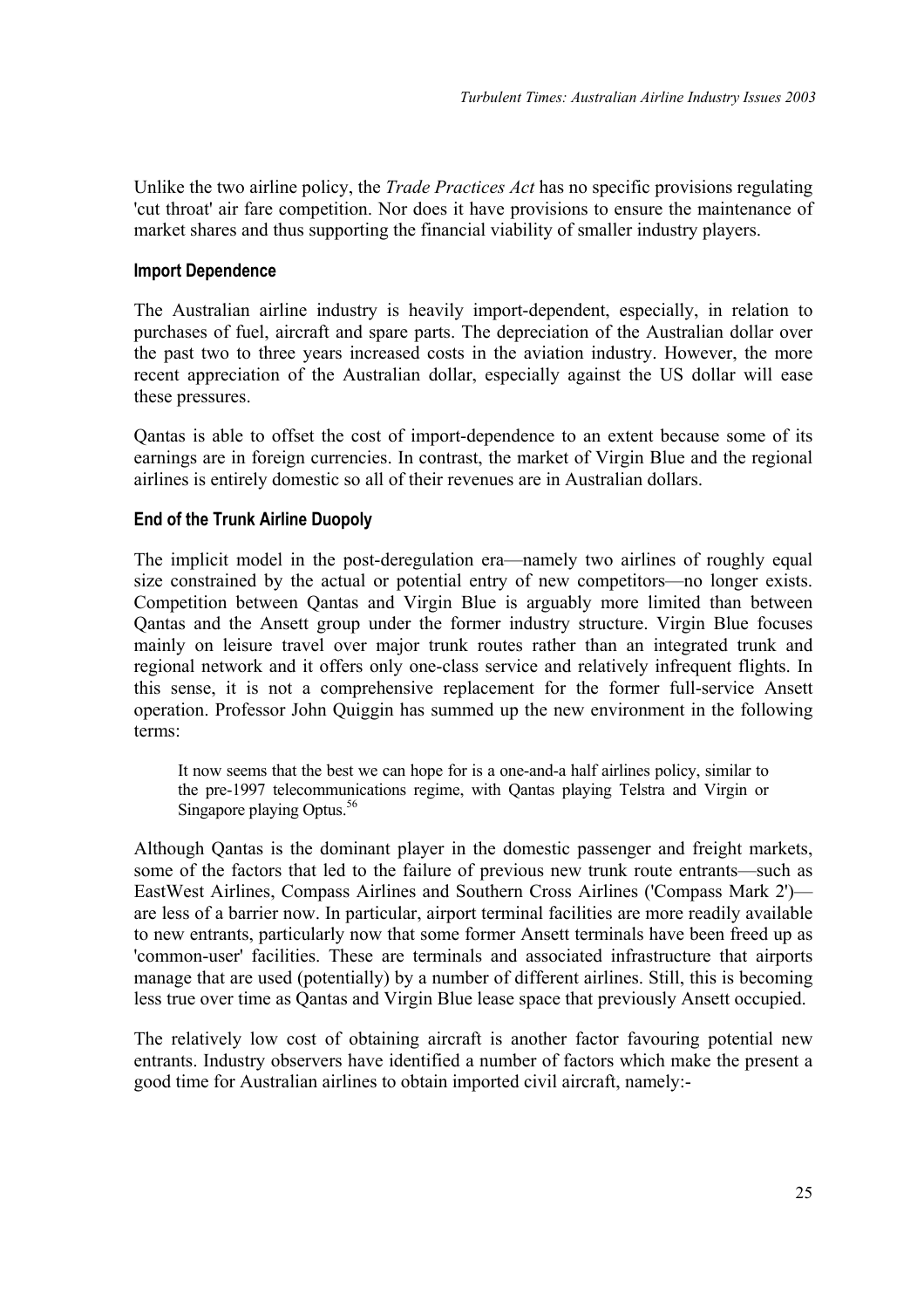Unlike the two airline policy, the *Trade Practices Act* has no specific provisions regulating 'cut throat' air fare competition. Nor does it have provisions to ensure the maintenance of market shares and thus supporting the financial viability of smaller industry players.

### Import Dependence

The Australian airline industry is heavily import-dependent, especially, in relation to purchases of fuel, aircraft and spare parts. The depreciation of the Australian dollar over the past two to three years increased costs in the aviation industry. However, the more recent appreciation of the Australian dollar, especially against the US dollar will ease these pressures.

Qantas is able to offset the cost of import-dependence to an extent because some of its earnings are in foreign currencies. In contrast, the market of Virgin Blue and the regional airlines is entirely domestic so all of their revenues are in Australian dollars.

### End of the Trunk Airline Duopoly

The implicit model in the post-deregulation era—namely two airlines of roughly equal size constrained by the actual or potential entry of new competitors—no longer exists. Competition between Qantas and Virgin Blue is arguably more limited than between Qantas and the Ansett group under the former industry structure. Virgin Blue focuses mainly on leisure travel over major trunk routes rather than an integrated trunk and regional network and it offers only one-class service and relatively infrequent flights. In this sense, it is not a comprehensive replacement for the former full-service Ansett operation. Professor John Quiggin has summed up the new environment in the following terms:

> It now seems that the best we can hope for is a one-and-a half airlines policy, similar to the pre-1997 telecommunications regime, with Qantas playing Telstra and Virgin or Singapore playing Optus.[56]

Although Qantas is the dominant player in the domestic passenger and freight markets, some of the factors that led to the failure of previous new trunk route entrants—such as EastWest Airlines, Compass Airlines and Southern Cross Airlines ('Compass Mark 2')—are less of a barrier now. In particular, airport terminal facilities are more readily available to new entrants, particularly now that some former Ansett terminals have been freed up as 'common-user' facilities. These are terminals and associated infrastructure that airports manage that are used (potentially) by a number of different airlines. Still, this is becoming less true over time as Qantas and Virgin Blue lease space that previously Ansett occupied.

The relatively low cost of obtaining aircraft is another factor favouring potential new entrants. Industry observers have identified a number of factors which make the present a good time for Australian airlines to obtain imported civil aircraft, namely:-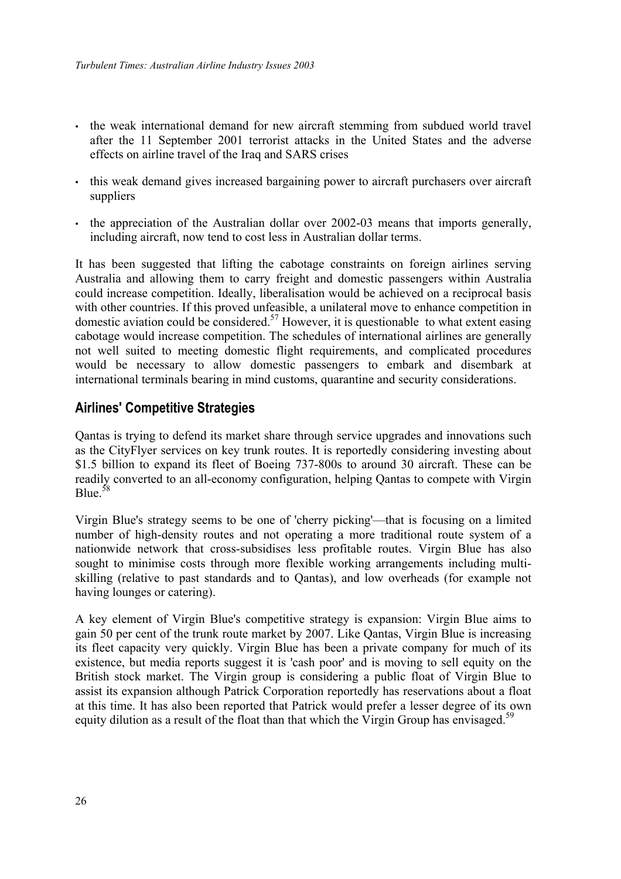- the weak international demand for new aircraft stemming from subdued world travel after the 11 September 2001 terrorist attacks in the United States and the adverse effects on airline travel of the Iraq and SARS crises
- this weak demand gives increased bargaining power to aircraft purchasers over aircraft suppliers
- the appreciation of the Australian dollar over 2002-03 means that imports generally, including aircraft, now tend to cost less in Australian dollar terms.

It has been suggested that lifting the cabotage constraints on foreign airlines serving Australia and allowing them to carry freight and domestic passengers within Australia could increase competition. Ideally, liberalisation would be achieved on a reciprocal basis with other countries. If this proved unfeasible, a unilateral move to enhance competition in domestic aviation could be considered.[57] However, it is questionable to what extent easing cabotage would increase competition. The schedules of international airlines are generally not well suited to meeting domestic flight requirements, and complicated procedures would be necessary to allow domestic passengers to embark and disembark at international terminals bearing in mind customs, quarantine and security considerations.

## Airlines' Competitive Strategies

Qantas is trying to defend its market share through service upgrades and innovations such as the CityFlyer services on key trunk routes. It is reportedly considering investing about $1.5 billion to expand its fleet of Boeing 737-800s to around 30 aircraft. These can be readily converted to an all-economy configuration, helping Qantas to compete with Virgin Blue.[58]

Virgin Blue's strategy seems to be one of 'cherry picking'—that is focusing on a limited number of high-density routes and not operating a more traditional route system of a nationwide network that cross-subsidises less profitable routes. Virgin Blue has also sought to minimise costs through more flexible working arrangements including multi-skilling (relative to past standards and to Qantas), and low overheads (for example not having lounges or catering).

A key element of Virgin Blue's competitive strategy is expansion: Virgin Blue aims to gain 50 per cent of the trunk route market by 2007. Like Qantas, Virgin Blue is increasing its fleet capacity very quickly. Virgin Blue has been a private company for much of its existence, but media reports suggest it is 'cash poor' and is moving to sell equity on the British stock market. The Virgin group is considering a public float of Virgin Blue to assist its expansion although Patrick Corporation reportedly has reservations about a float at this time. It has also been reported that Patrick would prefer a lesser degree of its own equity dilution as a result of the float than that which the Virgin Group has envisaged.[59]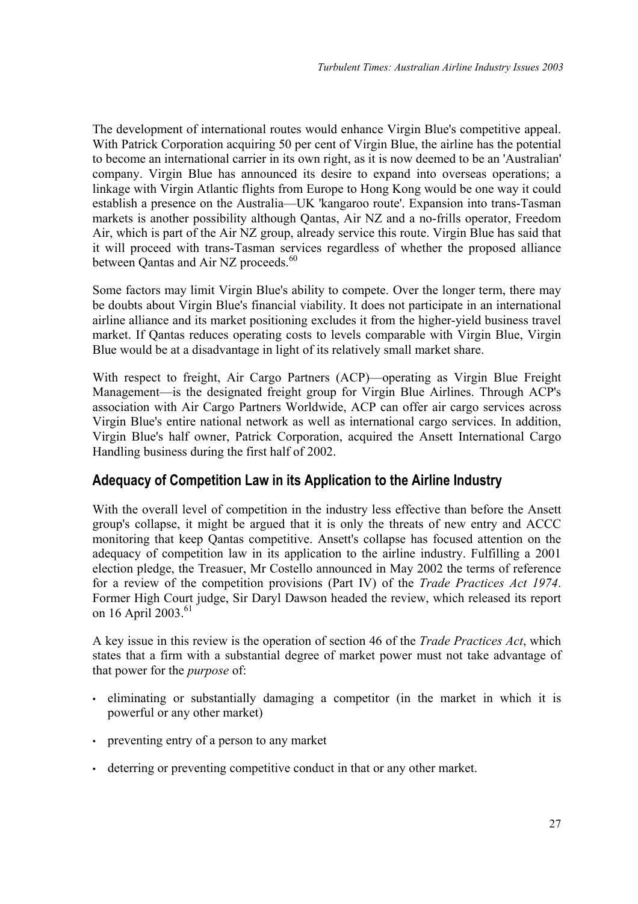The development of international routes would enhance Virgin Blue's competitive appeal. With Patrick Corporation acquiring 50 per cent of Virgin Blue, the airline has the potential to become an international carrier in its own right, as it is now deemed to be an 'Australian' company. Virgin Blue has announced its desire to expand into overseas operations; a linkage with Virgin Atlantic flights from Europe to Hong Kong would be one way it could establish a presence on the Australia—UK 'kangaroo route'. Expansion into trans-Tasman markets is another possibility although Qantas, Air NZ and a no-frills operator, Freedom Air, which is part of the Air NZ group, already service this route. Virgin Blue has said that it will proceed with trans-Tasman services regardless of whether the proposed alliance between Qantas and Air NZ proceeds.[60]

Some factors may limit Virgin Blue's ability to compete. Over the longer term, there may be doubts about Virgin Blue's financial viability. It does not participate in an international airline alliance and its market positioning excludes it from the higher-yield business travel market. If Qantas reduces operating costs to levels comparable with Virgin Blue, Virgin Blue would be at a disadvantage in light of its relatively small market share.

With respect to freight, Air Cargo Partners (ACP)—operating as Virgin Blue Freight Management—is the designated freight group for Virgin Blue Airlines. Through ACP's association with Air Cargo Partners Worldwide, ACP can offer air cargo services across Virgin Blue's entire national network as well as international cargo services. In addition, Virgin Blue's half owner, Patrick Corporation, acquired the Ansett International Cargo Handling business during the first half of 2002.

## Adequacy of Competition Law in its Application to the Airline Industry

With the overall level of competition in the industry less effective than before the Ansett group's collapse, it might be argued that it is only the threats of new entry and ACCC monitoring that keep Qantas competitive. Ansett's collapse has focused attention on the adequacy of competition law in its application to the airline industry. Fulfilling a 2001 election pledge, the Treasuer, Mr Costello announced in May 2002 the terms of reference for a review of the competition provisions (Part IV) of the *Trade Practices Act 1974*. Former High Court judge, Sir Daryl Dawson headed the review, which released its report on 16 April 2003.[61]

A key issue in this review is the operation of section 46 of the *Trade Practices Act*, which states that a firm with a substantial degree of market power must not take advantage of that power for the *purpose* of:

- eliminating or substantially damaging a competitor (in the market in which it is powerful or any other market)
- preventing entry of a person to any market
- deterring or preventing competitive conduct in that or any other market.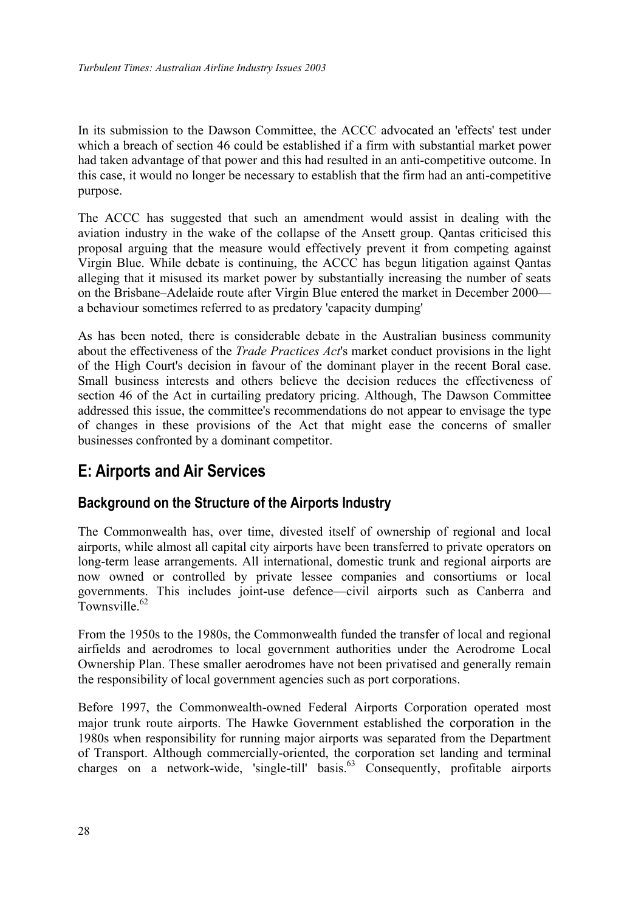In its submission to the Dawson Committee, the ACCC advocated an 'effects' test under which a breach of section 46 could be established if a firm with substantial market power had taken advantage of that power and this had resulted in an anti-competitive outcome. In this case, it would no longer be necessary to establish that the firm had an anti-competitive purpose.

The ACCC has suggested that such an amendment would assist in dealing with the aviation industry in the wake of the collapse of the Ansett group. Qantas criticised this proposal arguing that the measure would effectively prevent it from competing against Virgin Blue. While debate is continuing, the ACCC has begun litigation against Qantas alleging that it misused its market power by substantially increasing the number of seats on the Brisbane–Adelaide route after Virgin Blue entered the market in December 2000—a behaviour sometimes referred to as predatory 'capacity dumping'

As has been noted, there is considerable debate in the Australian business community about the effectiveness of the *Trade Practices Act*'s market conduct provisions in the light of the High Court's decision in favour of the dominant player in the recent Boral case. Small business interests and others believe the decision reduces the effectiveness of section 46 of the Act in curtailing predatory pricing. Although, The Dawson Committee addressed this issue, the committee's recommendations do not appear to envisage the type of changes in these provisions of the Act that might ease the concerns of smaller businesses confronted by a dominant competitor.

## E: Airports and Air Services

### Background on the Structure of the Airports Industry

The Commonwealth has, over time, divested itself of ownership of regional and local airports, while almost all capital city airports have been transferred to private operators on long-term lease arrangements. All international, domestic trunk and regional airports are now owned or controlled by private lessee companies and consortiums or local governments. This includes joint-use defence—civil airports such as Canberra and Townsville.[62]

From the 1950s to the 1980s, the Commonwealth funded the transfer of local and regional airfields and aerodromes to local government authorities under the Aerodrome Local Ownership Plan. These smaller aerodromes have not been privatised and generally remain the responsibility of local government agencies such as port corporations.

Before 1997, the Commonwealth-owned Federal Airports Corporation operated most major trunk route airports. The Hawke Government established the corporation in the 1980s when responsibility for running major airports was separated from the Department of Transport. Although commercially-oriented, the corporation set landing and terminal charges on a network-wide, 'single-till' basis.[63] Consequently, profitable airports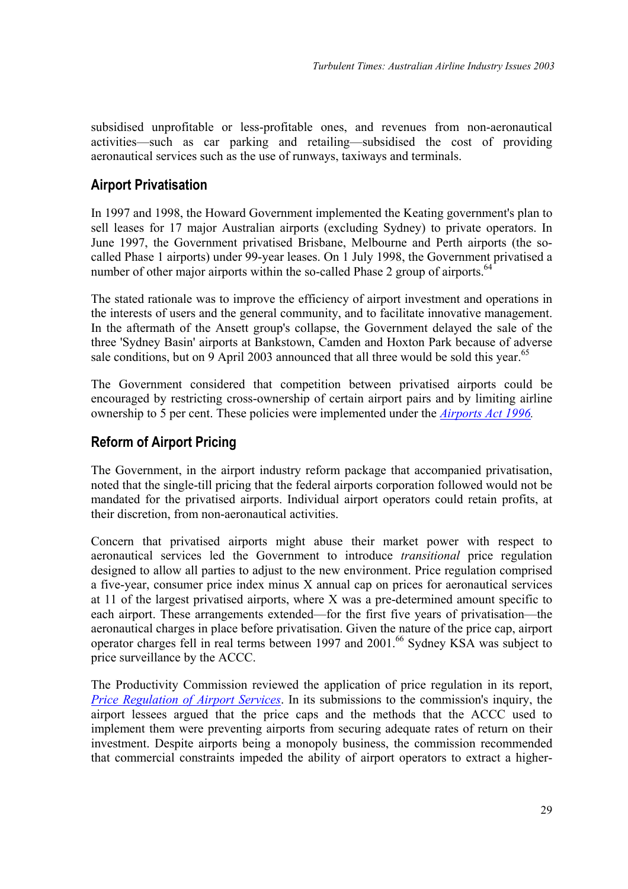subsidised unprofitable or less-profitable ones, and revenues from non-aeronautical activities—such as car parking and retailing—subsidised the cost of providing aeronautical services such as the use of runways, taxiways and terminals.

## Airport Privatisation

In 1997 and 1998, the Howard Government implemented the Keating government's plan to sell leases for 17 major Australian airports (excluding Sydney) to private operators. In June 1997, the Government privatised Brisbane, Melbourne and Perth airports (the so-called Phase 1 airports) under 99-year leases. On 1 July 1998, the Government privatised a number of other major airports within the so-called Phase 2 group of airports.[64]

The stated rationale was to improve the efficiency of airport investment and operations in the interests of users and the general community, and to facilitate innovative management. In the aftermath of the Ansett group's collapse, the Government delayed the sale of the three 'Sydney Basin' airports at Bankstown, Camden and Hoxton Park because of adverse sale conditions, but on 9 April 2003 announced that all three would be sold this year.[65]

The Government considered that competition between privatised airports could be encouraged by restricting cross-ownership of certain airport pairs and by limiting airline ownership to 5 per cent. These policies were implemented under the *Airports Act 1996*.

## Reform of Airport Pricing

The Government, in the airport industry reform package that accompanied privatisation, noted that the single-till pricing that the federal airports corporation followed would not be mandated for the privatised airports. Individual airport operators could retain profits, at their discretion, from non-aeronautical activities.

Concern that privatised airports might abuse their market power with respect to aeronautical services led the Government to introduce *transitional* price regulation designed to allow all parties to adjust to the new environment. Price regulation comprised a five-year, consumer price index minus X annual cap on prices for aeronautical services at 11 of the largest privatised airports, where X was a pre-determined amount specific to each airport. These arrangements extended—for the first five years of privatisation—the aeronautical charges in place before privatisation. Given the nature of the price cap, airport operator charges fell in real terms between 1997 and 2001.[66] Sydney KSA was subject to price surveillance by the ACCC.

The Productivity Commission reviewed the application of price regulation in its report, *Price Regulation of Airport Services*. In its submissions to the commission's inquiry, the airport lessees argued that the price caps and the methods that the ACCC used to implement them were preventing airports from securing adequate rates of return on their investment. Despite airports being a monopoly business, the commission recommended that commercial constraints impeded the ability of airport operators to extract a higher-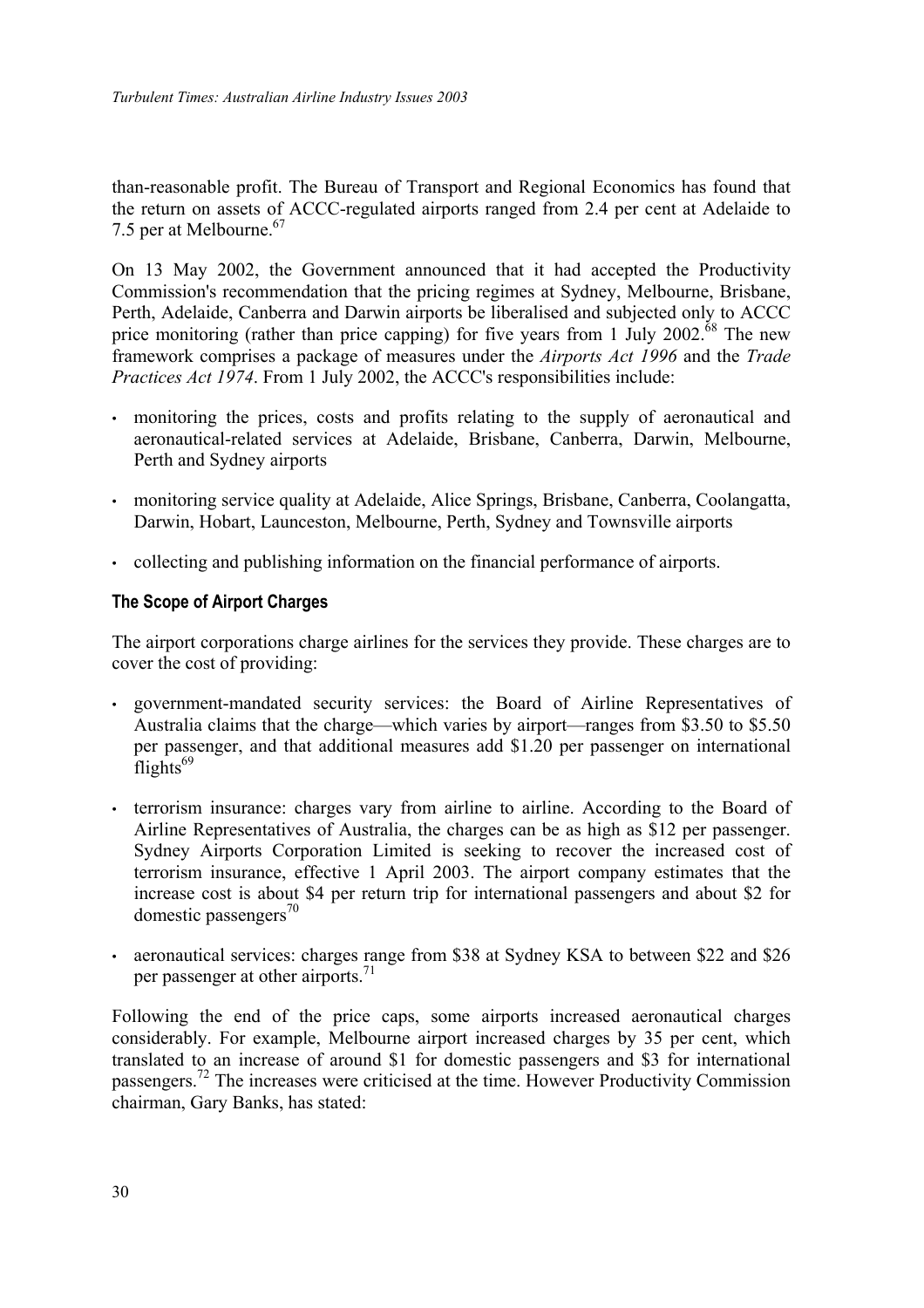than-reasonable profit. The Bureau of Transport and Regional Economics has found that the return on assets of ACCC-regulated airports ranged from 2.4 per cent at Adelaide to 7.5 per at Melbourne.[67]

On 13 May 2002, the Government announced that it had accepted the Productivity Commission's recommendation that the pricing regimes at Sydney, Melbourne, Brisbane, Perth, Adelaide, Canberra and Darwin airports be liberalised and subjected only to ACCC price monitoring (rather than price capping) for five years from 1 July 2002.[68] The new framework comprises a package of measures under the *Airports Act 1996* and the *Trade Practices Act 1974*. From 1 July 2002, the ACCC's responsibilities include:

- monitoring the prices, costs and profits relating to the supply of aeronautical and aeronautical-related services at Adelaide, Brisbane, Canberra, Darwin, Melbourne, Perth and Sydney airports
- monitoring service quality at Adelaide, Alice Springs, Brisbane, Canberra, Coolangatta, Darwin, Hobart, Launceston, Melbourne, Perth, Sydney and Townsville airports
- collecting and publishing information on the financial performance of airports.

#### The Scope of Airport Charges

The airport corporations charge airlines for the services they provide. These charges are to cover the cost of providing:

- government-mandated security services: the Board of Airline Representatives of Australia claims that the charge—which varies by airport—ranges from $3.50 to $5.50 per passenger, and that additional measures add $1.20 per passenger on international flights[69]
- terrorism insurance: charges vary from airline to airline. According to the Board of Airline Representatives of Australia, the charges can be as high as $12 per passenger. Sydney Airports Corporation Limited is seeking to recover the increased cost of terrorism insurance, effective 1 April 2003. The airport company estimates that the increase cost is about $4 per return trip for international passengers and about $2 for domestic passengers[70]
- aeronautical services: charges range from $38 at Sydney KSA to between $22 and $26 per passenger at other airports.[71]

Following the end of the price caps, some airports increased aeronautical charges considerably. For example, Melbourne airport increased charges by 35 per cent, which translated to an increase of around $1 for domestic passengers and $3 for international passengers.[72] The increases were criticised at the time. However Productivity Commission chairman, Gary Banks, has stated: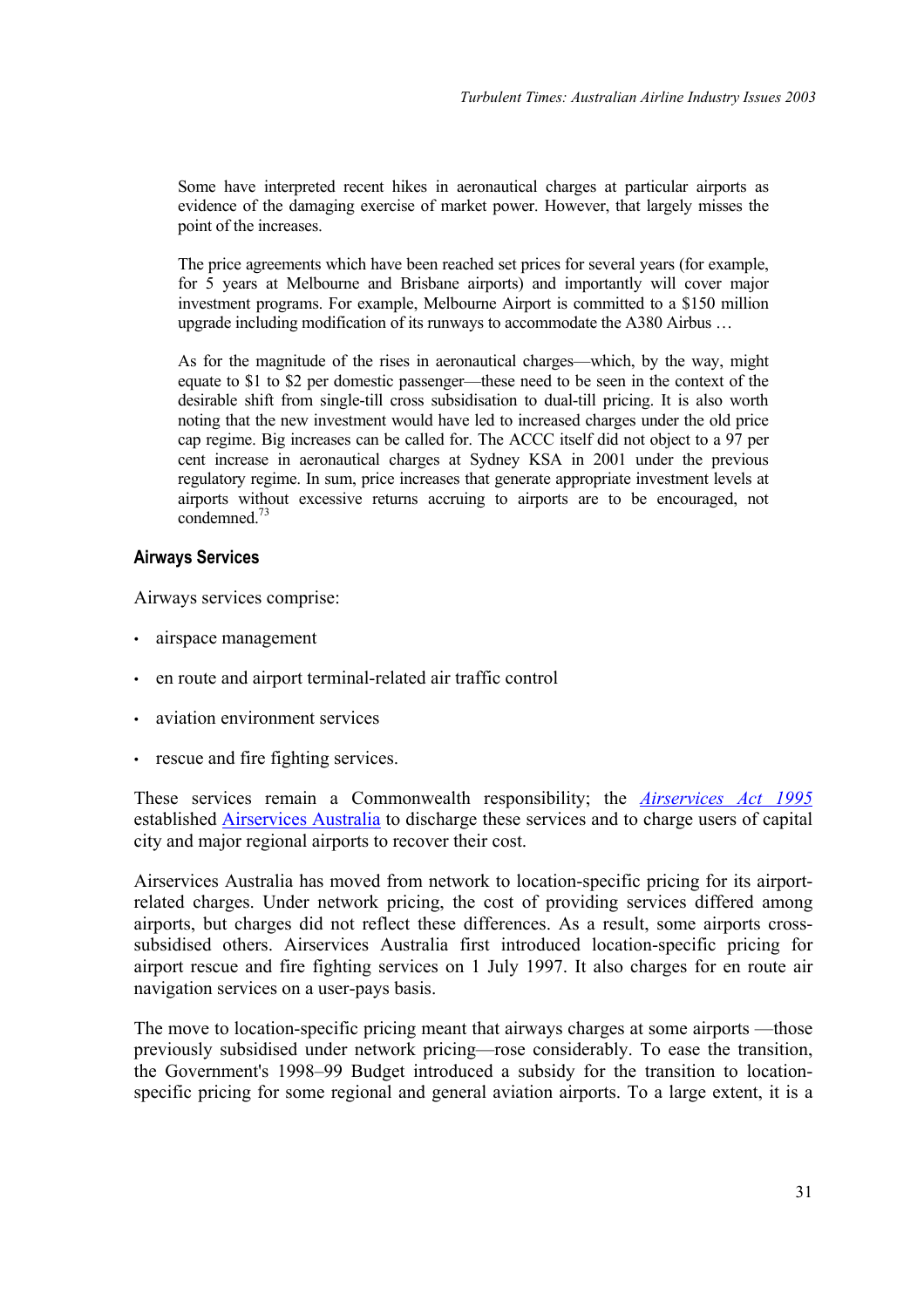> Some have interpreted recent hikes in aeronautical charges at particular airports as evidence of the damaging exercise of market power. However, that largely misses the point of the increases.
>
> The price agreements which have been reached set prices for several years (for example, for 5 years at Melbourne and Brisbane airports) and importantly will cover major investment programs. For example, Melbourne Airport is committed to a $150 million upgrade including modification of its runways to accommodate the A380 Airbus …
>
> As for the magnitude of the rises in aeronautical charges—which, by the way, might equate to $1 to $2 per domestic passenger—these need to be seen in the context of the desirable shift from single-till cross subsidisation to dual-till pricing. It is also worth noting that the new investment would have led to increased charges under the old price cap regime. Big increases can be called for. The ACCC itself did not object to a 97 per cent increase in aeronautical charges at Sydney KSA in 2001 under the previous regulatory regime. In sum, price increases that generate appropriate investment levels at airports without excessive returns accruing to airports are to be encouraged, not condemned.[73]

### Airways Services

Airways services comprise:

- airspace management
- en route and airport terminal-related air traffic control
- aviation environment services
- rescue and fire fighting services.

These services remain a Commonwealth responsibility; the *Airservices Act 1995* established Airservices Australia to discharge these services and to charge users of capital city and major regional airports to recover their cost.

Airservices Australia has moved from network to location-specific pricing for its airport-related charges. Under network pricing, the cost of providing services differed among airports, but charges did not reflect these differences. As a result, some airports cross-subsidised others. Airservices Australia first introduced location-specific pricing for airport rescue and fire fighting services on 1 July 1997. It also charges for en route air navigation services on a user-pays basis.

The move to location-specific pricing meant that airways charges at some airports —those previously subsidised under network pricing—rose considerably. To ease the transition, the Government's 1998–99 Budget introduced a subsidy for the transition to location-specific pricing for some regional and general aviation airports. To a large extent, it is a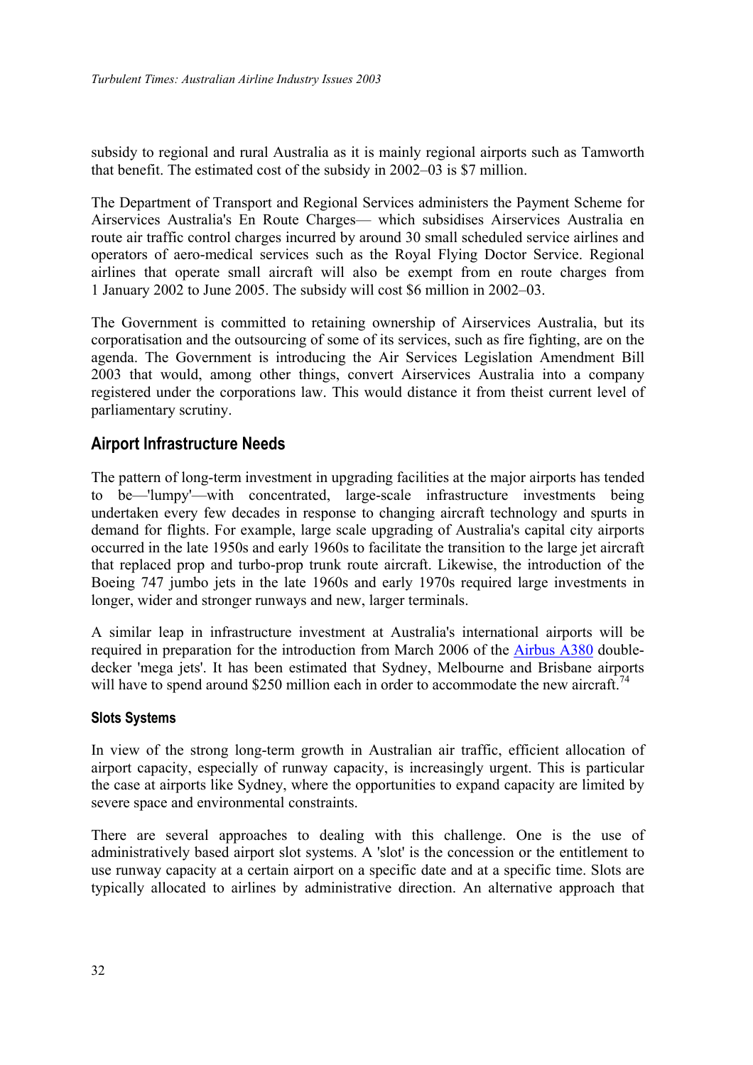subsidy to regional and rural Australia as it is mainly regional airports such as Tamworth that benefit. The estimated cost of the subsidy in 2002–03 is $7 million.

The Department of Transport and Regional Services administers the Payment Scheme for Airservices Australia's En Route Charges— which subsidises Airservices Australia en route air traffic control charges incurred by around 30 small scheduled service airlines and operators of aero-medical services such as the Royal Flying Doctor Service. Regional airlines that operate small aircraft will also be exempt from en route charges from 1 January 2002 to June 2005. The subsidy will cost $6 million in 2002–03.

The Government is committed to retaining ownership of Airservices Australia, but its corporatisation and the outsourcing of some of its services, such as fire fighting, are on the agenda. The Government is introducing the Air Services Legislation Amendment Bill 2003 that would, among other things, convert Airservices Australia into a company registered under the corporations law. This would distance it from theist current level of parliamentary scrutiny.

## Airport Infrastructure Needs

The pattern of long-term investment in upgrading facilities at the major airports has tended to be—'lumpy'—with concentrated, large-scale infrastructure investments being undertaken every few decades in response to changing aircraft technology and spurts in demand for flights. For example, large scale upgrading of Australia's capital city airports occurred in the late 1950s and early 1960s to facilitate the transition to the large jet aircraft that replaced prop and turbo-prop trunk route aircraft. Likewise, the introduction of the Boeing 747 jumbo jets in the late 1960s and early 1970s required large investments in longer, wider and stronger runways and new, larger terminals.

A similar leap in infrastructure investment at Australia's international airports will be required in preparation for the introduction from March 2006 of the Airbus A380 double-decker 'mega jets'. It has been estimated that Sydney, Melbourne and Brisbane airports will have to spend around $250 million each in order to accommodate the new aircraft.[74]

### Slots Systems

In view of the strong long-term growth in Australian air traffic, efficient allocation of airport capacity, especially of runway capacity, is increasingly urgent. This is particular the case at airports like Sydney, where the opportunities to expand capacity are limited by severe space and environmental constraints.

There are several approaches to dealing with this challenge. One is the use of administratively based airport slot systems. A 'slot' is the concession or the entitlement to use runway capacity at a certain airport on a specific date and at a specific time. Slots are typically allocated to airlines by administrative direction. An alternative approach that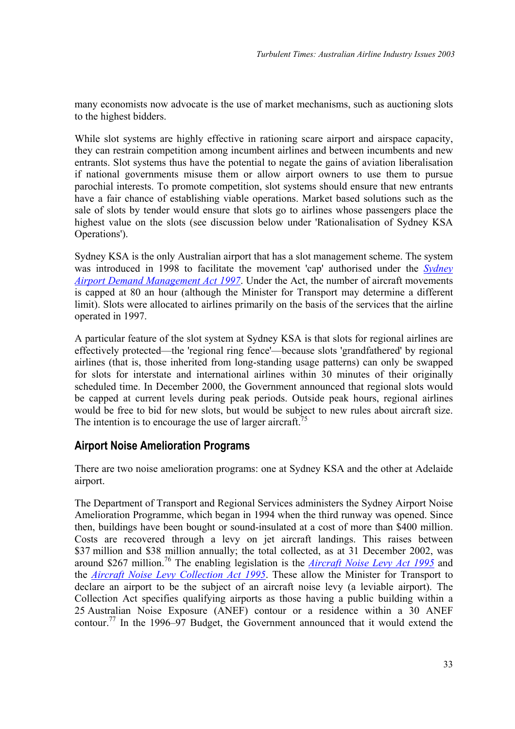many economists now advocate is the use of market mechanisms, such as auctioning slots to the highest bidders.

While slot systems are highly effective in rationing scare airport and airspace capacity, they can restrain competition among incumbent airlines and between incumbents and new entrants. Slot systems thus have the potential to negate the gains of aviation liberalisation if national governments misuse them or allow airport owners to use them to pursue parochial interests. To promote competition, slot systems should ensure that new entrants have a fair chance of establishing viable operations. Market based solutions such as the sale of slots by tender would ensure that slots go to airlines whose passengers place the highest value on the slots (see discussion below under 'Rationalisation of Sydney KSA Operations').

Sydney KSA is the only Australian airport that has a slot management scheme. The system was introduced in 1998 to facilitate the movement 'cap' authorised under the *Sydney Airport Demand Management Act 1997*. Under the Act, the number of aircraft movements is capped at 80 an hour (although the Minister for Transport may determine a different limit). Slots were allocated to airlines primarily on the basis of the services that the airline operated in 1997.

A particular feature of the slot system at Sydney KSA is that slots for regional airlines are effectively protected—the 'regional ring fence'—because slots 'grandfathered' by regional airlines (that is, those inherited from long-standing usage patterns) can only be swapped for slots for interstate and international airlines within 30 minutes of their originally scheduled time. In December 2000, the Government announced that regional slots would be capped at current levels during peak periods. Outside peak hours, regional airlines would be free to bid for new slots, but would be subject to new rules about aircraft size. The intention is to encourage the use of larger aircraft.[75]

## Airport Noise Amelioration Programs

There are two noise amelioration programs: one at Sydney KSA and the other at Adelaide airport.

The Department of Transport and Regional Services administers the Sydney Airport Noise Amelioration Programme, which began in 1994 when the third runway was opened. Since then, buildings have been bought or sound-insulated at a cost of more than $400 million. Costs are recovered through a levy on jet aircraft landings. This raises between $37 million and $38 million annually; the total collected, as at 31 December 2002, was around $267 million.[76] The enabling legislation is the *Aircraft Noise Levy Act 1995* and the *Aircraft Noise Levy Collection Act 1995*. These allow the Minister for Transport to declare an airport to be the subject of an aircraft noise levy (a leviable airport). The Collection Act specifies qualifying airports as those having a public building within a 25 Australian Noise Exposure (ANEF) contour or a residence within a 30 ANEF contour.[77] In the 1996–97 Budget, the Government announced that it would extend the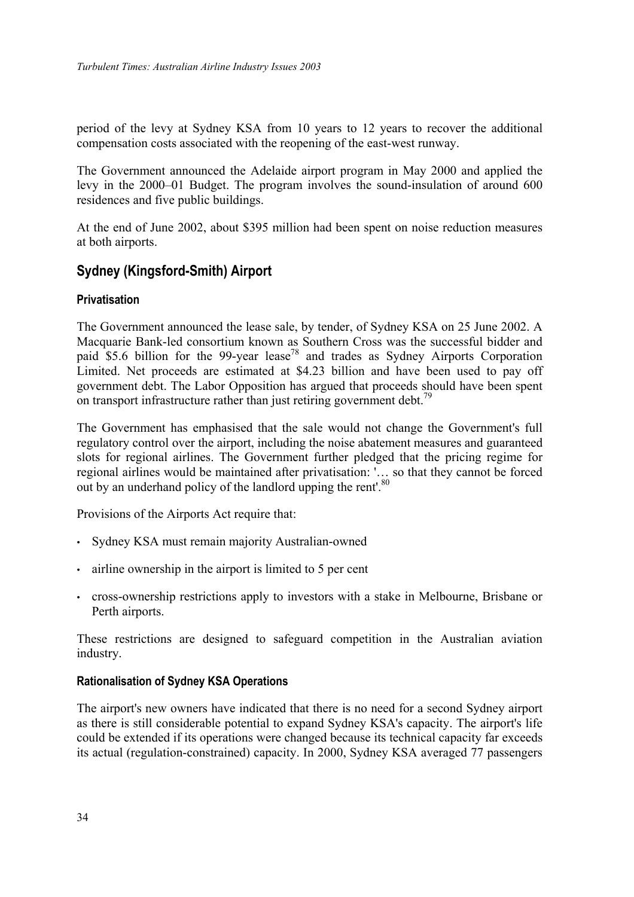period of the levy at Sydney KSA from 10 years to 12 years to recover the additional compensation costs associated with the reopening of the east-west runway.

The Government announced the Adelaide airport program in May 2000 and applied the levy in the 2000–01 Budget. The program involves the sound-insulation of around 600 residences and five public buildings.

At the end of June 2002, about $395 million had been spent on noise reduction measures at both airports.

## Sydney (Kingsford-Smith) Airport

### Privatisation

The Government announced the lease sale, by tender, of Sydney KSA on 25 June 2002. A Macquarie Bank-led consortium known as Southern Cross was the successful bidder and paid $5.6 billion for the 99-year lease[78] and trades as Sydney Airports Corporation Limited. Net proceeds are estimated at $4.23 billion and have been used to pay off government debt. The Labor Opposition has argued that proceeds should have been spent on transport infrastructure rather than just retiring government debt.[79]

The Government has emphasised that the sale would not change the Government's full regulatory control over the airport, including the noise abatement measures and guaranteed slots for regional airlines. The Government further pledged that the pricing regime for regional airlines would be maintained after privatisation: '… so that they cannot be forced out by an underhand policy of the landlord upping the rent'.[80]

Provisions of the Airports Act require that:

- Sydney KSA must remain majority Australian-owned
- airline ownership in the airport is limited to 5 per cent
- cross-ownership restrictions apply to investors with a stake in Melbourne, Brisbane or Perth airports.

These restrictions are designed to safeguard competition in the Australian aviation industry.

### Rationalisation of Sydney KSA Operations

The airport's new owners have indicated that there is no need for a second Sydney airport as there is still considerable potential to expand Sydney KSA's capacity. The airport's life could be extended if its operations were changed because its technical capacity far exceeds its actual (regulation-constrained) capacity. In 2000, Sydney KSA averaged 77 passengers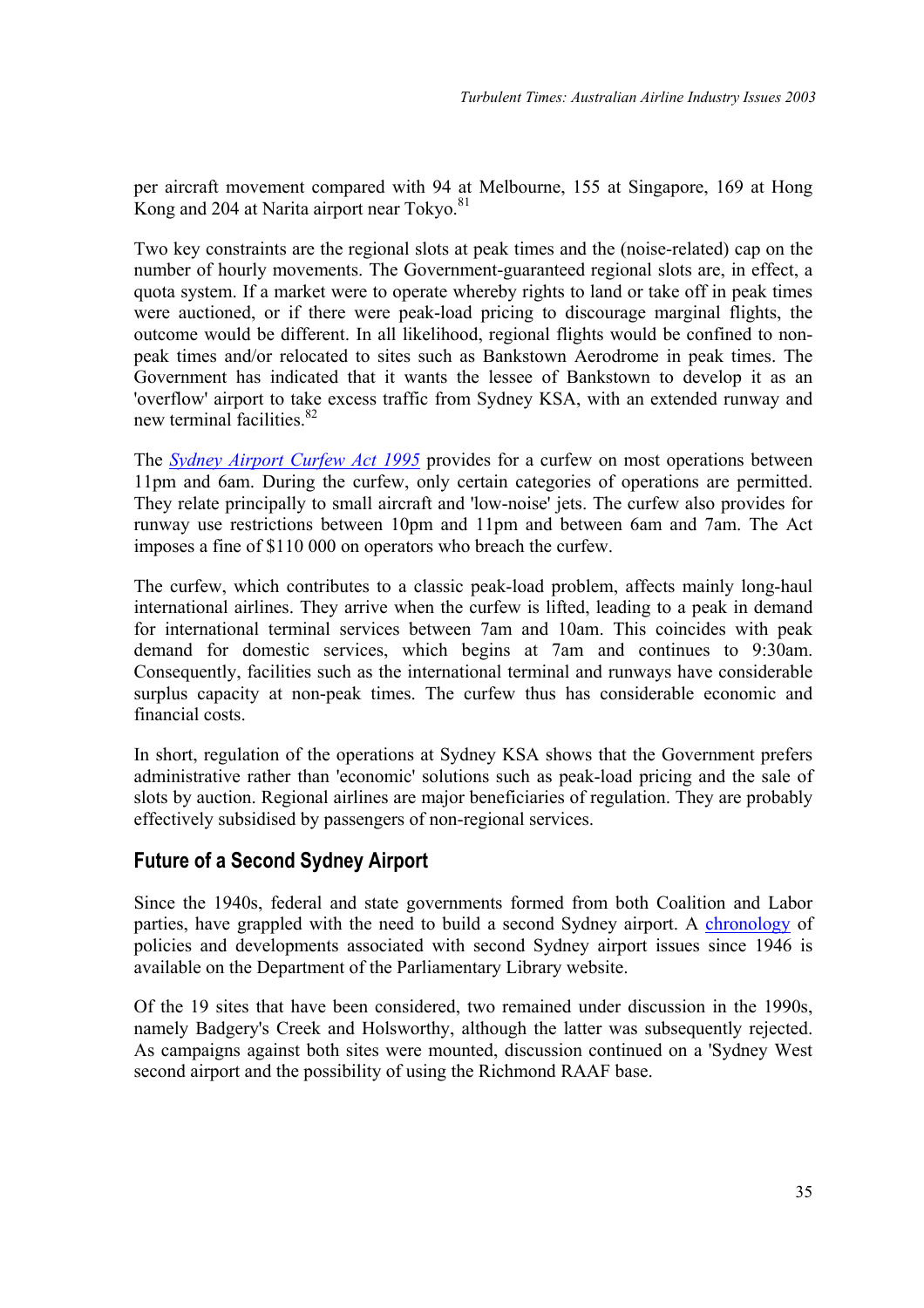per aircraft movement compared with 94 at Melbourne, 155 at Singapore, 169 at Hong Kong and 204 at Narita airport near Tokyo.[81]

Two key constraints are the regional slots at peak times and the (noise-related) cap on the number of hourly movements. The Government-guaranteed regional slots are, in effect, a quota system. If a market were to operate whereby rights to land or take off in peak times were auctioned, or if there were peak-load pricing to discourage marginal flights, the outcome would be different. In all likelihood, regional flights would be confined to non-peak times and/or relocated to sites such as Bankstown Aerodrome in peak times. The Government has indicated that it wants the lessee of Bankstown to develop it as an 'overflow' airport to take excess traffic from Sydney KSA, with an extended runway and new terminal facilities.[82]

The *Sydney Airport Curfew Act 1995* provides for a curfew on most operations between 11pm and 6am. During the curfew, only certain categories of operations are permitted. They relate principally to small aircraft and 'low-noise' jets. The curfew also provides for runway use restrictions between 10pm and 11pm and between 6am and 7am. The Act imposes a fine of $110 000 on operators who breach the curfew.

The curfew, which contributes to a classic peak-load problem, affects mainly long-haul international airlines. They arrive when the curfew is lifted, leading to a peak in demand for international terminal services between 7am and 10am. This coincides with peak demand for domestic services, which begins at 7am and continues to 9:30am. Consequently, facilities such as the international terminal and runways have considerable surplus capacity at non-peak times. The curfew thus has considerable economic and financial costs.

In short, regulation of the operations at Sydney KSA shows that the Government prefers administrative rather than 'economic' solutions such as peak-load pricing and the sale of slots by auction. Regional airlines are major beneficiaries of regulation. They are probably effectively subsidised by passengers of non-regional services.

## Future of a Second Sydney Airport

Since the 1940s, federal and state governments formed from both Coalition and Labor parties, have grappled with the need to build a second Sydney airport. A chronology of policies and developments associated with second Sydney airport issues since 1946 is available on the Department of the Parliamentary Library website.

Of the 19 sites that have been considered, two remained under discussion in the 1990s, namely Badgery's Creek and Holsworthy, although the latter was subsequently rejected. As campaigns against both sites were mounted, discussion continued on a 'Sydney West second airport and the possibility of using the Richmond RAAF base.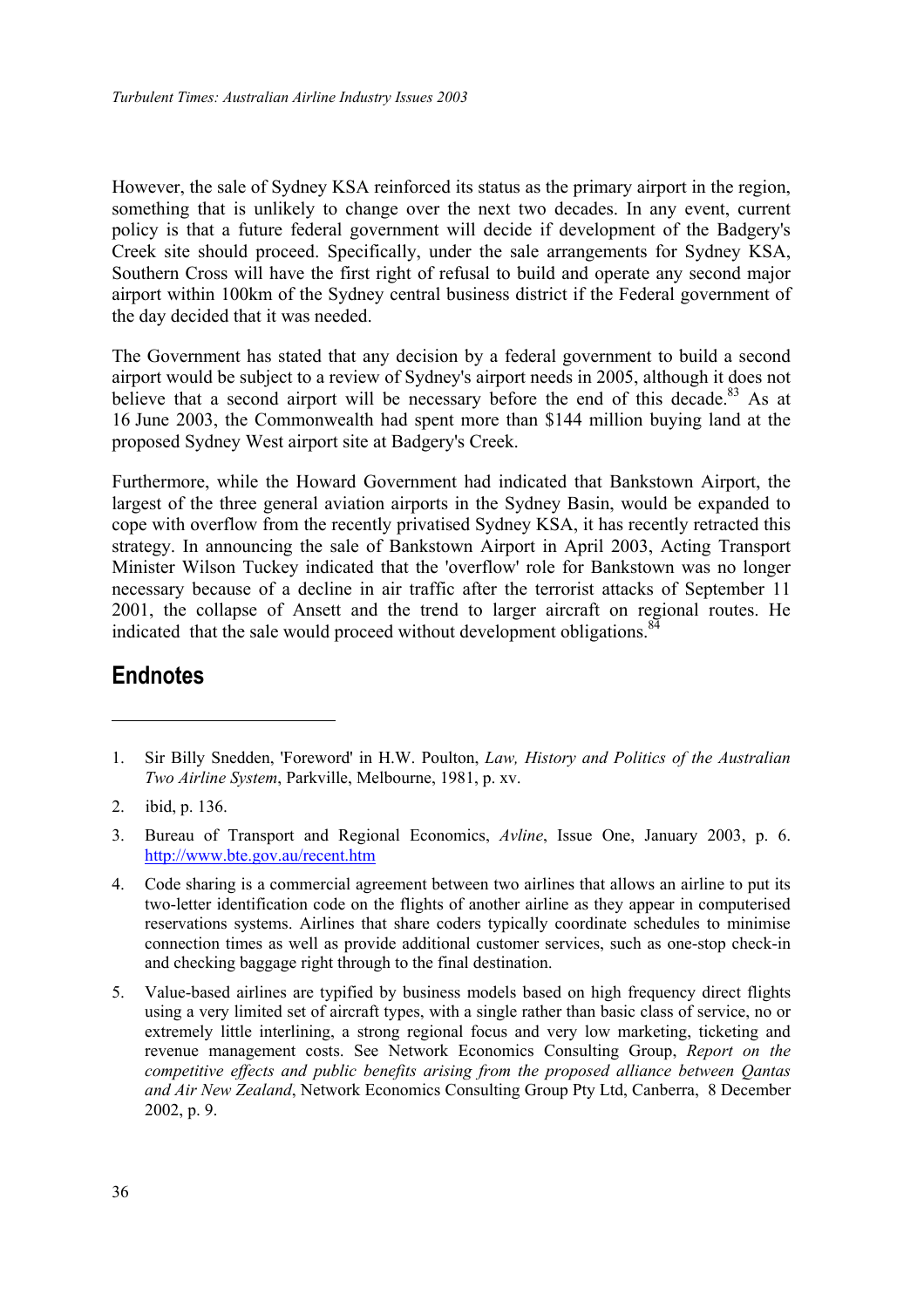However, the sale of Sydney KSA reinforced its status as the primary airport in the region, something that is unlikely to change over the next two decades. In any event, current policy is that a future federal government will decide if development of the Badgery's Creek site should proceed. Specifically, under the sale arrangements for Sydney KSA, Southern Cross will have the first right of refusal to build and operate any second major airport within 100km of the Sydney central business district if the Federal government of the day decided that it was needed.

The Government has stated that any decision by a federal government to build a second airport would be subject to a review of Sydney's airport needs in 2005, although it does not believe that a second airport will be necessary before the end of this decade.[83] As at 16 June 2003, the Commonwealth had spent more than $144 million buying land at the proposed Sydney West airport site at Badgery's Creek.

Furthermore, while the Howard Government had indicated that Bankstown Airport, the largest of the three general aviation airports in the Sydney Basin, would be expanded to cope with overflow from the recently privatised Sydney KSA, it has recently retracted this strategy. In announcing the sale of Bankstown Airport in April 2003, Acting Transport Minister Wilson Tuckey indicated that the 'overflow' role for Bankstown was no longer necessary because of a decline in air traffic after the terrorist attacks of September 11 2001, the collapse of Ansett and the trend to larger aircraft on regional routes. He indicated that the sale would proceed without development obligations.[84]

## Endnotes

1. Sir Billy Snedden, 'Foreword' in H.W. Poulton, *Law, History and Politics of the Australian Two Airline System*, Parkville, Melbourne, 1981, p. xv.

2. ibid, p. 136.

3. Bureau of Transport and Regional Economics, *Avline*, Issue One, January 2003, p. 6. http://www.bte.gov.au/recent.htm

4. Code sharing is a commercial agreement between two airlines that allows an airline to put its two-letter identification code on the flights of another airline as they appear in computerised reservations systems. Airlines that share coders typically coordinate schedules to minimise connection times as well as provide additional customer services, such as one-stop check-in and checking baggage right through to the final destination.

5. Value-based airlines are typified by business models based on high frequency direct flights using a very limited set of aircraft types, with a single rather than basic class of service, no or extremely little interlining, a strong regional focus and very low marketing, ticketing and revenue management costs. See Network Economics Consulting Group, *Report on the competitive effects and public benefits arising from the proposed alliance between Qantas and Air New Zealand*, Network Economics Consulting Group Pty Ltd, Canberra, 8 December 2002, p. 9.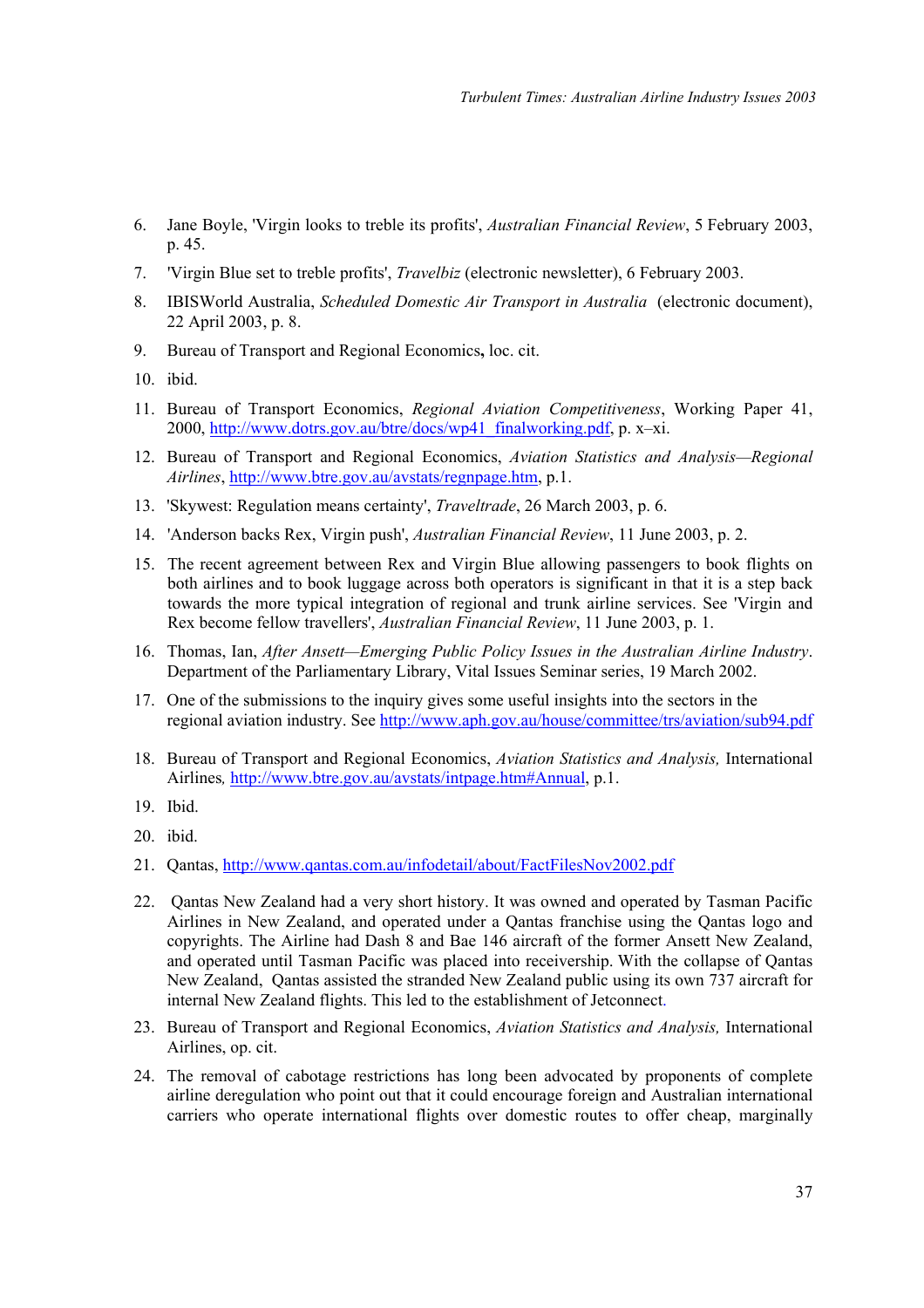6. Jane Boyle, 'Virgin looks to treble its profits', *Australian Financial Review*, 5 February 2003, p. 45.
7. 'Virgin Blue set to treble profits', *Travelbiz* (electronic newsletter), 6 February 2003.
8. IBISWorld Australia, *Scheduled Domestic Air Transport in Australia* (electronic document), 22 April 2003, p. 8.
9. Bureau of Transport and Regional Economics**,** loc. cit.
10. ibid.
11. Bureau of Transport Economics, *Regional Aviation Competitiveness*, Working Paper 41, 2000, http://www.dotrs.gov.au/btre/docs/wp41_finalworking.pdf, p. x–xi.
12. Bureau of Transport and Regional Economics, *Aviation Statistics and Analysis—Regional Airlines*, http://www.btre.gov.au/avstats/regnpage.htm, p.1.
13. 'Skywest: Regulation means certainty', *Traveltrade*, 26 March 2003, p. 6.
14. 'Anderson backs Rex, Virgin push', *Australian Financial Review*, 11 June 2003, p. 2.
15. The recent agreement between Rex and Virgin Blue allowing passengers to book flights on both airlines and to book luggage across both operators is significant in that it is a step back towards the more typical integration of regional and trunk airline services. See 'Virgin and Rex become fellow travellers', *Australian Financial Review*, 11 June 2003, p. 1.
16. Thomas, Ian, *After Ansett—Emerging Public Policy Issues in the Australian Airline Industry*. Department of the Parliamentary Library, Vital Issues Seminar series, 19 March 2002.
17. One of the submissions to the inquiry gives some useful insights into the sectors in the regional aviation industry. See http://www.aph.gov.au/house/committee/trs/aviation/sub94.pdf
18. Bureau of Transport and Regional Economics, *Aviation Statistics and Analysis,* International Airlines*,* http://www.btre.gov.au/avstats/intpage.htm#Annual, p.1.
19. Ibid.
20. ibid.
21. Qantas, http://www.qantas.com.au/infodetail/about/FactFilesNov2002.pdf
22. Qantas New Zealand had a very short history. It was owned and operated by Tasman Pacific Airlines in New Zealand, and operated under a Qantas franchise using the Qantas logo and copyrights. The Airline had Dash 8 and Bae 146 aircraft of the former Ansett New Zealand, and operated until Tasman Pacific was placed into receivership. With the collapse of Qantas New Zealand, Qantas assisted the stranded New Zealand public using its own 737 aircraft for internal New Zealand flights. This led to the establishment of Jetconnect.
23. Bureau of Transport and Regional Economics, *Aviation Statistics and Analysis,* International Airlines, op. cit.
24. The removal of cabotage restrictions has long been advocated by proponents of complete airline deregulation who point out that it could encourage foreign and Australian international carriers who operate international flights over domestic routes to offer cheap, marginally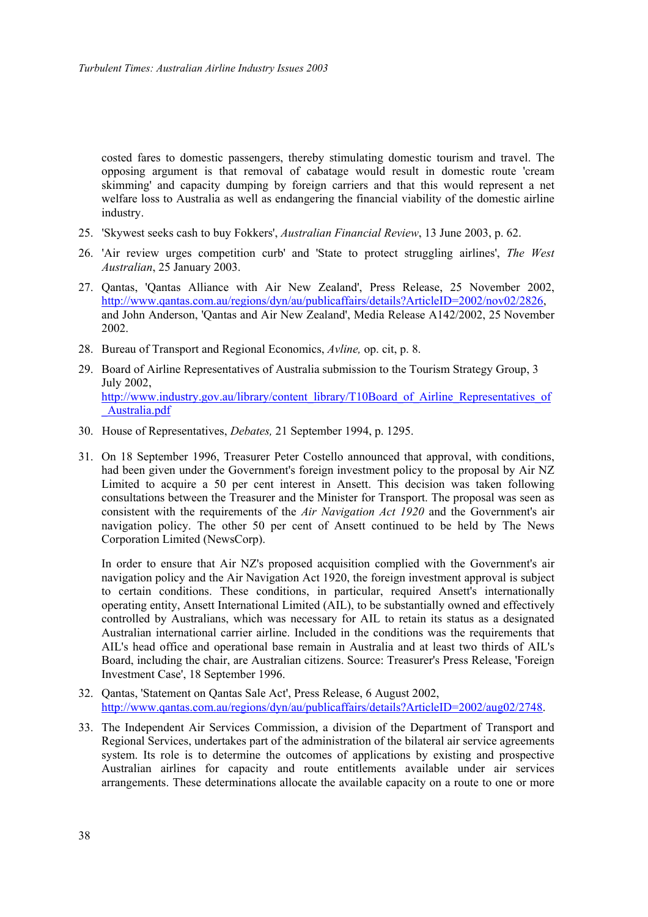costed fares to domestic passengers, thereby stimulating domestic tourism and travel. The opposing argument is that removal of cabatage would result in domestic route 'cream skimming' and capacity dumping by foreign carriers and that this would represent a net welfare loss to Australia as well as endangering the financial viability of the domestic airline industry.

25. 'Skywest seeks cash to buy Fokkers', *Australian Financial Review*, 13 June 2003, p. 62.

26. 'Air review urges competition curb' and 'State to protect struggling airlines', *The West Australian*, 25 January 2003.

27. Qantas, 'Qantas Alliance with Air New Zealand', Press Release, 25 November 2002, http://www.qantas.com.au/regions/dyn/au/publicaffairs/details?ArticleID=2002/nov02/2826, and John Anderson, 'Qantas and Air New Zealand', Media Release A142/2002, 25 November 2002.

28. Bureau of Transport and Regional Economics, *Avline,* op. cit, p. 8.

29. Board of Airline Representatives of Australia submission to the Tourism Strategy Group, 3 July 2002, http://www.industry.gov.au/library/content_library/T10Board_of_Airline_Representatives_of_Australia.pdf

30. House of Representatives, *Debates,* 21 September 1994, p. 1295.

31. On 18 September 1996, Treasurer Peter Costello announced that approval, with conditions, had been given under the Government's foreign investment policy to the proposal by Air NZ Limited to acquire a 50 per cent interest in Ansett. This decision was taken following consultations between the Treasurer and the Minister for Transport. The proposal was seen as consistent with the requirements of the *Air Navigation Act 1920* and the Government's air navigation policy. The other 50 per cent of Ansett continued to be held by The News Corporation Limited (NewsCorp).

    In order to ensure that Air NZ's proposed acquisition complied with the Government's air navigation policy and the Air Navigation Act 1920, the foreign investment approval is subject to certain conditions. These conditions, in particular, required Ansett's internationally operating entity, Ansett International Limited (AIL), to be substantially owned and effectively controlled by Australians, which was necessary for AIL to retain its status as a designated Australian international carrier airline. Included in the conditions was the requirements that AIL's head office and operational base remain in Australia and at least two thirds of AIL's Board, including the chair, are Australian citizens. Source: Treasurer's Press Release, 'Foreign Investment Case', 18 September 1996.

32. Qantas, 'Statement on Qantas Sale Act', Press Release, 6 August 2002, http://www.qantas.com.au/regions/dyn/au/publicaffairs/details?ArticleID=2002/aug02/2748.

33. The Independent Air Services Commission, a division of the Department of Transport and Regional Services, undertakes part of the administration of the bilateral air service agreements system. Its role is to determine the outcomes of applications by existing and prospective Australian airlines for capacity and route entitlements available under air services arrangements. These determinations allocate the available capacity on a route to one or more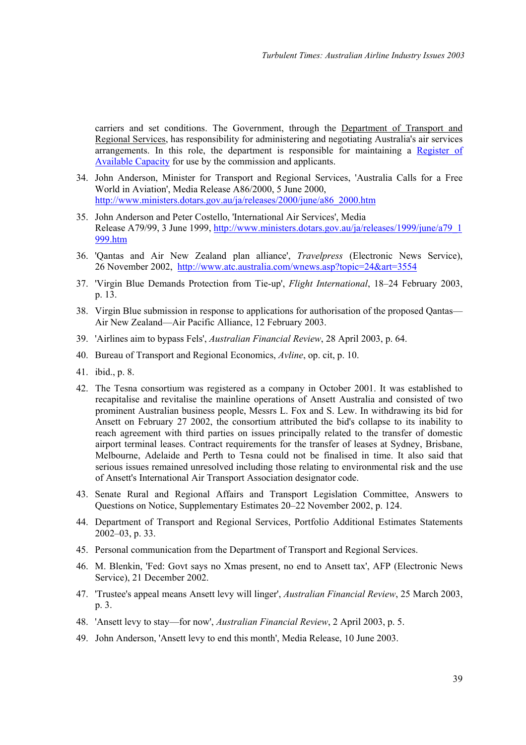carriers and set conditions. The Government, through the Department of Transport and Regional Services, has responsibility for administering and negotiating Australia's air services arrangements. In this role, the department is responsible for maintaining a Register of Available Capacity for use by the commission and applicants.

34. John Anderson, Minister for Transport and Regional Services, 'Australia Calls for a Free World in Aviation', Media Release A86/2000, 5 June 2000, http://www.ministers.dotars.gov.au/ja/releases/2000/june/a86_2000.htm

35. John Anderson and Peter Costello, 'International Air Services', Media Release A79/99, 3 June 1999, http://www.ministers.dotars.gov.au/ja/releases/1999/june/a79_1999.htm

36. 'Qantas and Air New Zealand plan alliance', *Travelpress* (Electronic News Service), 26 November 2002, http://www.atc.australia.com/wnews.asp?topic=24&art=3554

37. 'Virgin Blue Demands Protection from Tie-up', *Flight International*, 18–24 February 2003, p. 13.

38. Virgin Blue submission in response to applications for authorisation of the proposed Qantas—Air New Zealand—Air Pacific Alliance, 12 February 2003.

39. 'Airlines aim to bypass Fels', *Australian Financial Review*, 28 April 2003, p. 64.

40. Bureau of Transport and Regional Economics, *Avline*, op. cit, p. 10.

41. ibid., p. 8.

42. The Tesna consortium was registered as a company in October 2001. It was established to recapitalise and revitalise the mainline operations of Ansett Australia and consisted of two prominent Australian business people, Messrs L. Fox and S. Lew. In withdrawing its bid for Ansett on February 27 2002, the consortium attributed the bid's collapse to its inability to reach agreement with third parties on issues principally related to the transfer of domestic airport terminal leases. Contract requirements for the transfer of leases at Sydney, Brisbane, Melbourne, Adelaide and Perth to Tesna could not be finalised in time. It also said that serious issues remained unresolved including those relating to environmental risk and the use of Ansett's International Air Transport Association designator code.

43. Senate Rural and Regional Affairs and Transport Legislation Committee, Answers to Questions on Notice, Supplementary Estimates 20–22 November 2002, p. 124.

44. Department of Transport and Regional Services, Portfolio Additional Estimates Statements 2002–03, p. 33.

45. Personal communication from the Department of Transport and Regional Services.

46. M. Blenkin, 'Fed: Govt says no Xmas present, no end to Ansett tax', AFP (Electronic News Service), 21 December 2002.

47. 'Trustee's appeal means Ansett levy will linger', *Australian Financial Review*, 25 March 2003, p. 3.

48. 'Ansett levy to stay—for now', *Australian Financial Review*, 2 April 2003, p. 5.

49. John Anderson, 'Ansett levy to end this month', Media Release, 10 June 2003.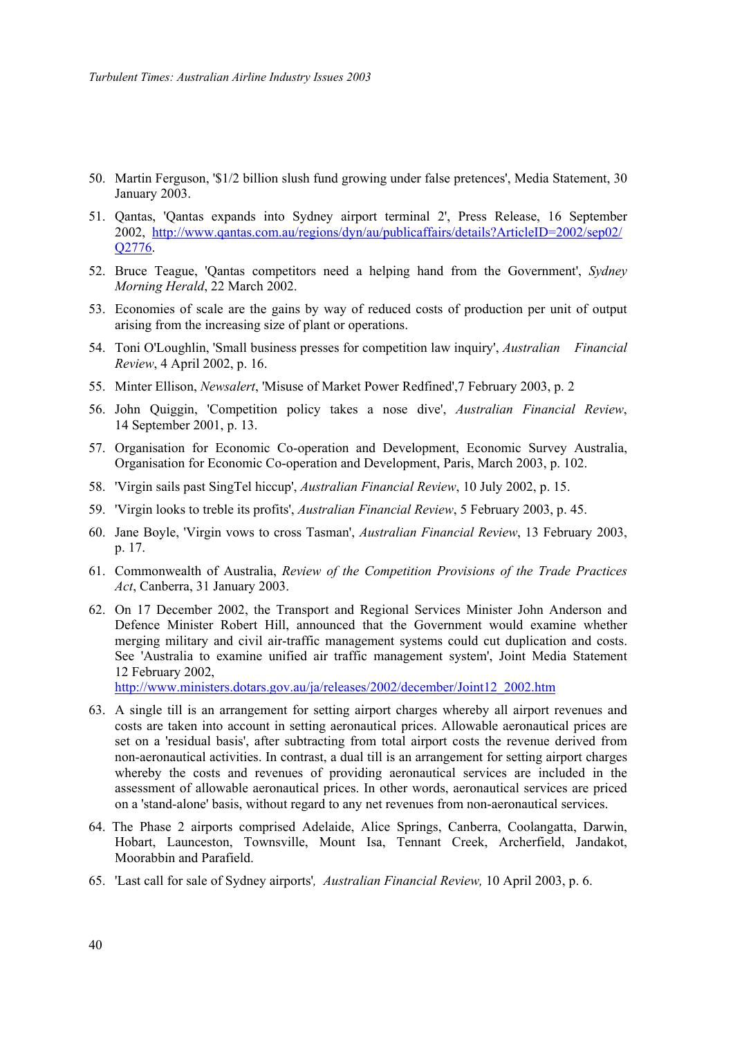50. Martin Ferguson, '$1/2 billion slush fund growing under false pretences', Media Statement, 30 January 2003.

51. Qantas, 'Qantas expands into Sydney airport terminal 2', Press Release, 16 September 2002, http://www.qantas.com.au/regions/dyn/au/publicaffairs/details?ArticleID=2002/sep02/Q2776.

52. Bruce Teague, 'Qantas competitors need a helping hand from the Government', *Sydney Morning Herald*, 22 March 2002.

53. Economies of scale are the gains by way of reduced costs of production per unit of output arising from the increasing size of plant or operations.

54. Toni O'Loughlin, 'Small business presses for competition law inquiry', *Australian Financial Review*, 4 April 2002, p. 16.

55. Minter Ellison, *Newsalert*, 'Misuse of Market Power Redfined',7 February 2003, p. 2

56. John Quiggin, 'Competition policy takes a nose dive', *Australian Financial Review*, 14 September 2001, p. 13.

57. Organisation for Economic Co-operation and Development, Economic Survey Australia, Organisation for Economic Co-operation and Development, Paris, March 2003, p. 102.

58. 'Virgin sails past SingTel hiccup', *Australian Financial Review*, 10 July 2002, p. 15.

59. 'Virgin looks to treble its profits', *Australian Financial Review*, 5 February 2003, p. 45.

60. Jane Boyle, 'Virgin vows to cross Tasman', *Australian Financial Review*, 13 February 2003, p. 17.

61. Commonwealth of Australia, *Review of the Competition Provisions of the Trade Practices Act*, Canberra, 31 January 2003.

62. On 17 December 2002, the Transport and Regional Services Minister John Anderson and Defence Minister Robert Hill, announced that the Government would examine whether merging military and civil air-traffic management systems could cut duplication and costs. See 'Australia to examine unified air traffic management system', Joint Media Statement 12 February 2002, http://www.ministers.dotars.gov.au/ja/releases/2002/december/Joint12_2002.htm

63. A single till is an arrangement for setting airport charges whereby all airport revenues and costs are taken into account in setting aeronautical prices. Allowable aeronautical prices are set on a 'residual basis', after subtracting from total airport costs the revenue derived from non-aeronautical activities. In contrast, a dual till is an arrangement for setting airport charges whereby the costs and revenues of providing aeronautical services are included in the assessment of allowable aeronautical prices. In other words, aeronautical services are priced on a 'stand-alone' basis, without regard to any net revenues from non-aeronautical services.

64. The Phase 2 airports comprised Adelaide, Alice Springs, Canberra, Coolangatta, Darwin, Hobart, Launceston, Townsville, Mount Isa, Tennant Creek, Archerfield, Jandakot, Moorabbin and Parafield.

65. 'Last call for sale of Sydney airports', *Australian Financial Review,* 10 April 2003, p. 6.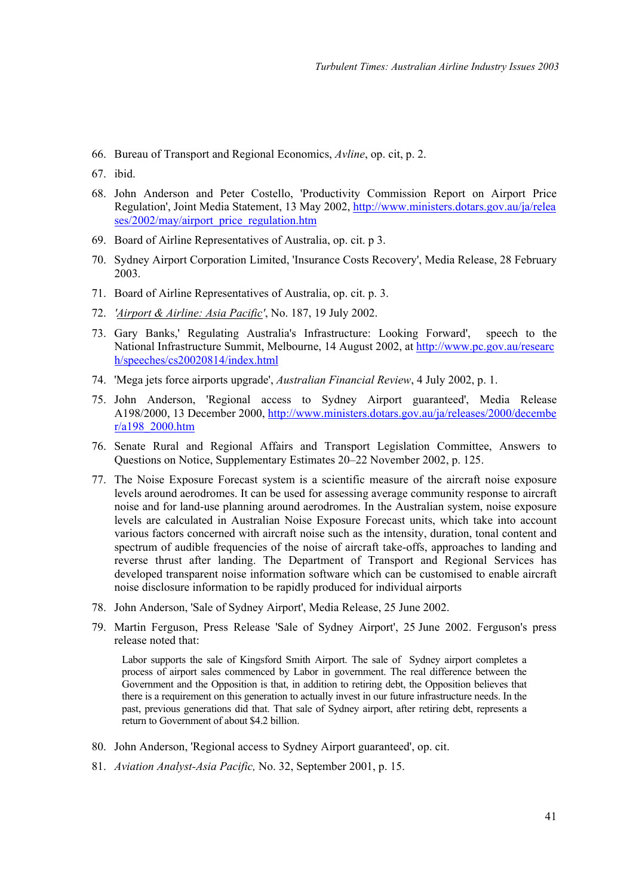66. Bureau of Transport and Regional Economics, *Avline*, op. cit, p. 2.

67. ibid.

68. John Anderson and Peter Costello, 'Productivity Commission Report on Airport Price Regulation', Joint Media Statement, 13 May 2002, http://www.ministers.dotars.gov.au/ja/releases/2002/may/airport_price_regulation.htm

69. Board of Airline Representatives of Australia, op. cit. p 3.

70. Sydney Airport Corporation Limited, 'Insurance Costs Recovery', Media Release, 28 February 2003.

71. Board of Airline Representatives of Australia, op. cit. p. 3.

72. *'Airport & Airline: Asia Pacific'*, No. 187, 19 July 2002.

73. Gary Banks,' Regulating Australia's Infrastructure: Looking Forward', speech to the National Infrastructure Summit, Melbourne, 14 August 2002, at http://www.pc.gov.au/research/speeches/cs20020814/index.html

74. 'Mega jets force airports upgrade', *Australian Financial Review*, 4 July 2002, p. 1.

75. John Anderson, 'Regional access to Sydney Airport guaranteed', Media Release A198/2000, 13 December 2000, http://www.ministers.dotars.gov.au/ja/releases/2000/december/a198_2000.htm

76. Senate Rural and Regional Affairs and Transport Legislation Committee, Answers to Questions on Notice, Supplementary Estimates 20–22 November 2002, p. 125.

77. The Noise Exposure Forecast system is a scientific measure of the aircraft noise exposure levels around aerodromes. It can be used for assessing average community response to aircraft noise and for land-use planning around aerodromes. In the Australian system, noise exposure levels are calculated in Australian Noise Exposure Forecast units, which take into account various factors concerned with aircraft noise such as the intensity, duration, tonal content and spectrum of audible frequencies of the noise of aircraft take-offs, approaches to landing and reverse thrust after landing. The Department of Transport and Regional Services has developed transparent noise information software which can be customised to enable aircraft noise disclosure information to be rapidly produced for individual airports

78. John Anderson, 'Sale of Sydney Airport', Media Release, 25 June 2002.

79. Martin Ferguson, Press Release 'Sale of Sydney Airport', 25 June 2002. Ferguson's press release noted that:

    > Labor supports the sale of Kingsford Smith Airport. The sale of Sydney airport completes a process of airport sales commenced by Labor in government. The real difference between the Government and the Opposition is that, in addition to retiring debt, the Opposition believes that there is a requirement on this generation to actually invest in our future infrastructure needs. In the past, previous generations did that. That sale of Sydney airport, after retiring debt, represents a return to Government of about $4.2 billion.

80. John Anderson, 'Regional access to Sydney Airport guaranteed', op. cit.

81. *Aviation Analyst-Asia Pacific,* No. 32, September 2001, p. 15.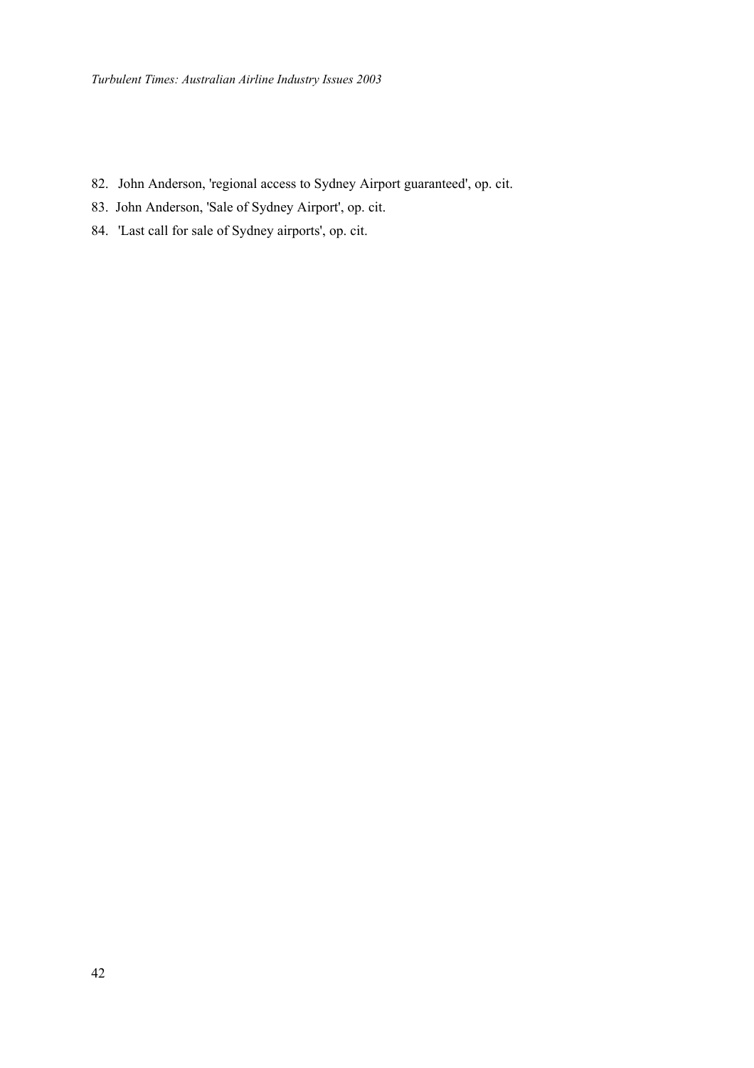82. John Anderson, 'regional access to Sydney Airport guaranteed', op. cit.
83. John Anderson, 'Sale of Sydney Airport', op. cit.
84. 'Last call for sale of Sydney airports', op. cit.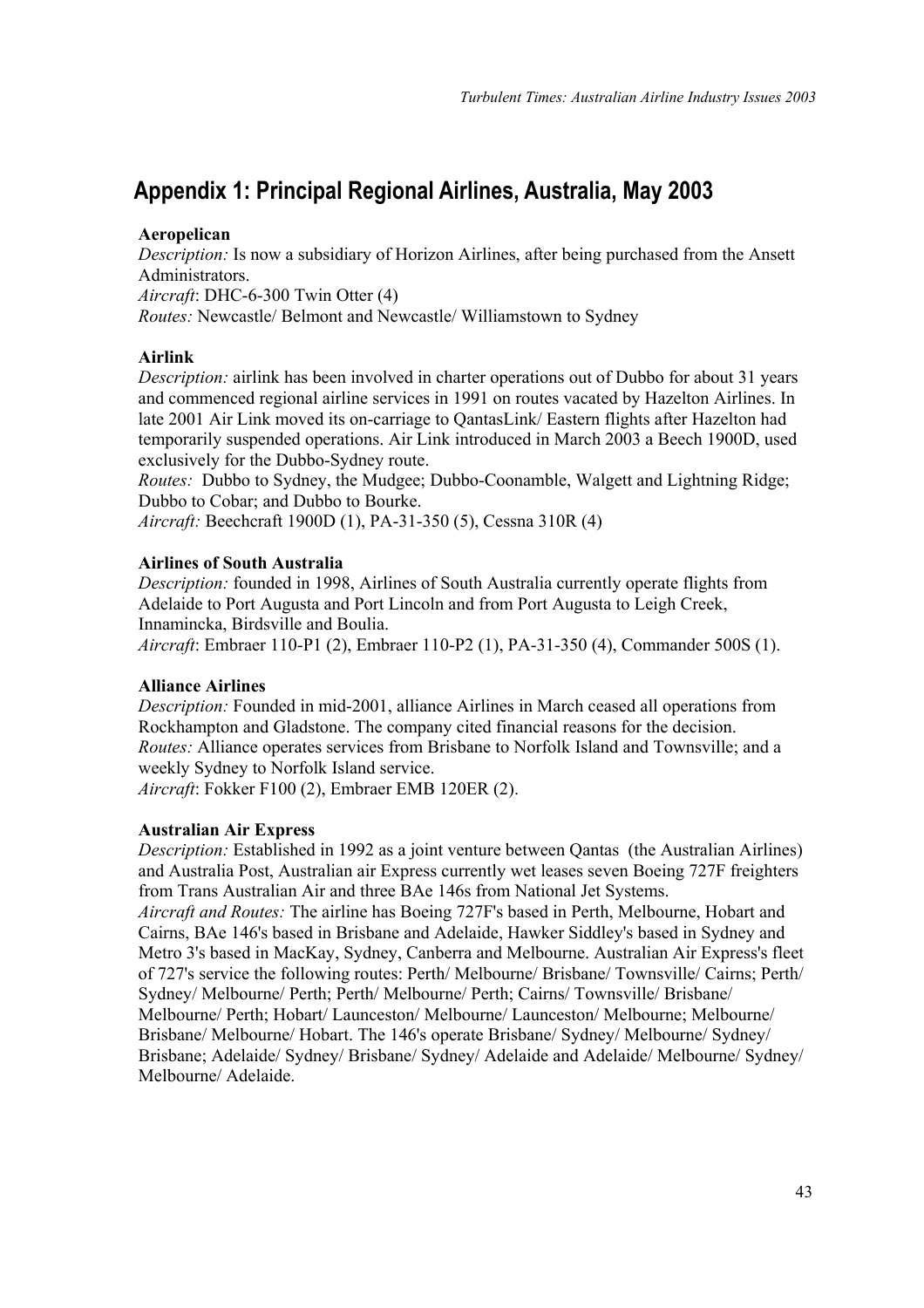## Appendix 1: Principal Regional Airlines, Australia, May 2003

**Aeropelican**
*Description:* Is now a subsidiary of Horizon Airlines, after being purchased from the Ansett Administrators.
*Aircraft*: DHC-6-300 Twin Otter (4)
*Routes:* Newcastle/ Belmont and Newcastle/ Williamstown to Sydney

**Airlink**
*Description:* airlink has been involved in charter operations out of Dubbo for about 31 years and commenced regional airline services in 1991 on routes vacated by Hazelton Airlines. In late 2001 Air Link moved its on-carriage to QantasLink/ Eastern flights after Hazelton had temporarily suspended operations. Air Link introduced in March 2003 a Beech 1900D, used exclusively for the Dubbo-Sydney route.
*Routes:* Dubbo to Sydney, the Mudgee; Dubbo-Coonamble, Walgett and Lightning Ridge; Dubbo to Cobar; and Dubbo to Bourke.
*Aircraft:* Beechcraft 1900D (1), PA-31-350 (5), Cessna 310R (4)

**Airlines of South Australia**
*Description:* founded in 1998, Airlines of South Australia currently operate flights from Adelaide to Port Augusta and Port Lincoln and from Port Augusta to Leigh Creek, Innamincka, Birdsville and Boulia.
*Aircraft*: Embraer 110-P1 (2), Embraer 110-P2 (1), PA-31-350 (4), Commander 500S (1).

**Alliance Airlines**
*Description:* Founded in mid-2001, alliance Airlines in March ceased all operations from Rockhampton and Gladstone. The company cited financial reasons for the decision.
*Routes:* Alliance operates services from Brisbane to Norfolk Island and Townsville; and a weekly Sydney to Norfolk Island service.
*Aircraft*: Fokker F100 (2), Embraer EMB 120ER (2).

**Australian Air Express**
*Description:* Established in 1992 as a joint venture between Qantas (the Australian Airlines) and Australia Post, Australian air Express currently wet leases seven Boeing 727F freighters from Trans Australian Air and three BAe 146s from National Jet Systems.
*Aircraft and Routes:* The airline has Boeing 727F's based in Perth, Melbourne, Hobart and Cairns, BAe 146's based in Brisbane and Adelaide, Hawker Siddley's based in Sydney and Metro 3's based in MacKay, Sydney, Canberra and Melbourne. Australian Air Express's fleet of 727's service the following routes: Perth/ Melbourne/ Brisbane/ Townsville/ Cairns; Perth/ Sydney/ Melbourne/ Perth; Perth/ Melbourne/ Perth; Cairns/ Townsville/ Brisbane/ Melbourne/ Perth; Hobart/ Launceston/ Melbourne/ Launceston/ Melbourne; Melbourne/ Brisbane/ Melbourne/ Hobart. The 146's operate Brisbane/ Sydney/ Melbourne/ Sydney/ Brisbane; Adelaide/ Sydney/ Brisbane/ Sydney/ Adelaide and Adelaide/ Melbourne/ Sydney/ Melbourne/ Adelaide.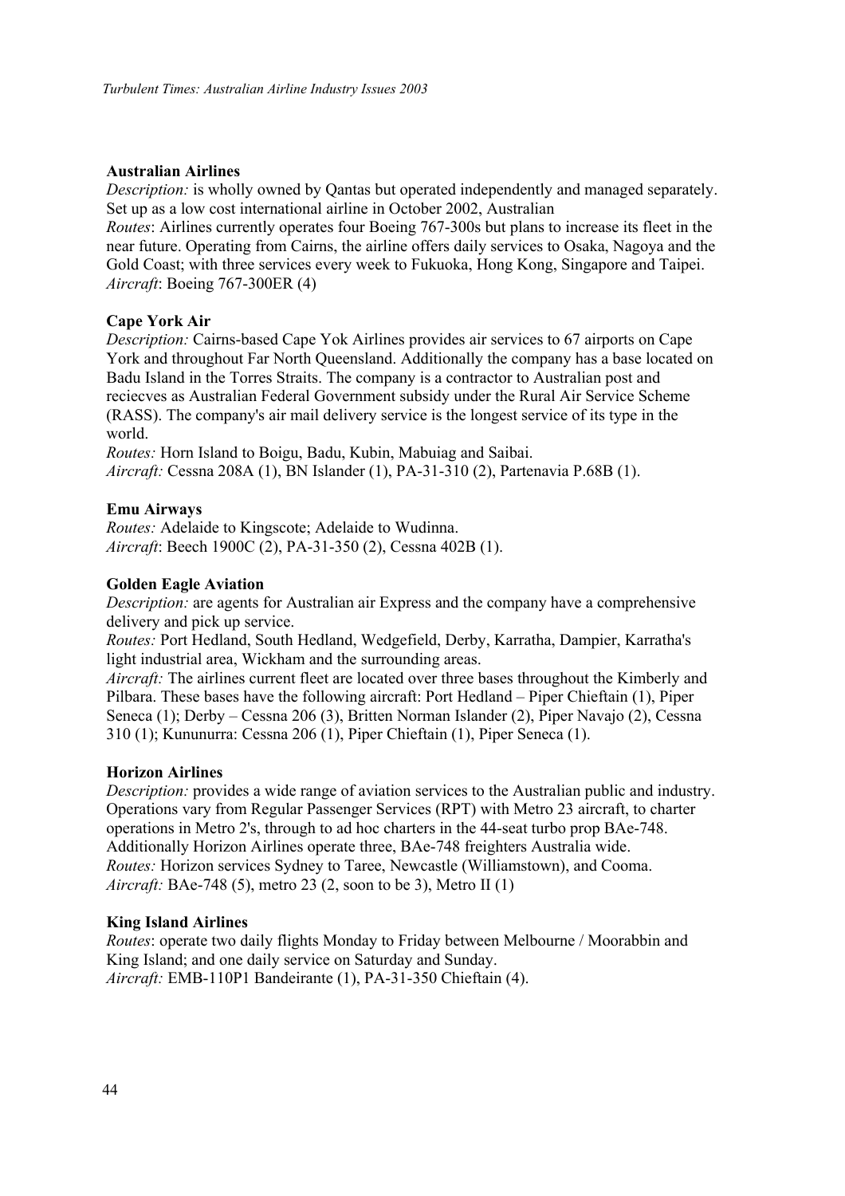**Australian Airlines**

*Description:* is wholly owned by Qantas but operated independently and managed separately. Set up as a low cost international airline in October 2002, Australian

*Routes*: Airlines currently operates four Boeing 767-300s but plans to increase its fleet in the near future. Operating from Cairns, the airline offers daily services to Osaka, Nagoya and the Gold Coast; with three services every week to Fukuoka, Hong Kong, Singapore and Taipei.

*Aircraft*: Boeing 767-300ER (4)

**Cape York Air**

*Description:* Cairns-based Cape Yok Airlines provides air services to 67 airports on Cape York and throughout Far North Queensland. Additionally the company has a base located on Badu Island in the Torres Straits. The company is a contractor to Australian post and reciecves as Australian Federal Government subsidy under the Rural Air Service Scheme (RASS). The company's air mail delivery service is the longest service of its type in the world.

*Routes:* Horn Island to Boigu, Badu, Kubin, Mabuiag and Saibai.

*Aircraft:* Cessna 208A (1), BN Islander (1), PA-31-310 (2), Partenavia P.68B (1).

**Emu Airways**

*Routes:* Adelaide to Kingscote; Adelaide to Wudinna.

*Aircraft*: Beech 1900C (2), PA-31-350 (2), Cessna 402B (1).

**Golden Eagle Aviation**

*Description:* are agents for Australian air Express and the company have a comprehensive delivery and pick up service.

*Routes:* Port Hedland, South Hedland, Wedgefield, Derby, Karratha, Dampier, Karratha's light industrial area, Wickham and the surrounding areas.

*Aircraft:* The airlines current fleet are located over three bases throughout the Kimberly and Pilbara. These bases have the following aircraft: Port Hedland – Piper Chieftain (1), Piper Seneca (1); Derby – Cessna 206 (3), Britten Norman Islander (2), Piper Navajo (2), Cessna 310 (1); Kununurra: Cessna 206 (1), Piper Chieftain (1), Piper Seneca (1).

**Horizon Airlines**

*Description:* provides a wide range of aviation services to the Australian public and industry. Operations vary from Regular Passenger Services (RPT) with Metro 23 aircraft, to charter operations in Metro 2's, through to ad hoc charters in the 44-seat turbo prop BAe-748. Additionally Horizon Airlines operate three, BAe-748 freighters Australia wide.

*Routes:* Horizon services Sydney to Taree, Newcastle (Williamstown), and Cooma.

*Aircraft:* BAe-748 (5), metro 23 (2, soon to be 3), Metro II (1)

**King Island Airlines**

*Routes*: operate two daily flights Monday to Friday between Melbourne / Moorabbin and King Island; and one daily service on Saturday and Sunday.

*Aircraft:* EMB-110P1 Bandeirante (1), PA-31-350 Chieftain (4).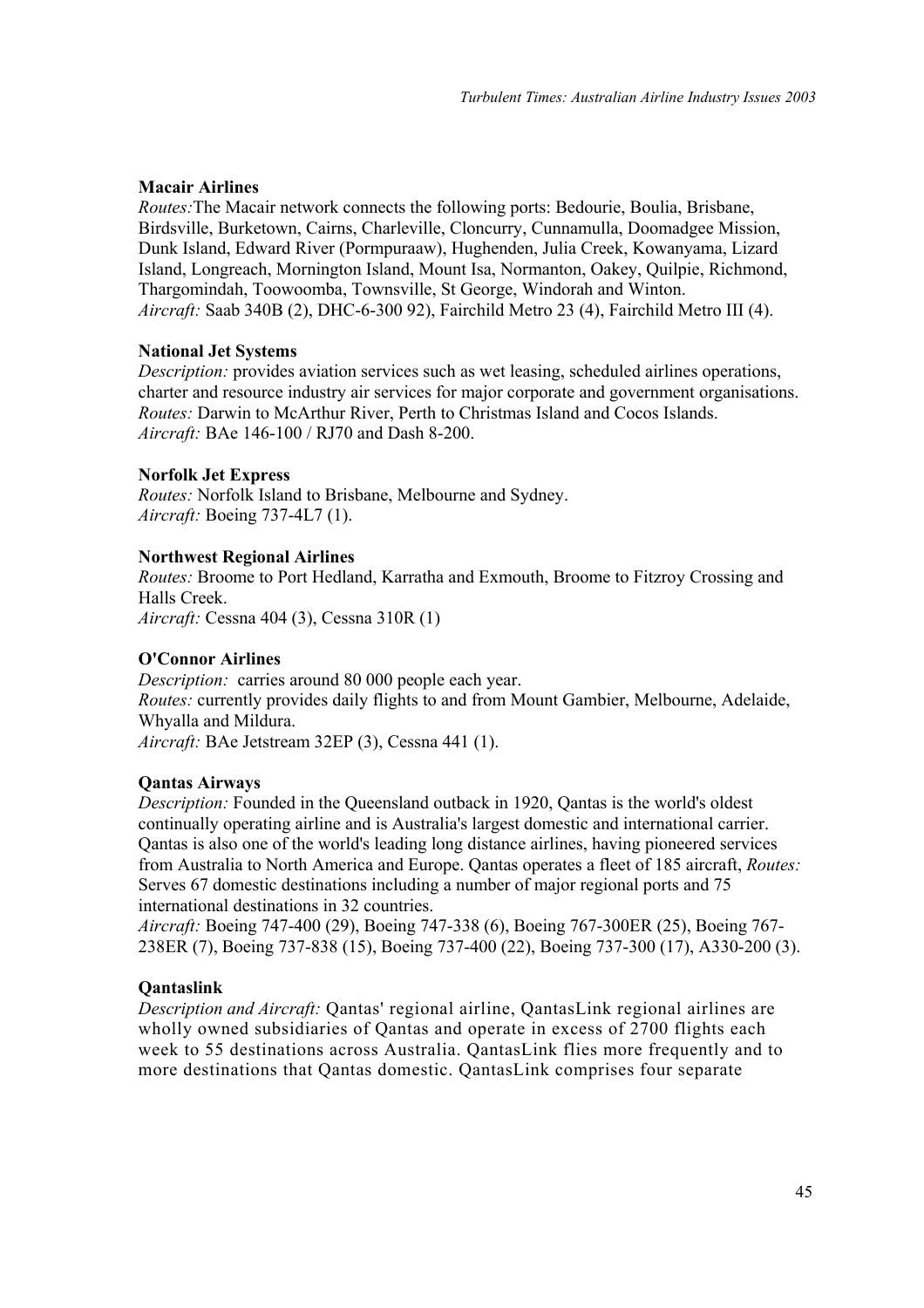**Macair Airlines**
*Routes:*The Macair network connects the following ports: Bedourie, Boulia, Brisbane, Birdsville, Burketown, Cairns, Charleville, Cloncurry, Cunnamulla, Doomadgee Mission, Dunk Island, Edward River (Pormpuraaw), Hughenden, Julia Creek, Kowanyama, Lizard Island, Longreach, Mornington Island, Mount Isa, Normanton, Oakey, Quilpie, Richmond, Thargomindah, Toowoomba, Townsville, St George, Windorah and Winton.
*Aircraft:* Saab 340B (2), DHC-6-300 92), Fairchild Metro 23 (4), Fairchild Metro III (4).

**National Jet Systems**
*Description:* provides aviation services such as wet leasing, scheduled airlines operations, charter and resource industry air services for major corporate and government organisations.
*Routes:* Darwin to McArthur River, Perth to Christmas Island and Cocos Islands.
*Aircraft:* BAe 146-100 / RJ70 and Dash 8-200.

**Norfolk Jet Express**
*Routes:* Norfolk Island to Brisbane, Melbourne and Sydney.
*Aircraft:* Boeing 737-4L7 (1).

**Northwest Regional Airlines**
*Routes:* Broome to Port Hedland, Karratha and Exmouth, Broome to Fitzroy Crossing and Halls Creek.
*Aircraft:* Cessna 404 (3), Cessna 310R (1)

**O'Connor Airlines**
*Description:* carries around 80 000 people each year.
*Routes:* currently provides daily flights to and from Mount Gambier, Melbourne, Adelaide, Whyalla and Mildura.
*Aircraft:* BAe Jetstream 32EP (3), Cessna 441 (1).

**Qantas Airways**
*Description:* Founded in the Queensland outback in 1920, Qantas is the world's oldest continually operating airline and is Australia's largest domestic and international carrier. Qantas is also one of the world's leading long distance airlines, having pioneered services from Australia to North America and Europe. Qantas operates a fleet of 185 aircraft, *Routes:* Serves 67 domestic destinations including a number of major regional ports and 75 international destinations in 32 countries.
*Aircraft:* Boeing 747-400 (29), Boeing 747-338 (6), Boeing 767-300ER (25), Boeing 767-238ER (7), Boeing 737-838 (15), Boeing 737-400 (22), Boeing 737-300 (17), A330-200 (3).

**Qantaslink**
*Description and Aircraft:* Qantas' regional airline, QantasLink regional airlines are wholly owned subsidiaries of Qantas and operate in excess of 2700 flights each week to 55 destinations across Australia. QantasLink flies more frequently and to more destinations that Qantas domestic. QantasLink comprises four separate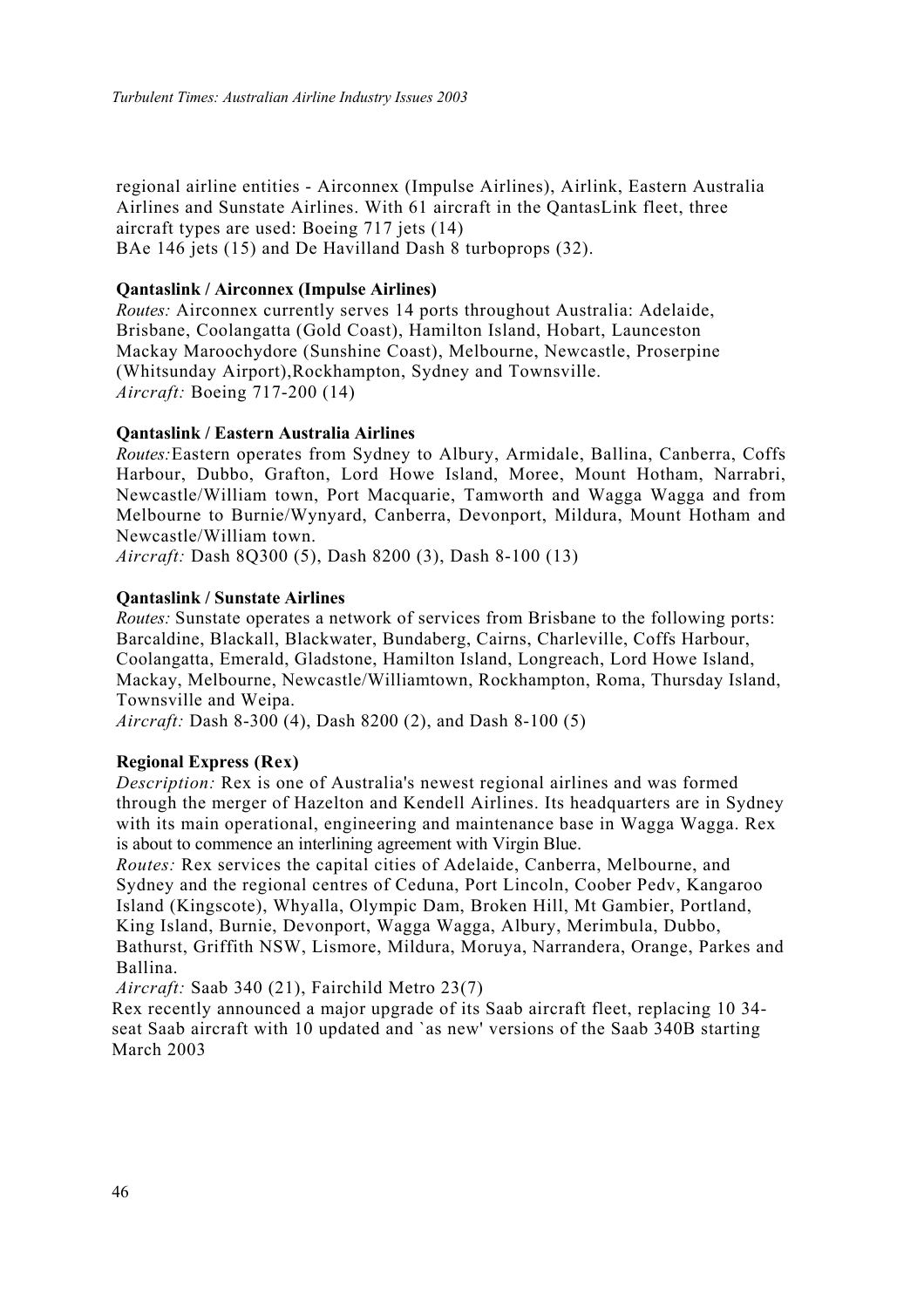regional airline entities - Airconnex (Impulse Airlines), Airlink, Eastern Australia Airlines and Sunstate Airlines. With 61 aircraft in the QantasLink fleet, three aircraft types are used: Boeing 717 jets (14)
BAe 146 jets (15) and De Havilland Dash 8 turboprops (32).

**Qantaslink / Airconnex (Impulse Airlines)**

*Routes:* Airconnex currently serves 14 ports throughout Australia: Adelaide, Brisbane, Coolangatta (Gold Coast), Hamilton Island, Hobart, Launceston Mackay Maroochydore (Sunshine Coast), Melbourne, Newcastle, Proserpine (Whitsunday Airport),Rockhampton, Sydney and Townsville.
*Aircraft:* Boeing 717-200 (14)

**Qantaslink / Eastern Australia Airlines**

*Routes:*Eastern operates from Sydney to Albury, Armidale, Ballina, Canberra, Coffs Harbour, Dubbo, Grafton, Lord Howe Island, Moree, Mount Hotham, Narrabri, Newcastle/William town, Port Macquarie, Tamworth and Wagga Wagga and from Melbourne to Burnie/Wynyard, Canberra, Devonport, Mildura, Mount Hotham and Newcastle/William town.
*Aircraft:* Dash 8Q300 (5), Dash 8200 (3), Dash 8-100 (13)

**Qantaslink / Sunstate Airlines**

*Routes:* Sunstate operates a network of services from Brisbane to the following ports: Barcaldine, Blackall, Blackwater, Bundaberg, Cairns, Charleville, Coffs Harbour, Coolangatta, Emerald, Gladstone, Hamilton Island, Longreach, Lord Howe Island, Mackay, Melbourne, Newcastle/Williamtown, Rockhampton, Roma, Thursday Island, Townsville and Weipa.
*Aircraft:* Dash 8-300 (4), Dash 8200 (2), and Dash 8-100 (5)

**Regional Express (Rex)**

*Description:* Rex is one of Australia's newest regional airlines and was formed through the merger of Hazelton and Kendell Airlines. Its headquarters are in Sydney with its main operational, engineering and maintenance base in Wagga Wagga. Rex is about to commence an interlining agreement with Virgin Blue.
*Routes:* Rex services the capital cities of Adelaide, Canberra, Melbourne, and Sydney and the regional centres of Ceduna, Port Lincoln, Coober Pedv, Kangaroo Island (Kingscote), Whyalla, Olympic Dam, Broken Hill, Mt Gambier, Portland, King Island, Burnie, Devonport, Wagga Wagga, Albury, Merimbula, Dubbo, Bathurst, Griffith NSW, Lismore, Mildura, Moruya, Narrandera, Orange, Parkes and Ballina.
*Aircraft:* Saab 340 (21), Fairchild Metro 23(7)
Rex recently announced a major upgrade of its Saab aircraft fleet, replacing 10 34-seat Saab aircraft with 10 updated and `as new' versions of the Saab 340B starting March 2003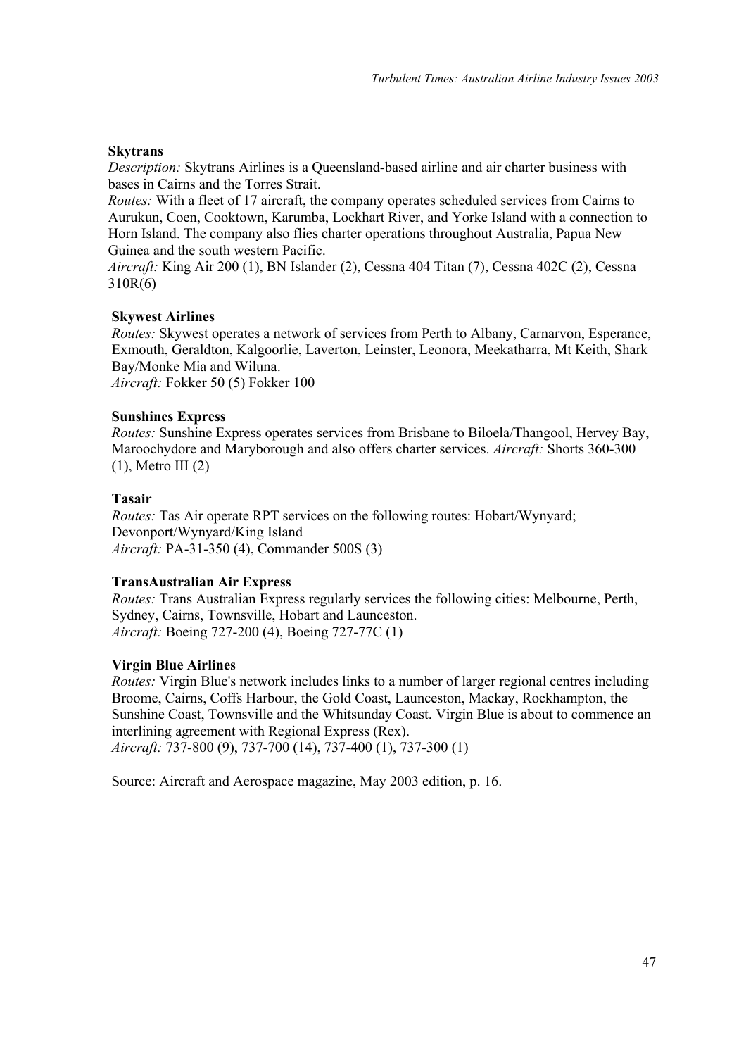**Skytrans**

*Description:* Skytrans Airlines is a Queensland-based airline and air charter business with bases in Cairns and the Torres Strait.

*Routes:* With a fleet of 17 aircraft, the company operates scheduled services from Cairns to Aurukun, Coen, Cooktown, Karumba, Lockhart River, and Yorke Island with a connection to Horn Island. The company also flies charter operations throughout Australia, Papua New Guinea and the south western Pacific.

*Aircraft:* King Air 200 (1), BN Islander (2), Cessna 404 Titan (7), Cessna 402C (2), Cessna 310R(6)

**Skywest Airlines**

*Routes:* Skywest operates a network of services from Perth to Albany, Carnarvon, Esperance, Exmouth, Geraldton, Kalgoorlie, Laverton, Leinster, Leonora, Meekatharra, Mt Keith, Shark Bay/Monke Mia and Wiluna.

*Aircraft:* Fokker 50 (5) Fokker 100

**Sunshines Express**

*Routes:* Sunshine Express operates services from Brisbane to Biloela/Thangool, Hervey Bay, Maroochydore and Maryborough and also offers charter services. *Aircraft:* Shorts 360-300 (1), Metro III (2)

**Tasair**

*Routes:* Tas Air operate RPT services on the following routes: Hobart/Wynyard; Devonport/Wynyard/King Island

*Aircraft:* PA-31-350 (4), Commander 500S (3)

**TransAustralian Air Express**

*Routes:* Trans Australian Express regularly services the following cities: Melbourne, Perth, Sydney, Cairns, Townsville, Hobart and Launceston.

*Aircraft:* Boeing 727-200 (4), Boeing 727-77C (1)

**Virgin Blue Airlines**

*Routes:* Virgin Blue's network includes links to a number of larger regional centres including Broome, Cairns, Coffs Harbour, the Gold Coast, Launceston, Mackay, Rockhampton, the Sunshine Coast, Townsville and the Whitsunday Coast. Virgin Blue is about to commence an interlining agreement with Regional Express (Rex).

*Aircraft:* 737-800 (9), 737-700 (14), 737-400 (1), 737-300 (1)

Source: Aircraft and Aerospace magazine, May 2003 edition, p. 16.